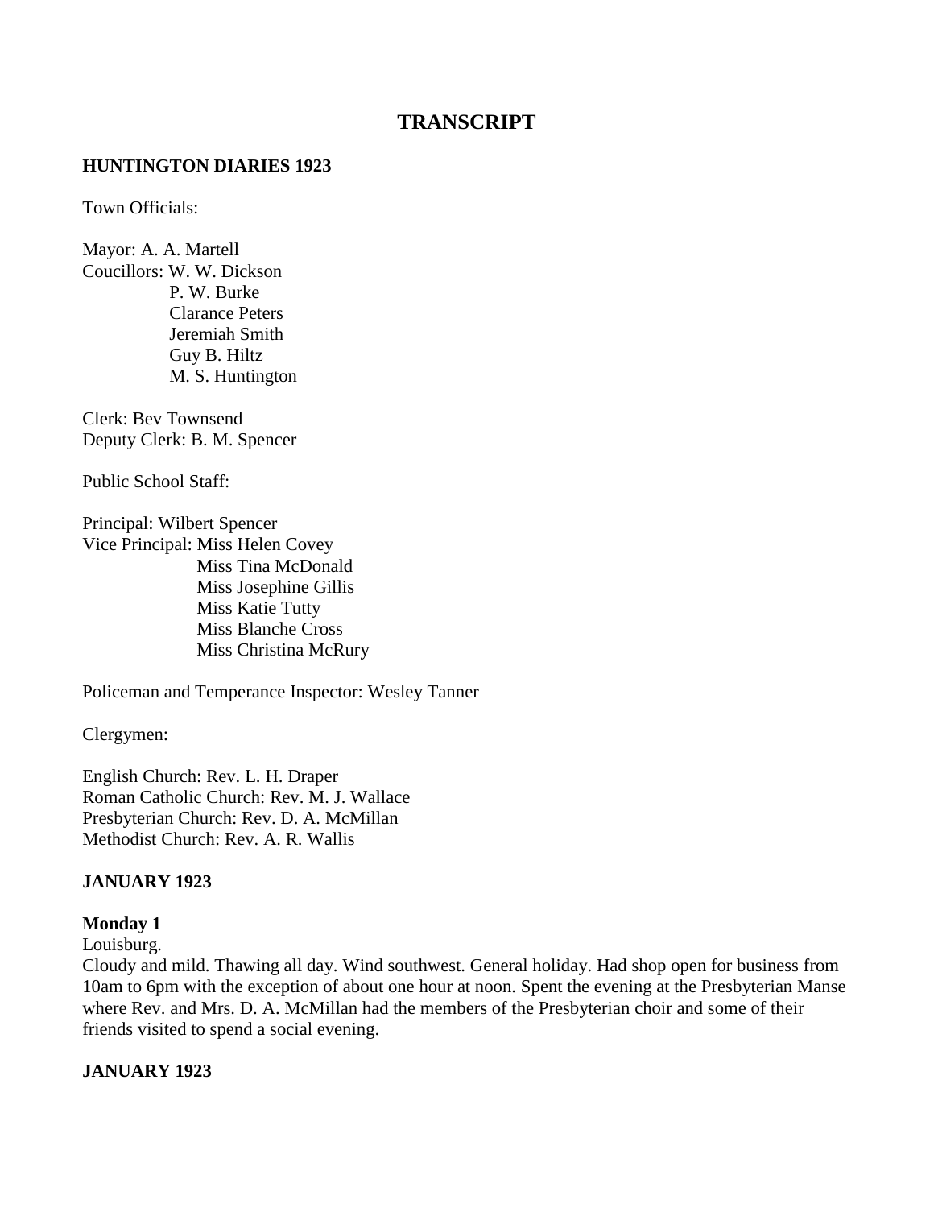# TRANSCRIPT

## HUNTINGTON DIARIES 1923

Town Officials:

Mayor: A. A. Martell
Coucillors: W. W. Dickson
P. W. Burke
Clarance Peters
Jeremiah Smith
Guy B. Hiltz
M. S. Huntington

Clerk: Bev Townsend
Deputy Clerk: B. M. Spencer

Public School Staff:

Principal: Wilbert Spencer
Vice Principal: Miss Helen Covey
Miss Tina McDonald
Miss Josephine Gillis
Miss Katie Tutty
Miss Blanche Cross
Miss Christina McRury

Policeman and Temperance Inspector: Wesley Tanner

Clergymen:

English Church: Rev. L. H. Draper
Roman Catholic Church: Rev. M. J. Wallace
Presbyterian Church: Rev. D. A. McMillan
Methodist Church: Rev. A. R. Wallis

### JANUARY 1923

**Monday 1**
Louisburg.
Cloudy and mild. Thawing all day. Wind southwest. General holiday. Had shop open for business from 10am to 6pm with the exception of about one hour at noon. Spent the evening at the Presbyterian Manse where Rev. and Mrs. D. A. McMillan had the members of the Presbyterian choir and some of their friends visited to spend a social evening.

### JANUARY 1923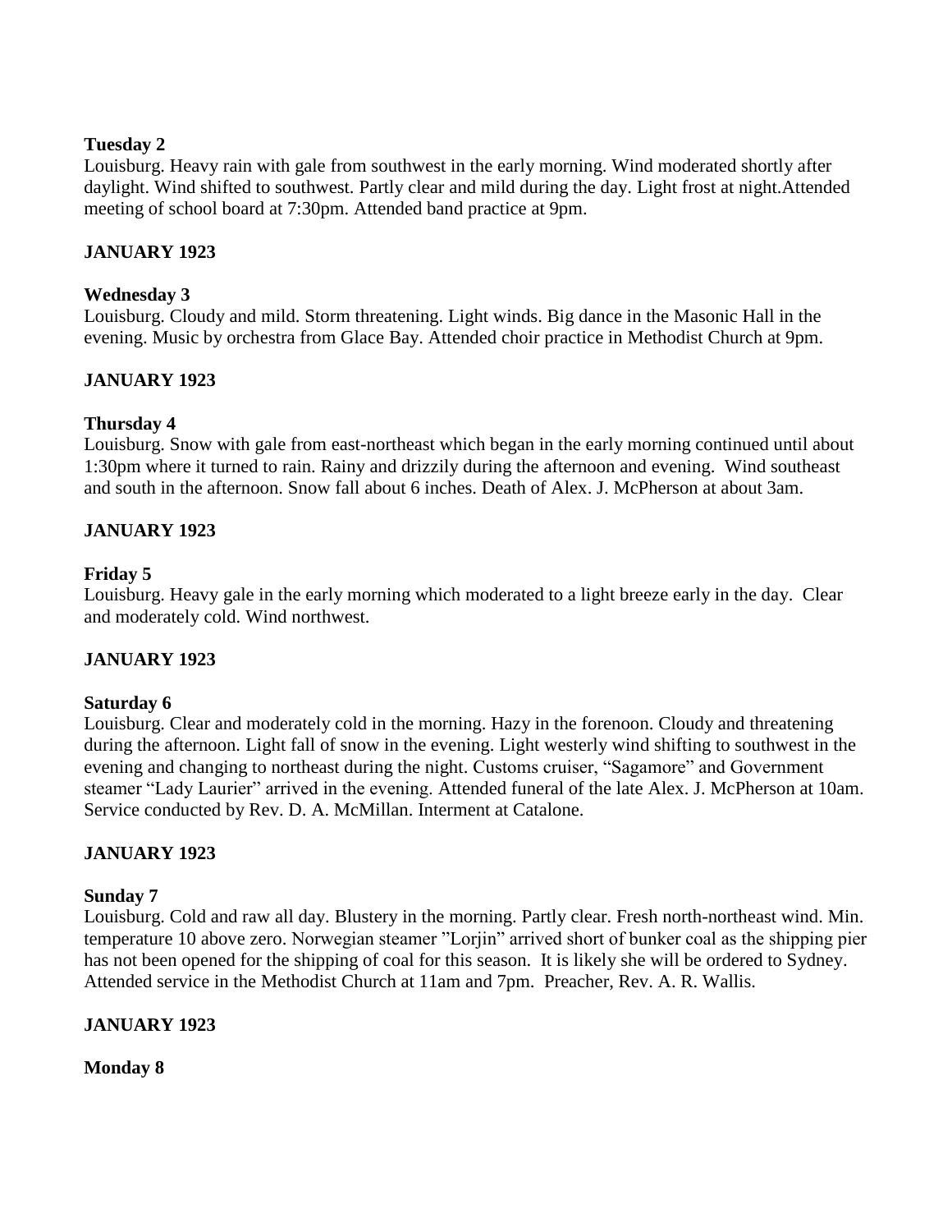**Tuesday 2**

Louisburg. Heavy rain with gale from southwest in the early morning. Wind moderated shortly after daylight. Wind shifted to southwest. Partly clear and mild during the day. Light frost at night.Attended meeting of school board at 7:30pm. Attended band practice at 9pm.

**JANUARY 1923**

**Wednesday 3**

Louisburg. Cloudy and mild. Storm threatening. Light winds. Big dance in the Masonic Hall in the evening. Music by orchestra from Glace Bay. Attended choir practice in Methodist Church at 9pm.

**JANUARY 1923**

**Thursday 4**

Louisburg. Snow with gale from east-northeast which began in the early morning continued until about 1:30pm where it turned to rain. Rainy and drizzily during the afternoon and evening. Wind southeast and south in the afternoon. Snow fall about 6 inches. Death of Alex. J. McPherson at about 3am.

**JANUARY 1923**

**Friday 5**

Louisburg. Heavy gale in the early morning which moderated to a light breeze early in the day. Clear and moderately cold. Wind northwest.

**JANUARY 1923**

**Saturday 6**

Louisburg. Clear and moderately cold in the morning. Hazy in the forenoon. Cloudy and threatening during the afternoon. Light fall of snow in the evening. Light westerly wind shifting to southwest in the evening and changing to northeast during the night. Customs cruiser, "Sagamore" and Government steamer "Lady Laurier" arrived in the evening. Attended funeral of the late Alex. J. McPherson at 10am. Service conducted by Rev. D. A. McMillan. Interment at Catalone.

**JANUARY 1923**

**Sunday 7**

Louisburg. Cold and raw all day. Blustery in the morning. Partly clear. Fresh north-northeast wind. Min. temperature 10 above zero. Norwegian steamer "Lorjin" arrived short of bunker coal as the shipping pier has not been opened for the shipping of coal for this season. It is likely she will be ordered to Sydney. Attended service in the Methodist Church at 11am and 7pm. Preacher, Rev. A. R. Wallis.

**JANUARY 1923**

**Monday 8**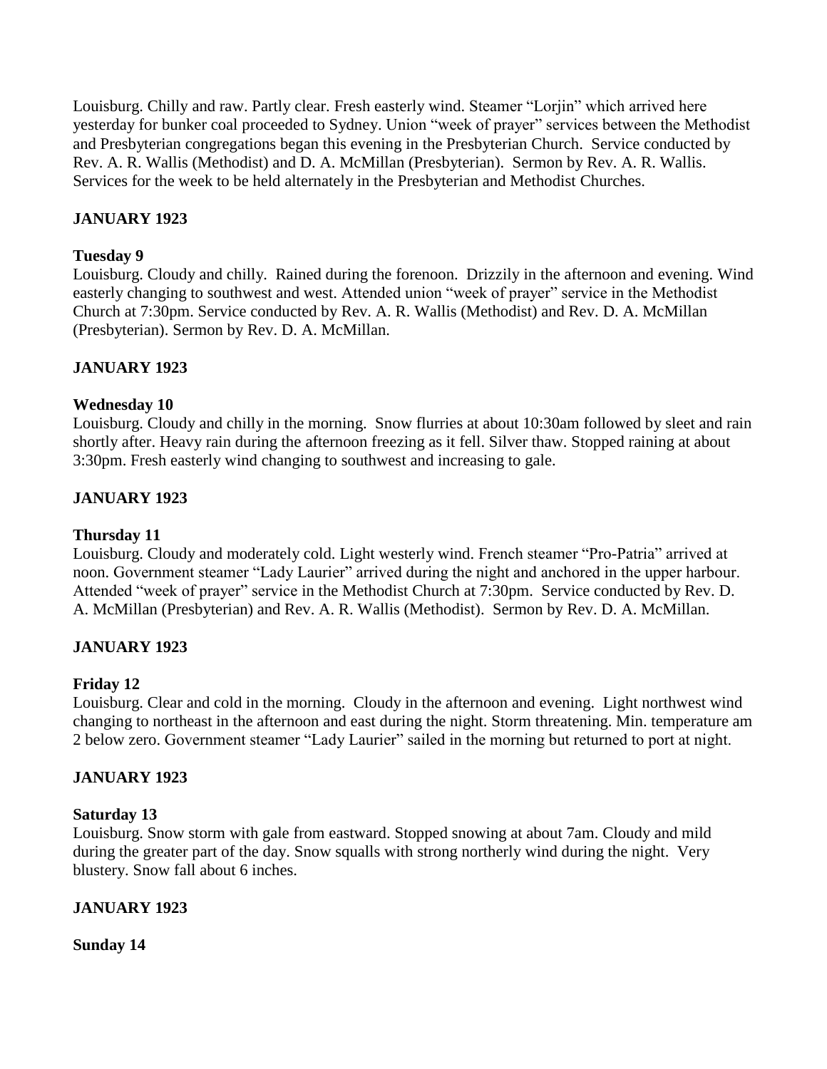Louisburg. Chilly and raw. Partly clear. Fresh easterly wind. Steamer "Lorjin" which arrived here yesterday for bunker coal proceeded to Sydney. Union "week of prayer" services between the Methodist and Presbyterian congregations began this evening in the Presbyterian Church. Service conducted by Rev. A. R. Wallis (Methodist) and D. A. McMillan (Presbyterian). Sermon by Rev. A. R. Wallis. Services for the week to be held alternately in the Presbyterian and Methodist Churches.

**JANUARY 1923**

**Tuesday 9**

Louisburg. Cloudy and chilly. Rained during the forenoon. Drizzily in the afternoon and evening. Wind easterly changing to southwest and west. Attended union "week of prayer" service in the Methodist Church at 7:30pm. Service conducted by Rev. A. R. Wallis (Methodist) and Rev. D. A. McMillan (Presbyterian). Sermon by Rev. D. A. McMillan.

**JANUARY 1923**

**Wednesday 10**

Louisburg. Cloudy and chilly in the morning. Snow flurries at about 10:30am followed by sleet and rain shortly after. Heavy rain during the afternoon freezing as it fell. Silver thaw. Stopped raining at about 3:30pm. Fresh easterly wind changing to southwest and increasing to gale.

**JANUARY 1923**

**Thursday 11**

Louisburg. Cloudy and moderately cold. Light westerly wind. French steamer "Pro-Patria" arrived at noon. Government steamer "Lady Laurier" arrived during the night and anchored in the upper harbour. Attended "week of prayer" service in the Methodist Church at 7:30pm. Service conducted by Rev. D. A. McMillan (Presbyterian) and Rev. A. R. Wallis (Methodist). Sermon by Rev. D. A. McMillan.

**JANUARY 1923**

**Friday 12**

Louisburg. Clear and cold in the morning. Cloudy in the afternoon and evening. Light northwest wind changing to northeast in the afternoon and east during the night. Storm threatening. Min. temperature am 2 below zero. Government steamer "Lady Laurier" sailed in the morning but returned to port at night.

**JANUARY 1923**

**Saturday 13**

Louisburg. Snow storm with gale from eastward. Stopped snowing at about 7am. Cloudy and mild during the greater part of the day. Snow squalls with strong northerly wind during the night. Very blustery. Snow fall about 6 inches.

**JANUARY 1923**

**Sunday 14**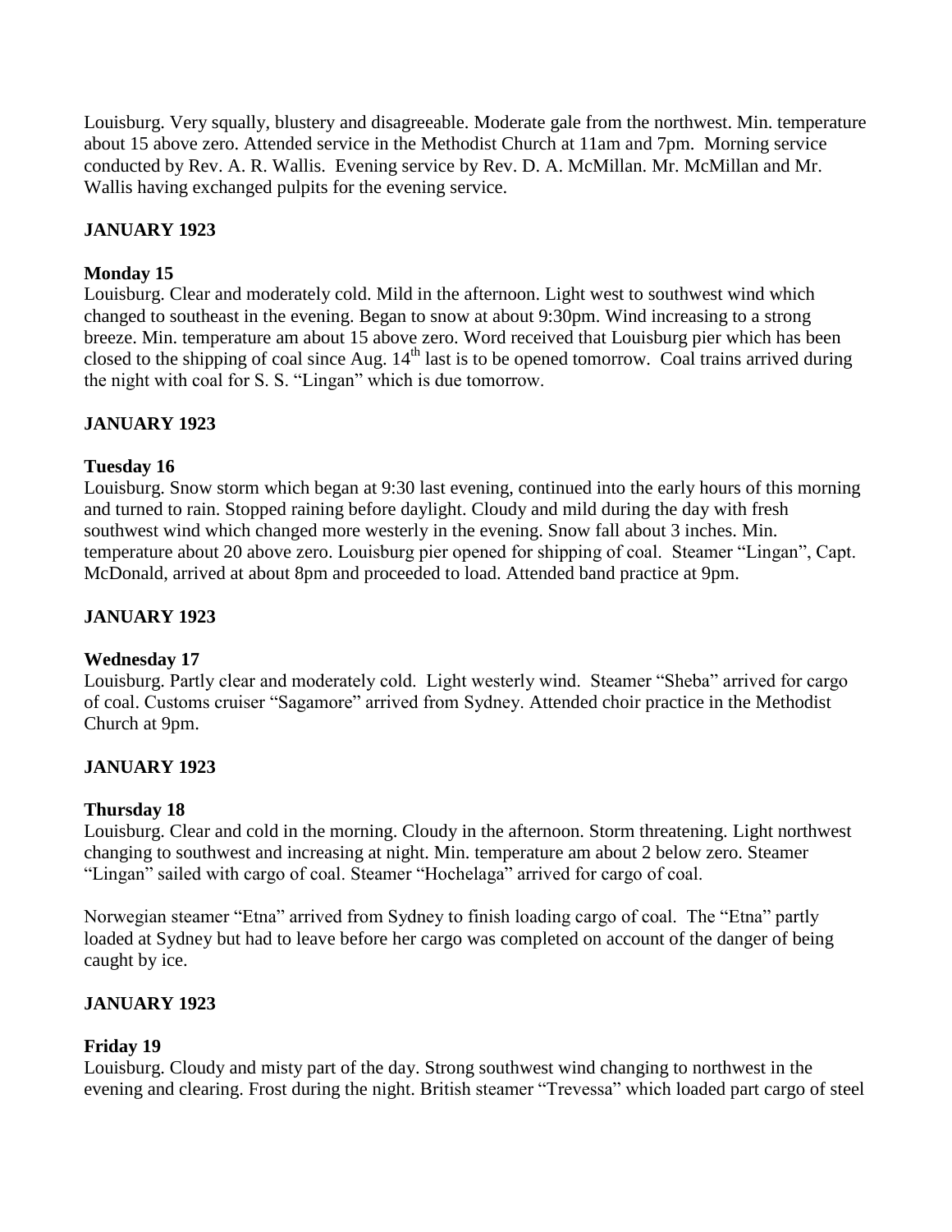Louisburg. Very squally, blustery and disagreeable. Moderate gale from the northwest. Min. temperature about 15 above zero. Attended service in the Methodist Church at 11am and 7pm. Morning service conducted by Rev. A. R. Wallis. Evening service by Rev. D. A. McMillan. Mr. McMillan and Mr. Wallis having exchanged pulpits for the evening service.

**JANUARY 1923**

**Monday 15**

Louisburg. Clear and moderately cold. Mild in the afternoon. Light west to southwest wind which changed to southeast in the evening. Began to snow at about 9:30pm. Wind increasing to a strong breeze. Min. temperature am about 15 above zero. Word received that Louisburg pier which has been closed to the shipping of coal since Aug. 14th last is to be opened tomorrow. Coal trains arrived during the night with coal for S. S. "Lingan" which is due tomorrow.

**JANUARY 1923**

**Tuesday 16**

Louisburg. Snow storm which began at 9:30 last evening, continued into the early hours of this morning and turned to rain. Stopped raining before daylight. Cloudy and mild during the day with fresh southwest wind which changed more westerly in the evening. Snow fall about 3 inches. Min. temperature about 20 above zero. Louisburg pier opened for shipping of coal. Steamer "Lingan", Capt. McDonald, arrived at about 8pm and proceeded to load. Attended band practice at 9pm.

**JANUARY 1923**

**Wednesday 17**

Louisburg. Partly clear and moderately cold. Light westerly wind. Steamer "Sheba" arrived for cargo of coal. Customs cruiser "Sagamore" arrived from Sydney. Attended choir practice in the Methodist Church at 9pm.

**JANUARY 1923**

**Thursday 18**

Louisburg. Clear and cold in the morning. Cloudy in the afternoon. Storm threatening. Light northwest changing to southwest and increasing at night. Min. temperature am about 2 below zero. Steamer "Lingan" sailed with cargo of coal. Steamer "Hochelaga" arrived for cargo of coal.

Norwegian steamer "Etna" arrived from Sydney to finish loading cargo of coal. The "Etna" partly loaded at Sydney but had to leave before her cargo was completed on account of the danger of being caught by ice.

**JANUARY 1923**

**Friday 19**

Louisburg. Cloudy and misty part of the day. Strong southwest wind changing to northwest in the evening and clearing. Frost during the night. British steamer "Trevessa" which loaded part cargo of steel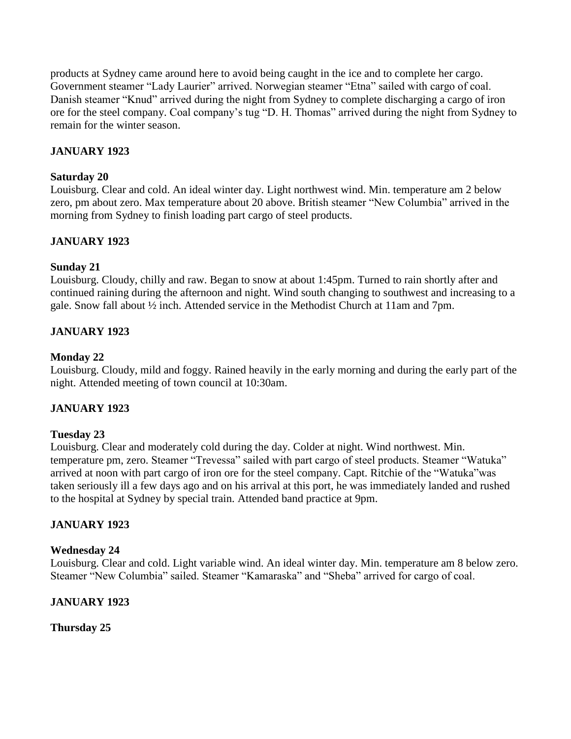products at Sydney came around here to avoid being caught in the ice and to complete her cargo. Government steamer "Lady Laurier" arrived. Norwegian steamer "Etna" sailed with cargo of coal. Danish steamer "Knud" arrived during the night from Sydney to complete discharging a cargo of iron ore for the steel company. Coal company's tug "D. H. Thomas" arrived during the night from Sydney to remain for the winter season.

**JANUARY 1923**

**Saturday 20**
Louisburg. Clear and cold. An ideal winter day. Light northwest wind. Min. temperature am 2 below zero, pm about zero. Max temperature about 20 above. British steamer "New Columbia" arrived in the morning from Sydney to finish loading part cargo of steel products.

**JANUARY 1923**

**Sunday 21**
Louisburg. Cloudy, chilly and raw. Began to snow at about 1:45pm. Turned to rain shortly after and continued raining during the afternoon and night. Wind south changing to southwest and increasing to a gale. Snow fall about ½ inch. Attended service in the Methodist Church at 11am and 7pm.

**JANUARY 1923**

**Monday 22**
Louisburg. Cloudy, mild and foggy. Rained heavily in the early morning and during the early part of the night. Attended meeting of town council at 10:30am.

**JANUARY 1923**

**Tuesday 23**
Louisburg. Clear and moderately cold during the day. Colder at night. Wind northwest. Min. temperature pm, zero. Steamer "Trevessa" sailed with part cargo of steel products. Steamer "Watuka" arrived at noon with part cargo of iron ore for the steel company. Capt. Ritchie of the "Watuka"was taken seriously ill a few days ago and on his arrival at this port, he was immediately landed and rushed to the hospital at Sydney by special train. Attended band practice at 9pm.

**JANUARY 1923**

**Wednesday 24**
Louisburg. Clear and cold. Light variable wind. An ideal winter day. Min. temperature am 8 below zero. Steamer "New Columbia" sailed. Steamer "Kamaraska" and "Sheba" arrived for cargo of coal.

**JANUARY 1923**

**Thursday 25**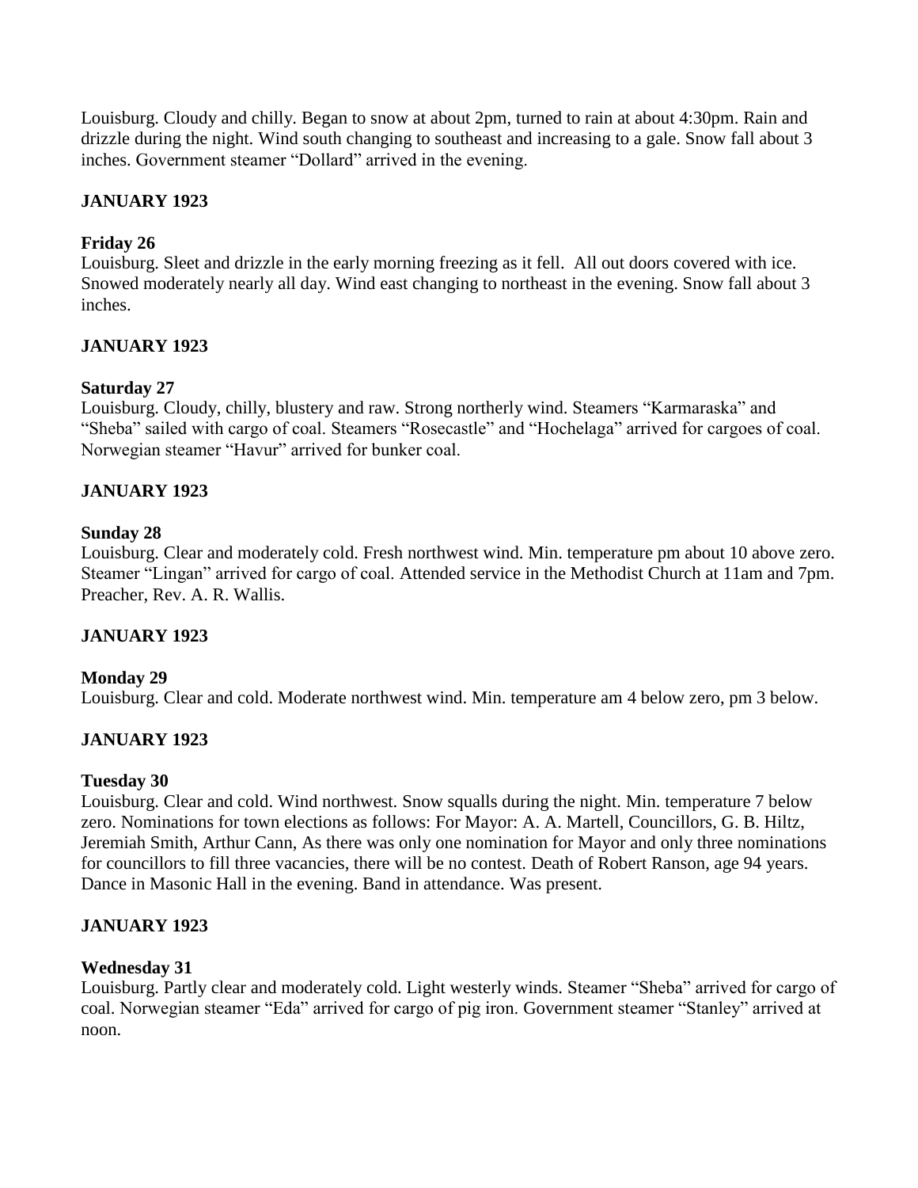Louisburg. Cloudy and chilly. Began to snow at about 2pm, turned to rain at about 4:30pm. Rain and drizzle during the night. Wind south changing to southeast and increasing to a gale. Snow fall about 3 inches. Government steamer "Dollard" arrived in the evening.

**JANUARY 1923**

**Friday 26**
Louisburg. Sleet and drizzle in the early morning freezing as it fell. All out doors covered with ice. Snowed moderately nearly all day. Wind east changing to northeast in the evening. Snow fall about 3 inches.

**JANUARY 1923**

**Saturday 27**
Louisburg. Cloudy, chilly, blustery and raw. Strong northerly wind. Steamers "Karmaraska" and "Sheba" sailed with cargo of coal. Steamers "Rosecastle" and "Hochelaga" arrived for cargoes of coal. Norwegian steamer "Havur" arrived for bunker coal.

**JANUARY 1923**

**Sunday 28**
Louisburg. Clear and moderately cold. Fresh northwest wind. Min. temperature pm about 10 above zero. Steamer "Lingan" arrived for cargo of coal. Attended service in the Methodist Church at 11am and 7pm. Preacher, Rev. A. R. Wallis.

**JANUARY 1923**

**Monday 29**
Louisburg. Clear and cold. Moderate northwest wind. Min. temperature am 4 below zero, pm 3 below.

**JANUARY 1923**

**Tuesday 30**
Louisburg. Clear and cold. Wind northwest. Snow squalls during the night. Min. temperature 7 below zero. Nominations for town elections as follows: For Mayor: A. A. Martell, Councillors, G. B. Hiltz, Jeremiah Smith, Arthur Cann, As there was only one nomination for Mayor and only three nominations for councillors to fill three vacancies, there will be no contest. Death of Robert Ranson, age 94 years. Dance in Masonic Hall in the evening. Band in attendance. Was present.

**JANUARY 1923**

**Wednesday 31**
Louisburg. Partly clear and moderately cold. Light westerly winds. Steamer "Sheba" arrived for cargo of coal. Norwegian steamer "Eda" arrived for cargo of pig iron. Government steamer "Stanley" arrived at noon.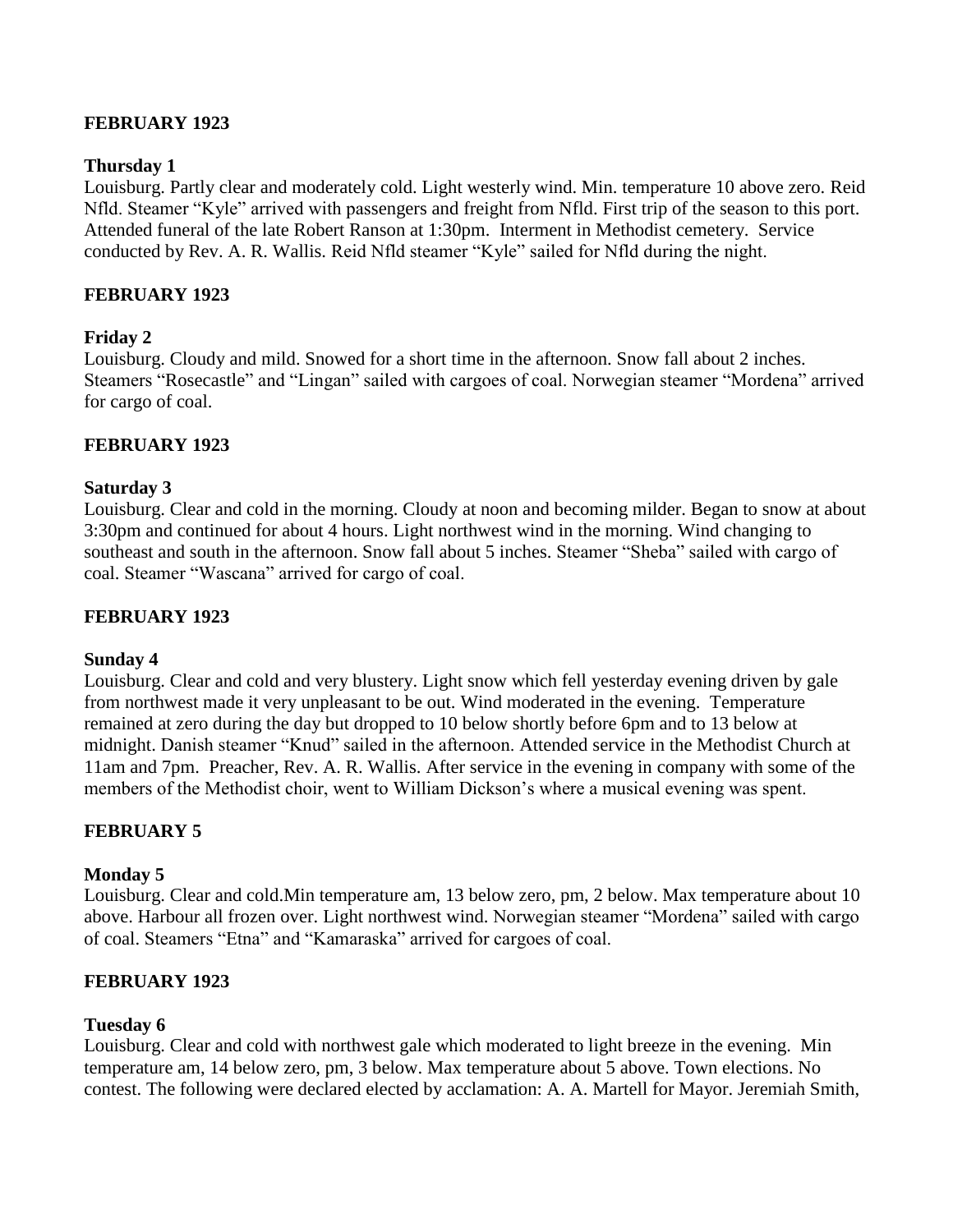**FEBRUARY 1923**

**Thursday 1**

Louisburg. Partly clear and moderately cold. Light westerly wind. Min. temperature 10 above zero. Reid Nfld. Steamer "Kyle" arrived with passengers and freight from Nfld. First trip of the season to this port. Attended funeral of the late Robert Ranson at 1:30pm. Interment in Methodist cemetery. Service conducted by Rev. A. R. Wallis. Reid Nfld steamer "Kyle" sailed for Nfld during the night.

**FEBRUARY 1923**

**Friday 2**

Louisburg. Cloudy and mild. Snowed for a short time in the afternoon. Snow fall about 2 inches. Steamers "Rosecastle" and "Lingan" sailed with cargoes of coal. Norwegian steamer "Mordena" arrived for cargo of coal.

**FEBRUARY 1923**

**Saturday 3**

Louisburg. Clear and cold in the morning. Cloudy at noon and becoming milder. Began to snow at about 3:30pm and continued for about 4 hours. Light northwest wind in the morning. Wind changing to southeast and south in the afternoon. Snow fall about 5 inches. Steamer "Sheba" sailed with cargo of coal. Steamer "Wascana" arrived for cargo of coal.

**FEBRUARY 1923**

**Sunday 4**

Louisburg. Clear and cold and very blustery. Light snow which fell yesterday evening driven by gale from northwest made it very unpleasant to be out. Wind moderated in the evening. Temperature remained at zero during the day but dropped to 10 below shortly before 6pm and to 13 below at midnight. Danish steamer "Knud" sailed in the afternoon. Attended service in the Methodist Church at 11am and 7pm. Preacher, Rev. A. R. Wallis. After service in the evening in company with some of the members of the Methodist choir, went to William Dickson's where a musical evening was spent.

**FEBRUARY 5**

**Monday 5**

Louisburg. Clear and cold.Min temperature am, 13 below zero, pm, 2 below. Max temperature about 10 above. Harbour all frozen over. Light northwest wind. Norwegian steamer "Mordena" sailed with cargo of coal. Steamers "Etna" and "Kamaraska" arrived for cargoes of coal.

**FEBRUARY 1923**

**Tuesday 6**

Louisburg. Clear and cold with northwest gale which moderated to light breeze in the evening. Min temperature am, 14 below zero, pm, 3 below. Max temperature about 5 above. Town elections. No contest. The following were declared elected by acclamation: A. A. Martell for Mayor. Jeremiah Smith,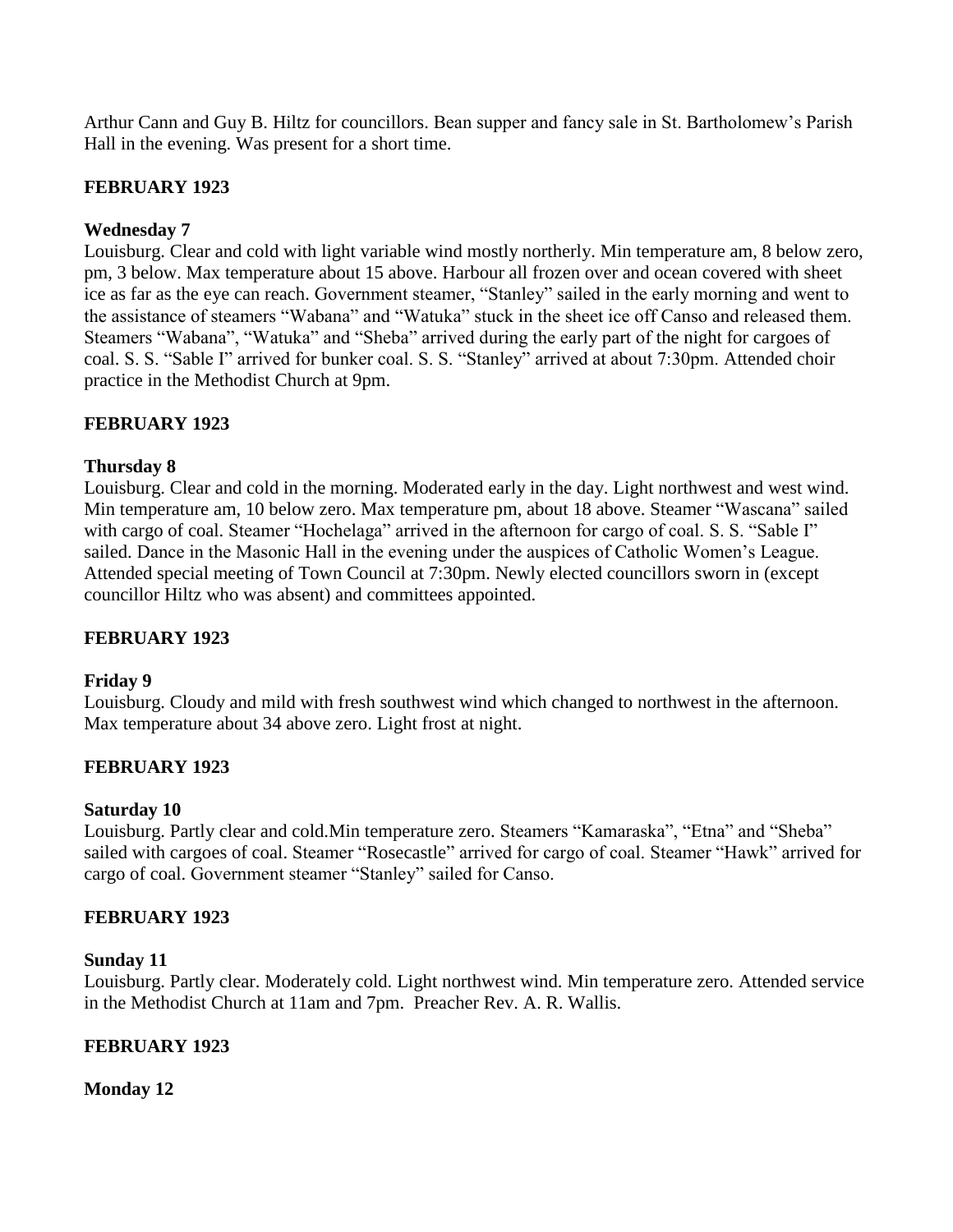Arthur Cann and Guy B. Hiltz for councillors. Bean supper and fancy sale in St. Bartholomew's Parish Hall in the evening. Was present for a short time.

**FEBRUARY 1923**

**Wednesday 7**

Louisburg. Clear and cold with light variable wind mostly northerly. Min temperature am, 8 below zero, pm, 3 below. Max temperature about 15 above. Harbour all frozen over and ocean covered with sheet ice as far as the eye can reach. Government steamer, "Stanley" sailed in the early morning and went to the assistance of steamers "Wabana" and "Watuka" stuck in the sheet ice off Canso and released them. Steamers "Wabana", "Watuka" and "Sheba" arrived during the early part of the night for cargoes of coal. S. S. "Sable I" arrived for bunker coal. S. S. "Stanley" arrived at about 7:30pm. Attended choir practice in the Methodist Church at 9pm.

**FEBRUARY 1923**

**Thursday 8**

Louisburg. Clear and cold in the morning. Moderated early in the day. Light northwest and west wind. Min temperature am, 10 below zero. Max temperature pm, about 18 above. Steamer "Wascana" sailed with cargo of coal. Steamer "Hochelaga" arrived in the afternoon for cargo of coal. S. S. "Sable I" sailed. Dance in the Masonic Hall in the evening under the auspices of Catholic Women's League. Attended special meeting of Town Council at 7:30pm. Newly elected councillors sworn in (except councillor Hiltz who was absent) and committees appointed.

**FEBRUARY 1923**

**Friday 9**

Louisburg. Cloudy and mild with fresh southwest wind which changed to northwest in the afternoon. Max temperature about 34 above zero. Light frost at night.

**FEBRUARY 1923**

**Saturday 10**

Louisburg. Partly clear and cold.Min temperature zero. Steamers "Kamaraska", "Etna" and "Sheba" sailed with cargoes of coal. Steamer "Rosecastle" arrived for cargo of coal. Steamer "Hawk" arrived for cargo of coal. Government steamer "Stanley" sailed for Canso.

**FEBRUARY 1923**

**Sunday 11**

Louisburg. Partly clear. Moderately cold. Light northwest wind. Min temperature zero. Attended service in the Methodist Church at 11am and 7pm. Preacher Rev. A. R. Wallis.

**FEBRUARY 1923**

**Monday 12**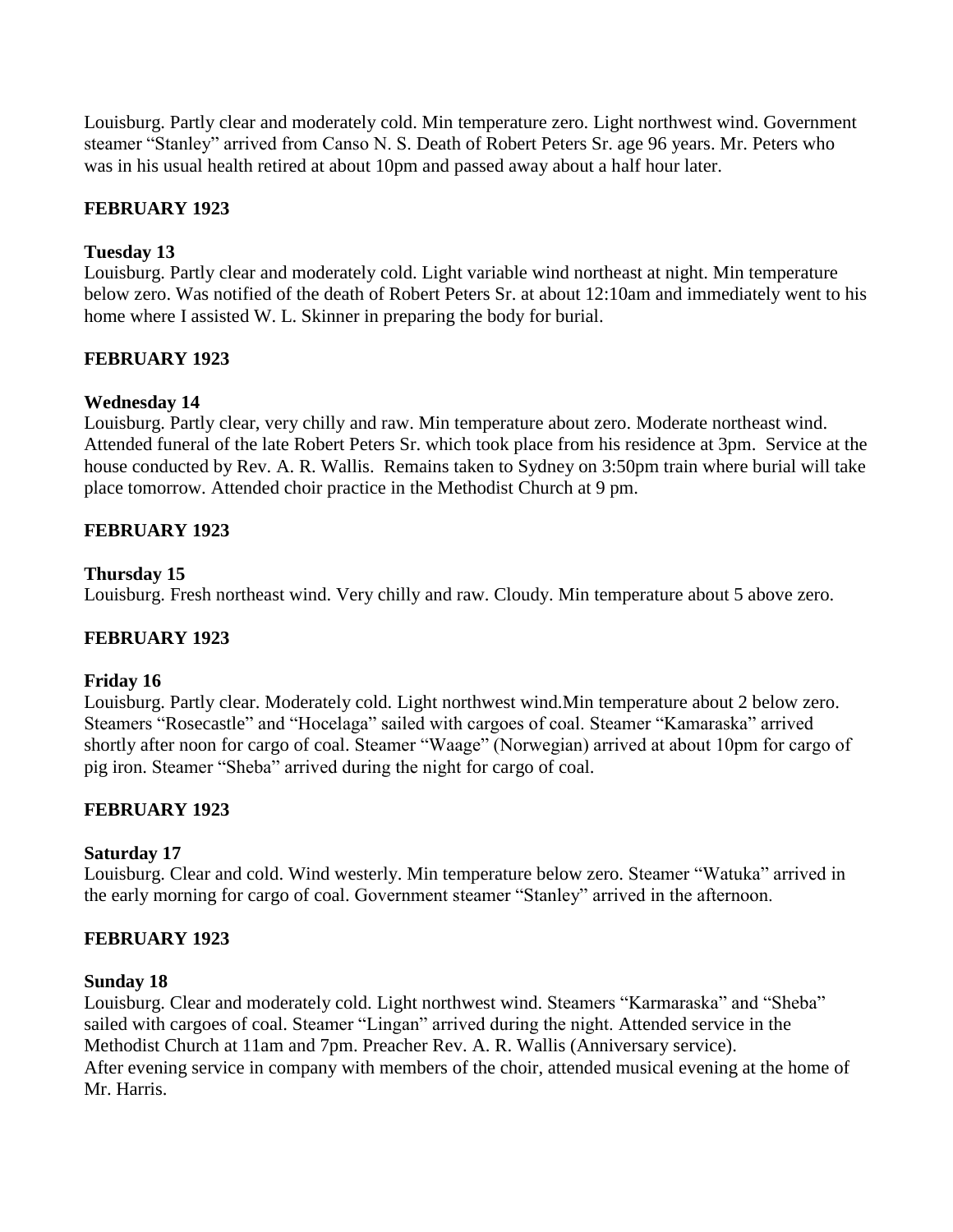Louisburg. Partly clear and moderately cold. Min temperature zero. Light northwest wind. Government steamer "Stanley" arrived from Canso N. S. Death of Robert Peters Sr. age 96 years. Mr. Peters who was in his usual health retired at about 10pm and passed away about a half hour later.

**FEBRUARY 1923**

**Tuesday 13**
Louisburg. Partly clear and moderately cold. Light variable wind northeast at night. Min temperature below zero. Was notified of the death of Robert Peters Sr. at about 12:10am and immediately went to his home where I assisted W. L. Skinner in preparing the body for burial.

**FEBRUARY 1923**

**Wednesday 14**
Louisburg. Partly clear, very chilly and raw. Min temperature about zero. Moderate northeast wind. Attended funeral of the late Robert Peters Sr. which took place from his residence at 3pm. Service at the house conducted by Rev. A. R. Wallis. Remains taken to Sydney on 3:50pm train where burial will take place tomorrow. Attended choir practice in the Methodist Church at 9 pm.

**FEBRUARY 1923**

**Thursday 15**
Louisburg. Fresh northeast wind. Very chilly and raw. Cloudy. Min temperature about 5 above zero.

**FEBRUARY 1923**

**Friday 16**
Louisburg. Partly clear. Moderately cold. Light northwest wind.Min temperature about 2 below zero. Steamers "Rosecastle" and "Hocelaga" sailed with cargoes of coal. Steamer "Kamaraska" arrived shortly after noon for cargo of coal. Steamer "Waage" (Norwegian) arrived at about 10pm for cargo of pig iron. Steamer "Sheba" arrived during the night for cargo of coal.

**FEBRUARY 1923**

**Saturday 17**
Louisburg. Clear and cold. Wind westerly. Min temperature below zero. Steamer "Watuka" arrived in the early morning for cargo of coal. Government steamer "Stanley" arrived in the afternoon.

**FEBRUARY 1923**

**Sunday 18**
Louisburg. Clear and moderately cold. Light northwest wind. Steamers "Karmaraska" and "Sheba" sailed with cargoes of coal. Steamer "Lingan" arrived during the night. Attended service in the Methodist Church at 11am and 7pm. Preacher Rev. A. R. Wallis (Anniversary service).
After evening service in company with members of the choir, attended musical evening at the home of Mr. Harris.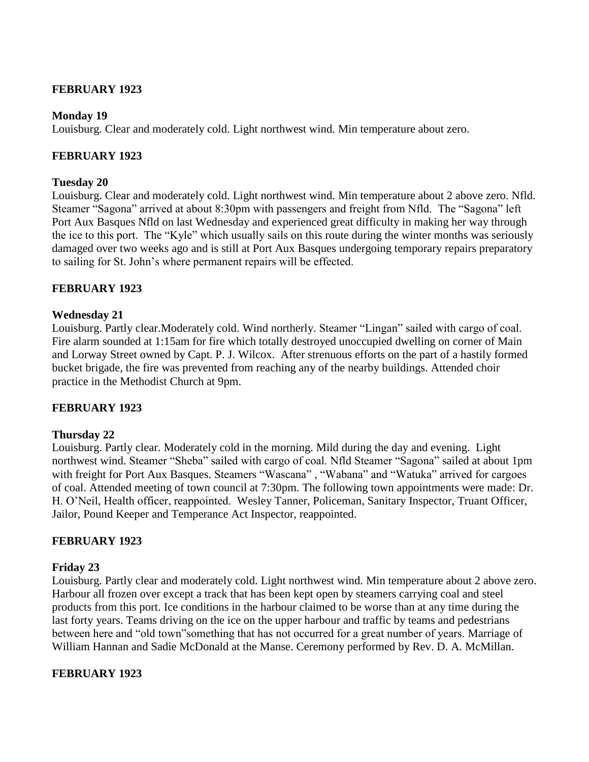**FEBRUARY 1923**

**Monday 19**
Louisburg. Clear and moderately cold. Light northwest wind. Min temperature about zero.

**FEBRUARY 1923**

**Tuesday 20**
Louisburg. Clear and moderately cold. Light northwest wind. Min temperature about 2 above zero. Nfld. Steamer "Sagona" arrived at about 8:30pm with passengers and freight from Nfld. The "Sagona" left Port Aux Basques Nfld on last Wednesday and experienced great difficulty in making her way through the ice to this port. The "Kyle" which usually sails on this route during the winter months was seriously damaged over two weeks ago and is still at Port Aux Basques undergoing temporary repairs preparatory to sailing for St. John's where permanent repairs will be effected.

**FEBRUARY 1923**

**Wednesday 21**
Louisburg. Partly clear.Moderately cold. Wind northerly. Steamer "Lingan" sailed with cargo of coal. Fire alarm sounded at 1:15am for fire which totally destroyed unoccupied dwelling on corner of Main and Lorway Street owned by Capt. P. J. Wilcox. After strenuous efforts on the part of a hastily formed bucket brigade, the fire was prevented from reaching any of the nearby buildings. Attended choir practice in the Methodist Church at 9pm.

**FEBRUARY 1923**

**Thursday 22**
Louisburg. Partly clear. Moderately cold in the morning. Mild during the day and evening. Light northwest wind. Steamer "Sheba" sailed with cargo of coal. Nfld Steamer "Sagona" sailed at about 1pm with freight for Port Aux Basques. Steamers "Wascana" , "Wabana" and "Watuka" arrived for cargoes of coal. Attended meeting of town council at 7:30pm. The following town appointments were made: Dr. H. O'Neil, Health officer, reappointed. Wesley Tanner, Policeman, Sanitary Inspector, Truant Officer, Jailor, Pound Keeper and Temperance Act Inspector, reappointed.

**FEBRUARY 1923**

**Friday 23**
Louisburg. Partly clear and moderately cold. Light northwest wind. Min temperature about 2 above zero. Harbour all frozen over except a track that has been kept open by steamers carrying coal and steel products from this port. Ice conditions in the harbour claimed to be worse than at any time during the last forty years. Teams driving on the ice on the upper harbour and traffic by teams and pedestrians between here and "old town"something that has not occurred for a great number of years. Marriage of William Hannan and Sadie McDonald at the Manse. Ceremony performed by Rev. D. A. McMillan.

**FEBRUARY 1923**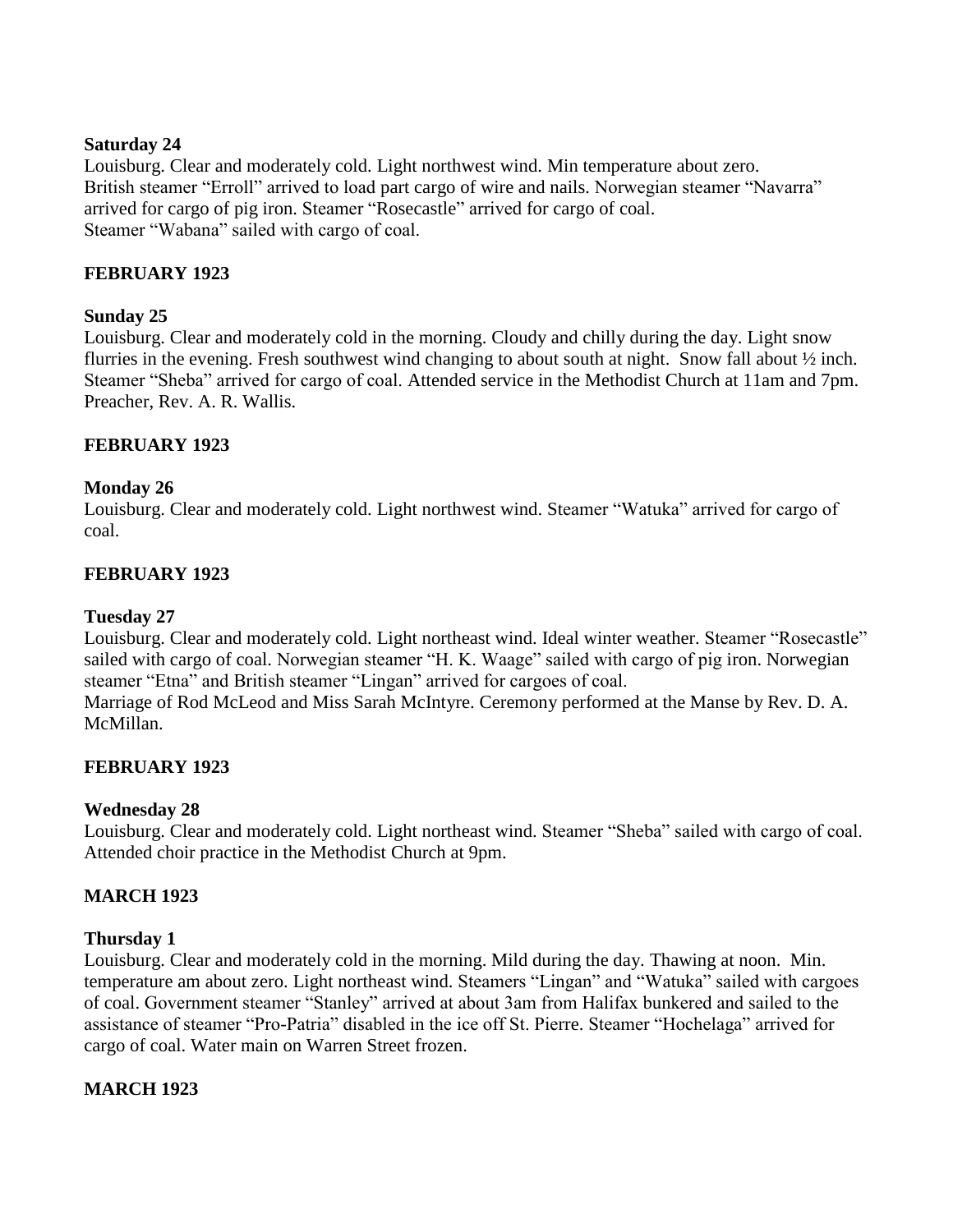**Saturday 24**

Louisburg. Clear and moderately cold. Light northwest wind. Min temperature about zero. British steamer "Erroll" arrived to load part cargo of wire and nails. Norwegian steamer "Navarra" arrived for cargo of pig iron. Steamer "Rosecastle" arrived for cargo of coal.
Steamer "Wabana" sailed with cargo of coal.

**FEBRUARY 1923**

**Sunday 25**

Louisburg. Clear and moderately cold in the morning. Cloudy and chilly during the day. Light snow flurries in the evening. Fresh southwest wind changing to about south at night. Snow fall about ½ inch. Steamer "Sheba" arrived for cargo of coal. Attended service in the Methodist Church at 11am and 7pm. Preacher, Rev. A. R. Wallis.

**FEBRUARY 1923**

**Monday 26**

Louisburg. Clear and moderately cold. Light northwest wind. Steamer "Watuka" arrived for cargo of coal.

**FEBRUARY 1923**

**Tuesday 27**

Louisburg. Clear and moderately cold. Light northeast wind. Ideal winter weather. Steamer "Rosecastle" sailed with cargo of coal. Norwegian steamer "H. K. Waage" sailed with cargo of pig iron. Norwegian steamer "Etna" and British steamer "Lingan" arrived for cargoes of coal.
Marriage of Rod McLeod and Miss Sarah McIntyre. Ceremony performed at the Manse by Rev. D. A. McMillan.

**FEBRUARY 1923**

**Wednesday 28**

Louisburg. Clear and moderately cold. Light northeast wind. Steamer "Sheba" sailed with cargo of coal. Attended choir practice in the Methodist Church at 9pm.

**MARCH 1923**

**Thursday 1**

Louisburg. Clear and moderately cold in the morning. Mild during the day. Thawing at noon. Min. temperature am about zero. Light northeast wind. Steamers "Lingan" and "Watuka" sailed with cargoes of coal. Government steamer "Stanley" arrived at about 3am from Halifax bunkered and sailed to the assistance of steamer "Pro-Patria" disabled in the ice off St. Pierre. Steamer "Hochelaga" arrived for cargo of coal. Water main on Warren Street frozen.

**MARCH 1923**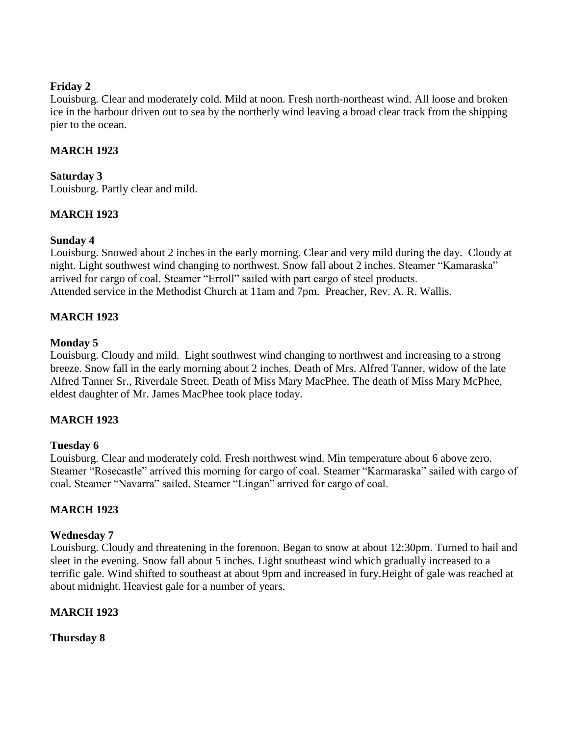**Friday 2**
Louisburg. Clear and moderately cold. Mild at noon. Fresh north-northeast wind. All loose and broken ice in the harbour driven out to sea by the northerly wind leaving a broad clear track from the shipping pier to the ocean.

**MARCH 1923**

**Saturday 3**
Louisburg. Partly clear and mild.

**MARCH 1923**

**Sunday 4**
Louisburg. Snowed about 2 inches in the early morning. Clear and very mild during the day. Cloudy at night. Light southwest wind changing to northwest. Snow fall about 2 inches. Steamer "Kamaraska" arrived for cargo of coal. Steamer "Erroll" sailed with part cargo of steel products.
Attended service in the Methodist Church at 11am and 7pm. Preacher, Rev. A. R. Wallis.

**MARCH 1923**

**Monday 5**
Louisburg. Cloudy and mild. Light southwest wind changing to northwest and increasing to a strong breeze. Snow fall in the early morning about 2 inches. Death of Mrs. Alfred Tanner, widow of the late Alfred Tanner Sr., Riverdale Street. Death of Miss Mary MacPhee. The death of Miss Mary McPhee, eldest daughter of Mr. James MacPhee took place today.

**MARCH 1923**

**Tuesday 6**
Louisburg. Clear and moderately cold. Fresh northwest wind. Min temperature about 6 above zero. Steamer "Rosecastle" arrived this morning for cargo of coal. Steamer "Karmaraska" sailed with cargo of coal. Steamer "Navarra" sailed. Steamer "Lingan" arrived for cargo of coal.

**MARCH 1923**

**Wednesday 7**
Louisburg. Cloudy and threatening in the forenoon. Began to snow at about 12:30pm. Turned to hail and sleet in the evening. Snow fall about 5 inches. Light southeast wind which gradually increased to a terrific gale. Wind shifted to southeast at about 9pm and increased in fury.Height of gale was reached at about midnight. Heaviest gale for a number of years.

**MARCH 1923**

**Thursday 8**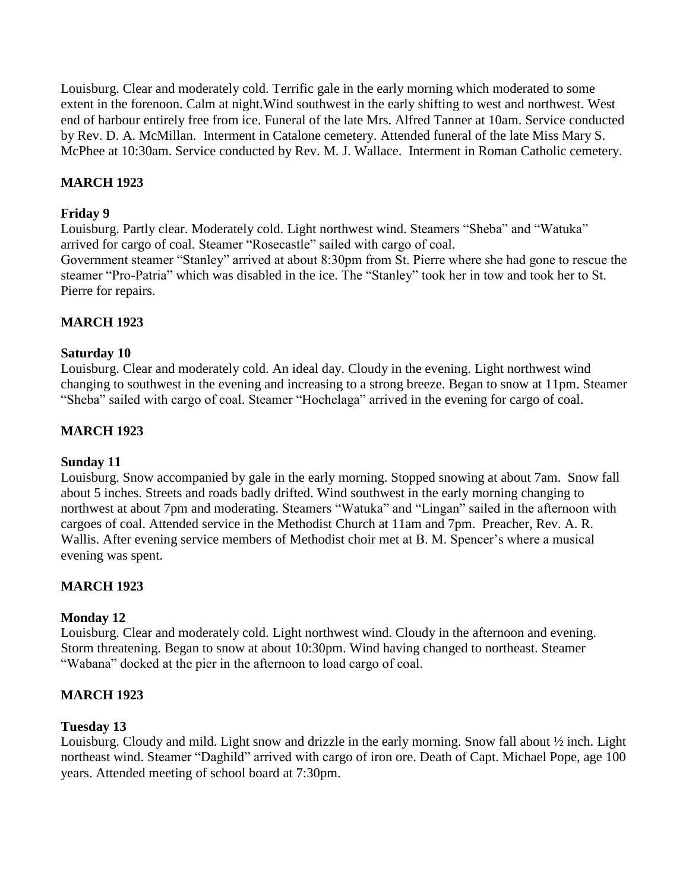Louisburg. Clear and moderately cold. Terrific gale in the early morning which moderated to some extent in the forenoon. Calm at night.Wind southwest in the early shifting to west and northwest. West end of harbour entirely free from ice. Funeral of the late Mrs. Alfred Tanner at 10am. Service conducted by Rev. D. A. McMillan. Interment in Catalone cemetery. Attended funeral of the late Miss Mary S. McPhee at 10:30am. Service conducted by Rev. M. J. Wallace. Interment in Roman Catholic cemetery.

## MARCH 1923

### Friday 9

Louisburg. Partly clear. Moderately cold. Light northwest wind. Steamers "Sheba" and "Watuka" arrived for cargo of coal. Steamer "Rosecastle" sailed with cargo of coal.
Government steamer "Stanley" arrived at about 8:30pm from St. Pierre where she had gone to rescue the steamer "Pro-Patria" which was disabled in the ice. The "Stanley" took her in tow and took her to St. Pierre for repairs.

## MARCH 1923

### Saturday 10

Louisburg. Clear and moderately cold. An ideal day. Cloudy in the evening. Light northwest wind changing to southwest in the evening and increasing to a strong breeze. Began to snow at 11pm. Steamer "Sheba" sailed with cargo of coal. Steamer "Hochelaga" arrived in the evening for cargo of coal.

## MARCH 1923

### Sunday 11

Louisburg. Snow accompanied by gale in the early morning. Stopped snowing at about 7am. Snow fall about 5 inches. Streets and roads badly drifted. Wind southwest in the early morning changing to northwest at about 7pm and moderating. Steamers "Watuka" and "Lingan" sailed in the afternoon with cargoes of coal. Attended service in the Methodist Church at 11am and 7pm. Preacher, Rev. A. R. Wallis. After evening service members of Methodist choir met at B. M. Spencer's where a musical evening was spent.

## MARCH 1923

### Monday 12

Louisburg. Clear and moderately cold. Light northwest wind. Cloudy in the afternoon and evening. Storm threatening. Began to snow at about 10:30pm. Wind having changed to northeast. Steamer "Wabana" docked at the pier in the afternoon to load cargo of coal.

## MARCH 1923

### Tuesday 13

Louisburg. Cloudy and mild. Light snow and drizzle in the early morning. Snow fall about ½ inch. Light northeast wind. Steamer "Daghild" arrived with cargo of iron ore. Death of Capt. Michael Pope, age 100 years. Attended meeting of school board at 7:30pm.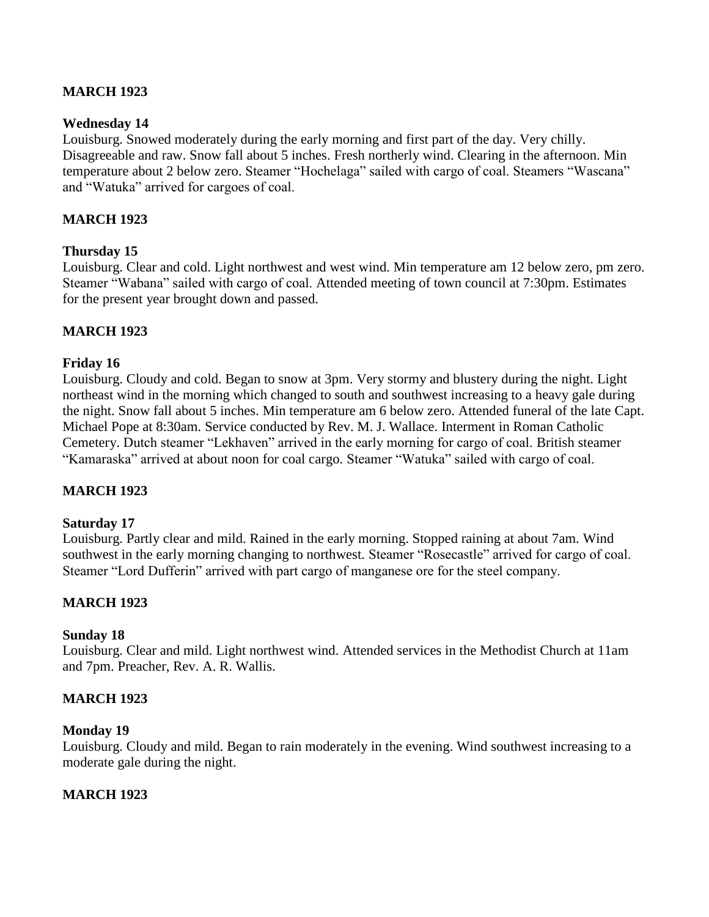**MARCH 1923**

**Wednesday 14**

Louisburg. Snowed moderately during the early morning and first part of the day. Very chilly. Disagreeable and raw. Snow fall about 5 inches. Fresh northerly wind. Clearing in the afternoon. Min temperature about 2 below zero. Steamer "Hochelaga" sailed with cargo of coal. Steamers "Wascana" and "Watuka" arrived for cargoes of coal.

**MARCH 1923**

**Thursday 15**

Louisburg. Clear and cold. Light northwest and west wind. Min temperature am 12 below zero, pm zero. Steamer "Wabana" sailed with cargo of coal. Attended meeting of town council at 7:30pm. Estimates for the present year brought down and passed.

**MARCH 1923**

**Friday 16**

Louisburg. Cloudy and cold. Began to snow at 3pm. Very stormy and blustery during the night. Light northeast wind in the morning which changed to south and southwest increasing to a heavy gale during the night. Snow fall about 5 inches. Min temperature am 6 below zero. Attended funeral of the late Capt. Michael Pope at 8:30am. Service conducted by Rev. M. J. Wallace. Interment in Roman Catholic Cemetery. Dutch steamer "Lekhaven" arrived in the early morning for cargo of coal. British steamer "Kamaraska" arrived at about noon for coal cargo. Steamer "Watuka" sailed with cargo of coal.

**MARCH 1923**

**Saturday 17**

Louisburg. Partly clear and mild. Rained in the early morning. Stopped raining at about 7am. Wind southwest in the early morning changing to northwest. Steamer "Rosecastle" arrived for cargo of coal. Steamer "Lord Dufferin" arrived with part cargo of manganese ore for the steel company.

**MARCH 1923**

**Sunday 18**

Louisburg. Clear and mild. Light northwest wind. Attended services in the Methodist Church at 11am and 7pm. Preacher, Rev. A. R. Wallis.

**MARCH 1923**

**Monday 19**

Louisburg. Cloudy and mild. Began to rain moderately in the evening. Wind southwest increasing to a moderate gale during the night.

**MARCH 1923**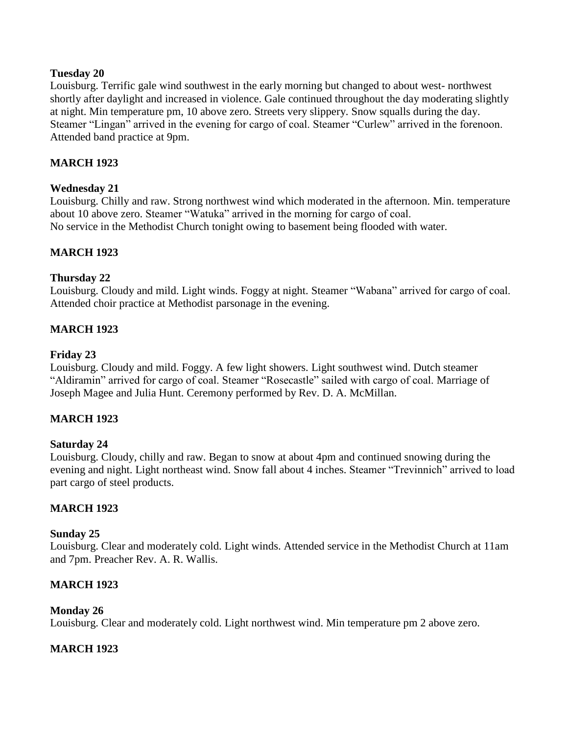**Tuesday 20**

Louisburg. Terrific gale wind southwest in the early morning but changed to about west- northwest shortly after daylight and increased in violence. Gale continued throughout the day moderating slightly at night. Min temperature pm, 10 above zero. Streets very slippery. Snow squalls during the day. Steamer "Lingan" arrived in the evening for cargo of coal. Steamer "Curlew" arrived in the forenoon. Attended band practice at 9pm.

**MARCH 1923**

**Wednesday 21**

Louisburg. Chilly and raw. Strong northwest wind which moderated in the afternoon. Min. temperature about 10 above zero. Steamer "Watuka" arrived in the morning for cargo of coal.
No service in the Methodist Church tonight owing to basement being flooded with water.

**MARCH 1923**

**Thursday 22**

Louisburg. Cloudy and mild. Light winds. Foggy at night. Steamer "Wabana" arrived for cargo of coal. Attended choir practice at Methodist parsonage in the evening.

**MARCH 1923**

**Friday 23**

Louisburg. Cloudy and mild. Foggy. A few light showers. Light southwest wind. Dutch steamer "Aldiramin" arrived for cargo of coal. Steamer "Rosecastle" sailed with cargo of coal. Marriage of Joseph Magee and Julia Hunt. Ceremony performed by Rev. D. A. McMillan.

**MARCH 1923**

**Saturday 24**

Louisburg. Cloudy, chilly and raw. Began to snow at about 4pm and continued snowing during the evening and night. Light northeast wind. Snow fall about 4 inches. Steamer "Trevinnich" arrived to load part cargo of steel products.

**MARCH 1923**

**Sunday 25**

Louisburg. Clear and moderately cold. Light winds. Attended service in the Methodist Church at 11am and 7pm. Preacher Rev. A. R. Wallis.

**MARCH 1923**

**Monday 26**

Louisburg. Clear and moderately cold. Light northwest wind. Min temperature pm 2 above zero.

**MARCH 1923**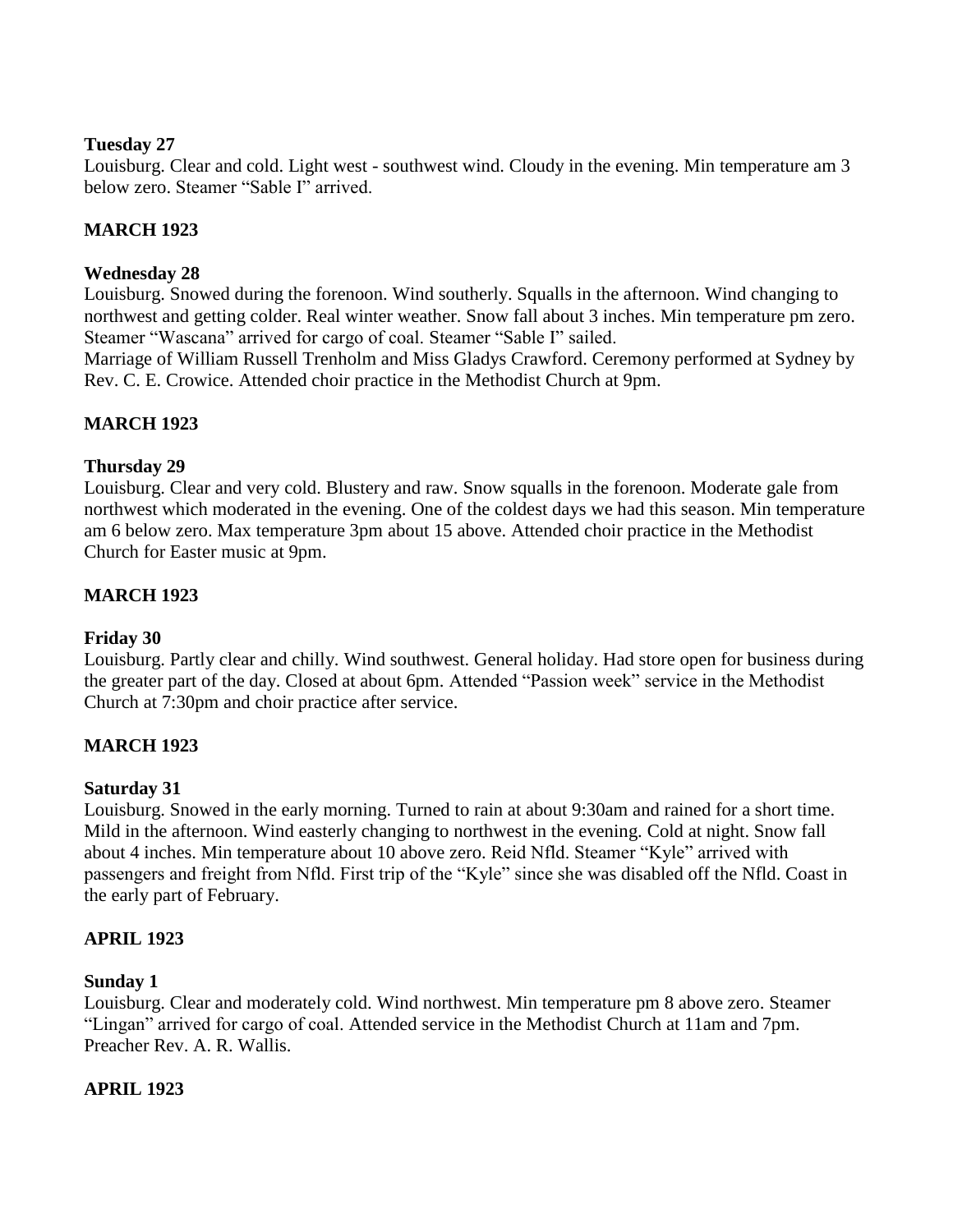**Tuesday 27**

Louisburg. Clear and cold. Light west - southwest wind. Cloudy in the evening. Min temperature am 3 below zero. Steamer "Sable I" arrived.

**MARCH 1923**

**Wednesday 28**

Louisburg. Snowed during the forenoon. Wind southerly. Squalls in the afternoon. Wind changing to northwest and getting colder. Real winter weather. Snow fall about 3 inches. Min temperature pm zero. Steamer "Wascana" arrived for cargo of coal. Steamer "Sable I" sailed.
Marriage of William Russell Trenholm and Miss Gladys Crawford. Ceremony performed at Sydney by Rev. C. E. Crowice. Attended choir practice in the Methodist Church at 9pm.

**MARCH 1923**

**Thursday 29**

Louisburg. Clear and very cold. Blustery and raw. Snow squalls in the forenoon. Moderate gale from northwest which moderated in the evening. One of the coldest days we had this season. Min temperature am 6 below zero. Max temperature 3pm about 15 above. Attended choir practice in the Methodist Church for Easter music at 9pm.

**MARCH 1923**

**Friday 30**

Louisburg. Partly clear and chilly. Wind southwest. General holiday. Had store open for business during the greater part of the day. Closed at about 6pm. Attended "Passion week" service in the Methodist Church at 7:30pm and choir practice after service.

**MARCH 1923**

**Saturday 31**

Louisburg. Snowed in the early morning. Turned to rain at about 9:30am and rained for a short time. Mild in the afternoon. Wind easterly changing to northwest in the evening. Cold at night. Snow fall about 4 inches. Min temperature about 10 above zero. Reid Nfld. Steamer "Kyle" arrived with passengers and freight from Nfld. First trip of the "Kyle" since she was disabled off the Nfld. Coast in the early part of February.

**APRIL 1923**

**Sunday 1**

Louisburg. Clear and moderately cold. Wind northwest. Min temperature pm 8 above zero. Steamer "Lingan" arrived for cargo of coal. Attended service in the Methodist Church at 11am and 7pm. Preacher Rev. A. R. Wallis.

**APRIL 1923**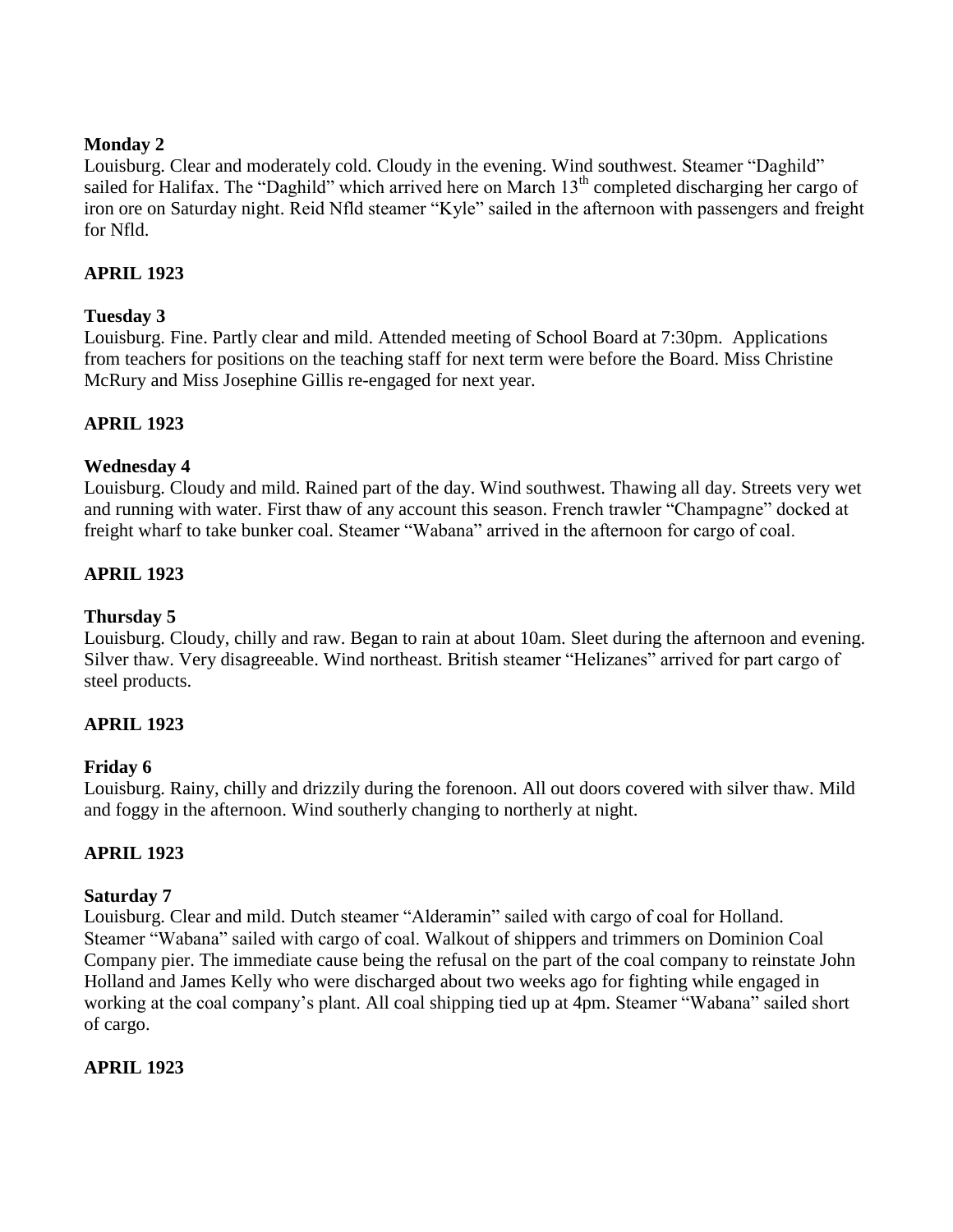**Monday 2**

Louisburg. Clear and moderately cold. Cloudy in the evening. Wind southwest. Steamer "Daghild" sailed for Halifax. The "Daghild" which arrived here on March 13th completed discharging her cargo of iron ore on Saturday night. Reid Nfld steamer "Kyle" sailed in the afternoon with passengers and freight for Nfld.

**APRIL 1923**

**Tuesday 3**

Louisburg. Fine. Partly clear and mild. Attended meeting of School Board at 7:30pm. Applications from teachers for positions on the teaching staff for next term were before the Board. Miss Christine McRury and Miss Josephine Gillis re-engaged for next year.

**APRIL 1923**

**Wednesday 4**

Louisburg. Cloudy and mild. Rained part of the day. Wind southwest. Thawing all day. Streets very wet and running with water. First thaw of any account this season. French trawler "Champagne" docked at freight wharf to take bunker coal. Steamer "Wabana" arrived in the afternoon for cargo of coal.

**APRIL 1923**

**Thursday 5**

Louisburg. Cloudy, chilly and raw. Began to rain at about 10am. Sleet during the afternoon and evening. Silver thaw. Very disagreeable. Wind northeast. British steamer "Helizanes" arrived for part cargo of steel products.

**APRIL 1923**

**Friday 6**

Louisburg. Rainy, chilly and drizzily during the forenoon. All out doors covered with silver thaw. Mild and foggy in the afternoon. Wind southerly changing to northerly at night.

**APRIL 1923**

**Saturday 7**

Louisburg. Clear and mild. Dutch steamer "Alderamin" sailed with cargo of coal for Holland. Steamer "Wabana" sailed with cargo of coal. Walkout of shippers and trimmers on Dominion Coal Company pier. The immediate cause being the refusal on the part of the coal company to reinstate John Holland and James Kelly who were discharged about two weeks ago for fighting while engaged in working at the coal company's plant. All coal shipping tied up at 4pm. Steamer "Wabana" sailed short of cargo.

**APRIL 1923**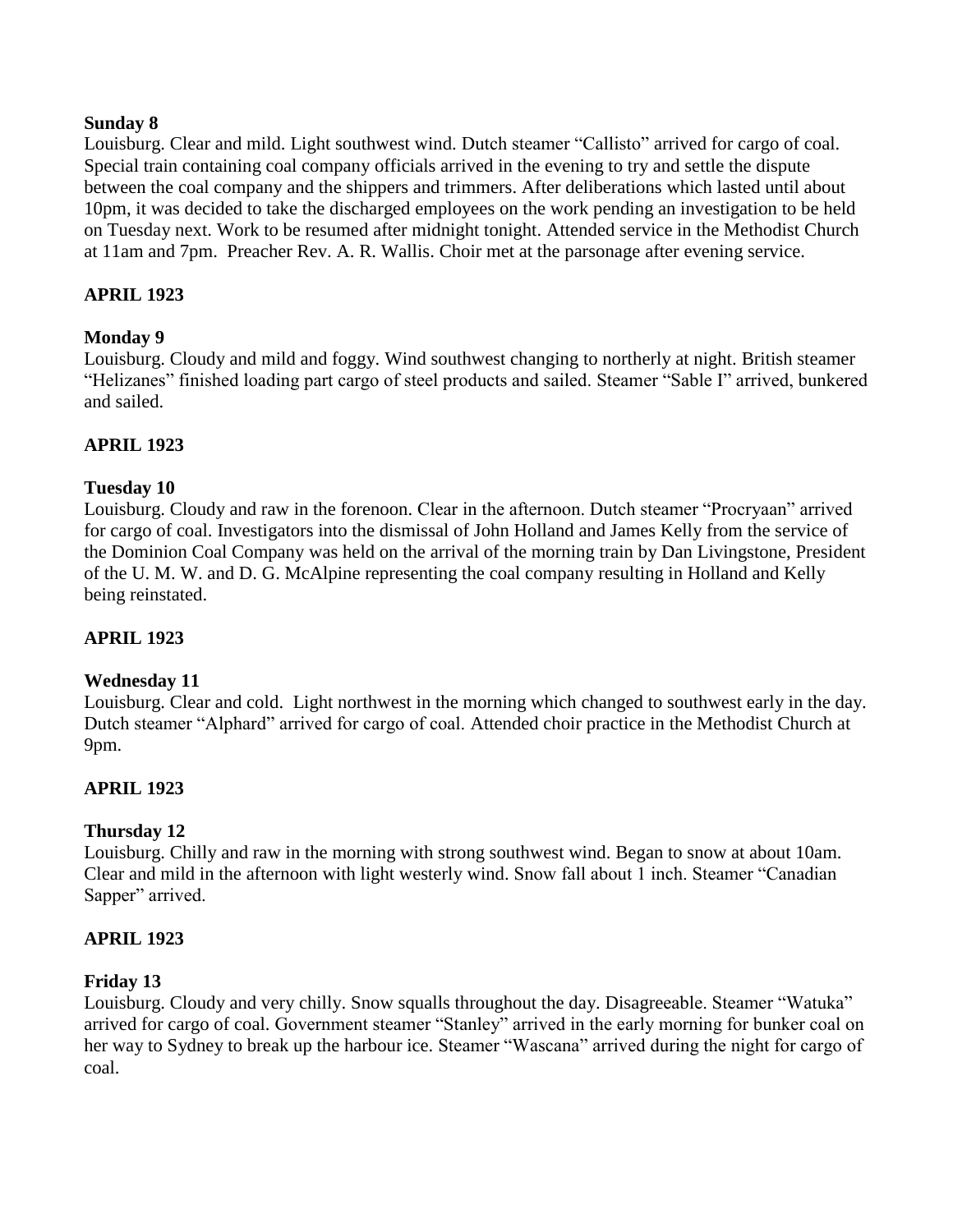**Sunday 8**

Louisburg. Clear and mild. Light southwest wind. Dutch steamer "Callisto" arrived for cargo of coal. Special train containing coal company officials arrived in the evening to try and settle the dispute between the coal company and the shippers and trimmers. After deliberations which lasted until about 10pm, it was decided to take the discharged employees on the work pending an investigation to be held on Tuesday next. Work to be resumed after midnight tonight. Attended service in the Methodist Church at 11am and 7pm. Preacher Rev. A. R. Wallis. Choir met at the parsonage after evening service.

**APRIL 1923**

**Monday 9**

Louisburg. Cloudy and mild and foggy. Wind southwest changing to northerly at night. British steamer "Helizanes" finished loading part cargo of steel products and sailed. Steamer "Sable I" arrived, bunkered and sailed.

**APRIL 1923**

**Tuesday 10**

Louisburg. Cloudy and raw in the forenoon. Clear in the afternoon. Dutch steamer "Procryaan" arrived for cargo of coal. Investigators into the dismissal of John Holland and James Kelly from the service of the Dominion Coal Company was held on the arrival of the morning train by Dan Livingstone, President of the U. M. W. and D. G. McAlpine representing the coal company resulting in Holland and Kelly being reinstated.

**APRIL 1923**

**Wednesday 11**

Louisburg. Clear and cold. Light northwest in the morning which changed to southwest early in the day. Dutch steamer "Alphard" arrived for cargo of coal. Attended choir practice in the Methodist Church at 9pm.

**APRIL 1923**

**Thursday 12**

Louisburg. Chilly and raw in the morning with strong southwest wind. Began to snow at about 10am. Clear and mild in the afternoon with light westerly wind. Snow fall about 1 inch. Steamer "Canadian Sapper" arrived.

**APRIL 1923**

**Friday 13**

Louisburg. Cloudy and very chilly. Snow squalls throughout the day. Disagreeable. Steamer "Watuka" arrived for cargo of coal. Government steamer "Stanley" arrived in the early morning for bunker coal on her way to Sydney to break up the harbour ice. Steamer "Wascana" arrived during the night for cargo of coal.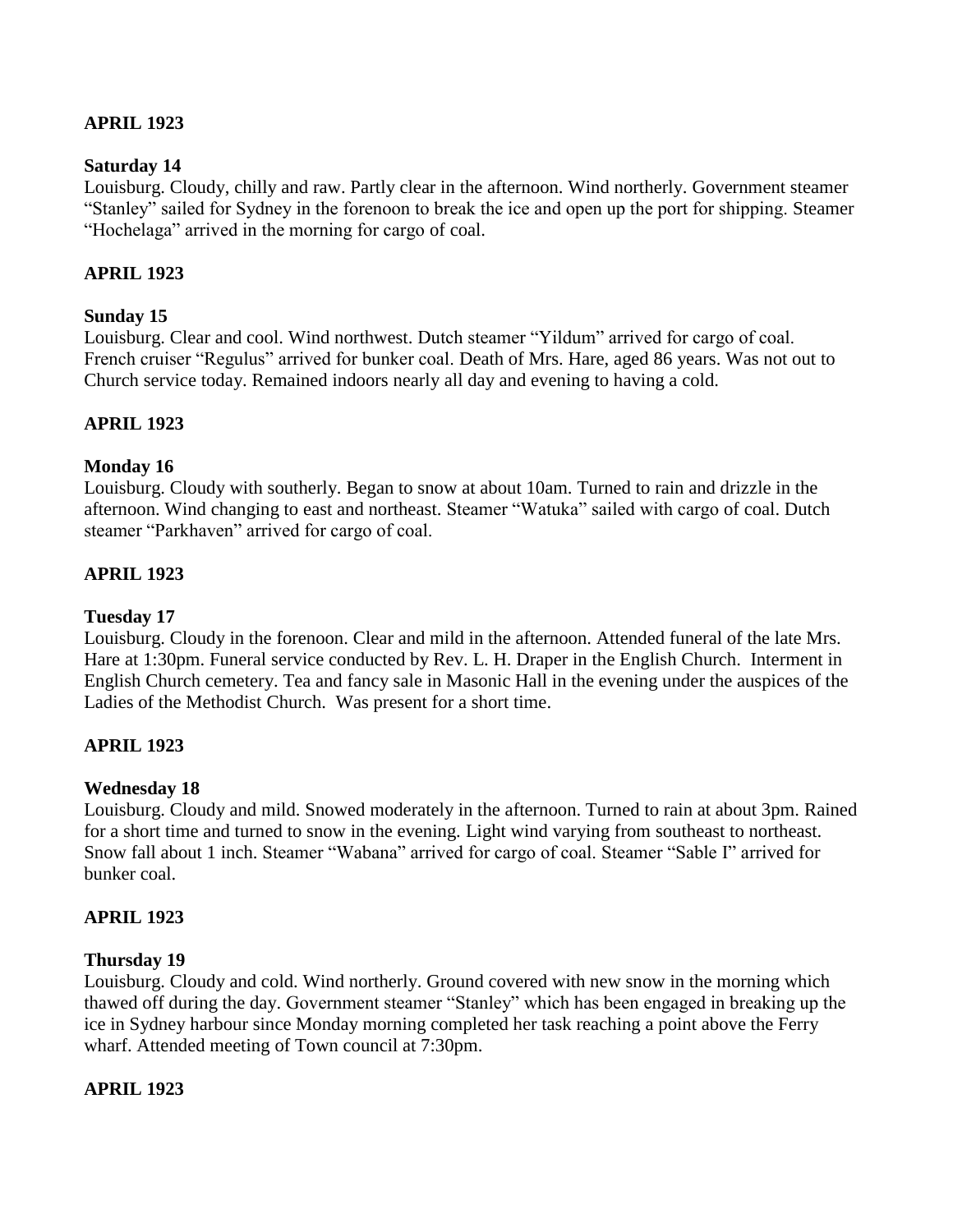**APRIL 1923**

**Saturday 14**
Louisburg. Cloudy, chilly and raw. Partly clear in the afternoon. Wind northerly. Government steamer "Stanley" sailed for Sydney in the forenoon to break the ice and open up the port for shipping. Steamer "Hochelaga" arrived in the morning for cargo of coal.

**APRIL 1923**

**Sunday 15**
Louisburg. Clear and cool. Wind northwest. Dutch steamer "Yildum" arrived for cargo of coal. French cruiser "Regulus" arrived for bunker coal. Death of Mrs. Hare, aged 86 years. Was not out to Church service today. Remained indoors nearly all day and evening to having a cold.

**APRIL 1923**

**Monday 16**
Louisburg. Cloudy with southerly. Began to snow at about 10am. Turned to rain and drizzle in the afternoon. Wind changing to east and northeast. Steamer "Watuka" sailed with cargo of coal. Dutch steamer "Parkhaven" arrived for cargo of coal.

**APRIL 1923**

**Tuesday 17**
Louisburg. Cloudy in the forenoon. Clear and mild in the afternoon. Attended funeral of the late Mrs. Hare at 1:30pm. Funeral service conducted by Rev. L. H. Draper in the English Church. Interment in English Church cemetery. Tea and fancy sale in Masonic Hall in the evening under the auspices of the Ladies of the Methodist Church. Was present for a short time.

**APRIL 1923**

**Wednesday 18**
Louisburg. Cloudy and mild. Snowed moderately in the afternoon. Turned to rain at about 3pm. Rained for a short time and turned to snow in the evening. Light wind varying from southeast to northeast. Snow fall about 1 inch. Steamer "Wabana" arrived for cargo of coal. Steamer "Sable I" arrived for bunker coal.

**APRIL 1923**

**Thursday 19**
Louisburg. Cloudy and cold. Wind northerly. Ground covered with new snow in the morning which thawed off during the day. Government steamer "Stanley" which has been engaged in breaking up the ice in Sydney harbour since Monday morning completed her task reaching a point above the Ferry wharf. Attended meeting of Town council at 7:30pm.

**APRIL 1923**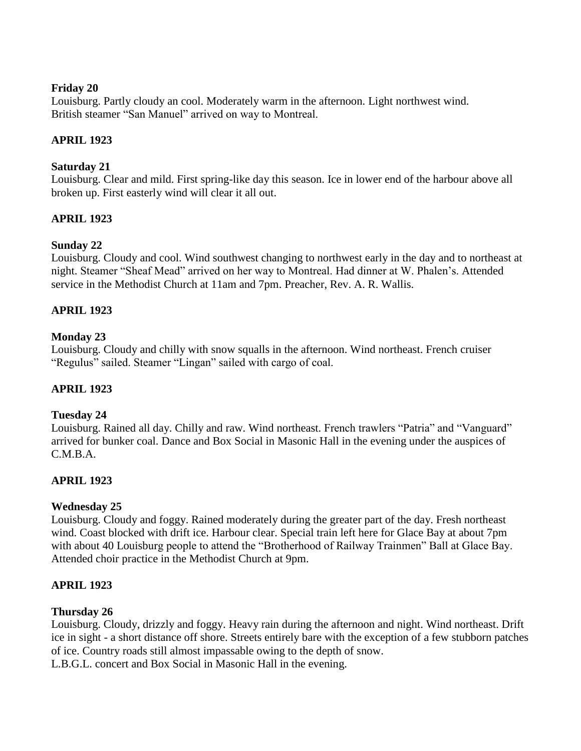**Friday 20**

Louisburg. Partly cloudy an cool. Moderately warm in the afternoon. Light northwest wind.
British steamer "San Manuel" arrived on way to Montreal.

**APRIL 1923**

**Saturday 21**

Louisburg. Clear and mild. First spring-like day this season. Ice in lower end of the harbour above all broken up. First easterly wind will clear it all out.

**APRIL 1923**

**Sunday 22**

Louisburg. Cloudy and cool. Wind southwest changing to northwest early in the day and to northeast at night. Steamer "Sheaf Mead" arrived on her way to Montreal. Had dinner at W. Phalen's. Attended service in the Methodist Church at 11am and 7pm. Preacher, Rev. A. R. Wallis.

**APRIL 1923**

**Monday 23**

Louisburg. Cloudy and chilly with snow squalls in the afternoon. Wind northeast. French cruiser "Regulus" sailed. Steamer "Lingan" sailed with cargo of coal.

**APRIL 1923**

**Tuesday 24**

Louisburg. Rained all day. Chilly and raw. Wind northeast. French trawlers "Patria" and "Vanguard" arrived for bunker coal. Dance and Box Social in Masonic Hall in the evening under the auspices of C.M.B.A.

**APRIL 1923**

**Wednesday 25**

Louisburg. Cloudy and foggy. Rained moderately during the greater part of the day. Fresh northeast wind. Coast blocked with drift ice. Harbour clear. Special train left here for Glace Bay at about 7pm with about 40 Louisburg people to attend the "Brotherhood of Railway Trainmen" Ball at Glace Bay. Attended choir practice in the Methodist Church at 9pm.

**APRIL 1923**

**Thursday 26**

Louisburg. Cloudy, drizzly and foggy. Heavy rain during the afternoon and night. Wind northeast. Drift ice in sight - a short distance off shore. Streets entirely bare with the exception of a few stubborn patches of ice. Country roads still almost impassable owing to the depth of snow.
L.B.G.L. concert and Box Social in Masonic Hall in the evening.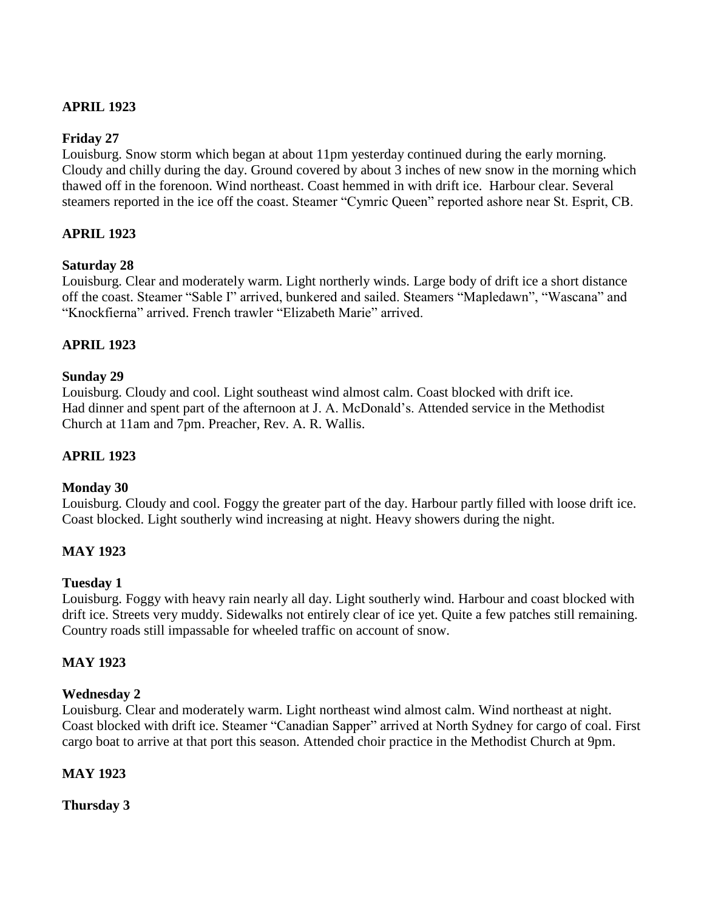**APRIL 1923**

**Friday 27**

Louisburg. Snow storm which began at about 11pm yesterday continued during the early morning. Cloudy and chilly during the day. Ground covered by about 3 inches of new snow in the morning which thawed off in the forenoon. Wind northeast. Coast hemmed in with drift ice. Harbour clear. Several steamers reported in the ice off the coast. Steamer "Cymric Queen" reported ashore near St. Esprit, CB.

**APRIL 1923**

**Saturday 28**

Louisburg. Clear and moderately warm. Light northerly winds. Large body of drift ice a short distance off the coast. Steamer "Sable I" arrived, bunkered and sailed. Steamers "Mapledawn", "Wascana" and "Knockfierna" arrived. French trawler "Elizabeth Marie" arrived.

**APRIL 1923**

**Sunday 29**

Louisburg. Cloudy and cool. Light southeast wind almost calm. Coast blocked with drift ice. Had dinner and spent part of the afternoon at J. A. McDonald's. Attended service in the Methodist Church at 11am and 7pm. Preacher, Rev. A. R. Wallis.

**APRIL 1923**

**Monday 30**

Louisburg. Cloudy and cool. Foggy the greater part of the day. Harbour partly filled with loose drift ice. Coast blocked. Light southerly wind increasing at night. Heavy showers during the night.

**MAY 1923**

**Tuesday 1**

Louisburg. Foggy with heavy rain nearly all day. Light southerly wind. Harbour and coast blocked with drift ice. Streets very muddy. Sidewalks not entirely clear of ice yet. Quite a few patches still remaining. Country roads still impassable for wheeled traffic on account of snow.

**MAY 1923**

**Wednesday 2**

Louisburg. Clear and moderately warm. Light northeast wind almost calm. Wind northeast at night. Coast blocked with drift ice. Steamer "Canadian Sapper" arrived at North Sydney for cargo of coal. First cargo boat to arrive at that port this season. Attended choir practice in the Methodist Church at 9pm.

**MAY 1923**

**Thursday 3**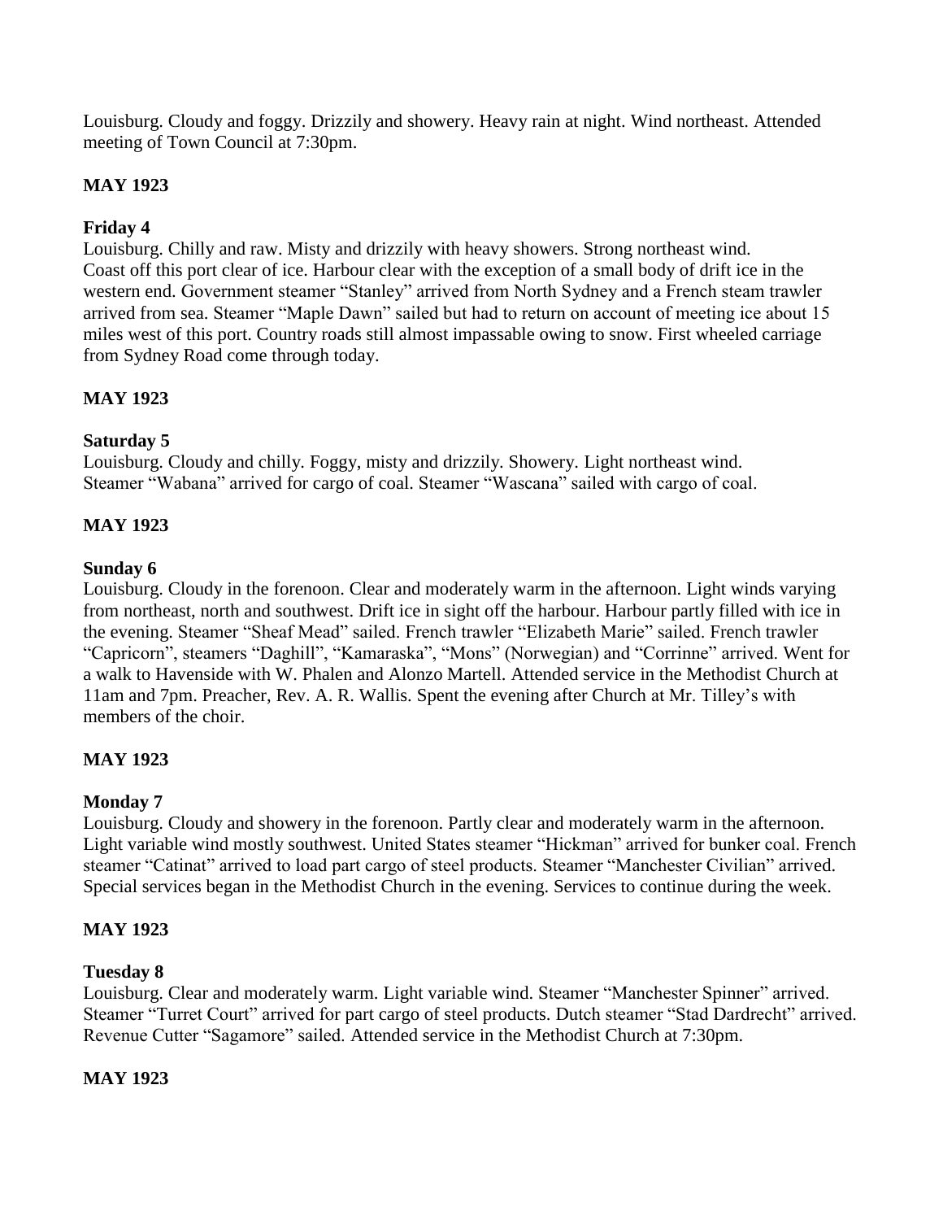Louisburg. Cloudy and foggy. Drizzily and showery. Heavy rain at night. Wind northeast. Attended meeting of Town Council at 7:30pm.

**MAY 1923**

**Friday 4**

Louisburg. Chilly and raw. Misty and drizzily with heavy showers. Strong northeast wind.
Coast off this port clear of ice. Harbour clear with the exception of a small body of drift ice in the western end. Government steamer "Stanley" arrived from North Sydney and a French steam trawler arrived from sea. Steamer "Maple Dawn" sailed but had to return on account of meeting ice about 15 miles west of this port. Country roads still almost impassable owing to snow. First wheeled carriage from Sydney Road come through today.

**MAY 1923**

**Saturday 5**

Louisburg. Cloudy and chilly. Foggy, misty and drizzily. Showery. Light northeast wind.
Steamer "Wabana" arrived for cargo of coal. Steamer "Wascana" sailed with cargo of coal.

**MAY 1923**

**Sunday 6**

Louisburg. Cloudy in the forenoon. Clear and moderately warm in the afternoon. Light winds varying from northeast, north and southwest. Drift ice in sight off the harbour. Harbour partly filled with ice in the evening. Steamer "Sheaf Mead" sailed. French trawler "Elizabeth Marie" sailed. French trawler "Capricorn", steamers "Daghill", "Kamaraska", "Mons" (Norwegian) and "Corrinne" arrived. Went for a walk to Havenside with W. Phalen and Alonzo Martell. Attended service in the Methodist Church at 11am and 7pm. Preacher, Rev. A. R. Wallis. Spent the evening after Church at Mr. Tilley's with members of the choir.

**MAY 1923**

**Monday 7**

Louisburg. Cloudy and showery in the forenoon. Partly clear and moderately warm in the afternoon. Light variable wind mostly southwest. United States steamer "Hickman" arrived for bunker coal. French steamer "Catinat" arrived to load part cargo of steel products. Steamer "Manchester Civilian" arrived. Special services began in the Methodist Church in the evening. Services to continue during the week.

**MAY 1923**

**Tuesday 8**

Louisburg. Clear and moderately warm. Light variable wind. Steamer "Manchester Spinner" arrived. Steamer "Turret Court" arrived for part cargo of steel products. Dutch steamer "Stad Dardrecht" arrived. Revenue Cutter "Sagamore" sailed. Attended service in the Methodist Church at 7:30pm.

**MAY 1923**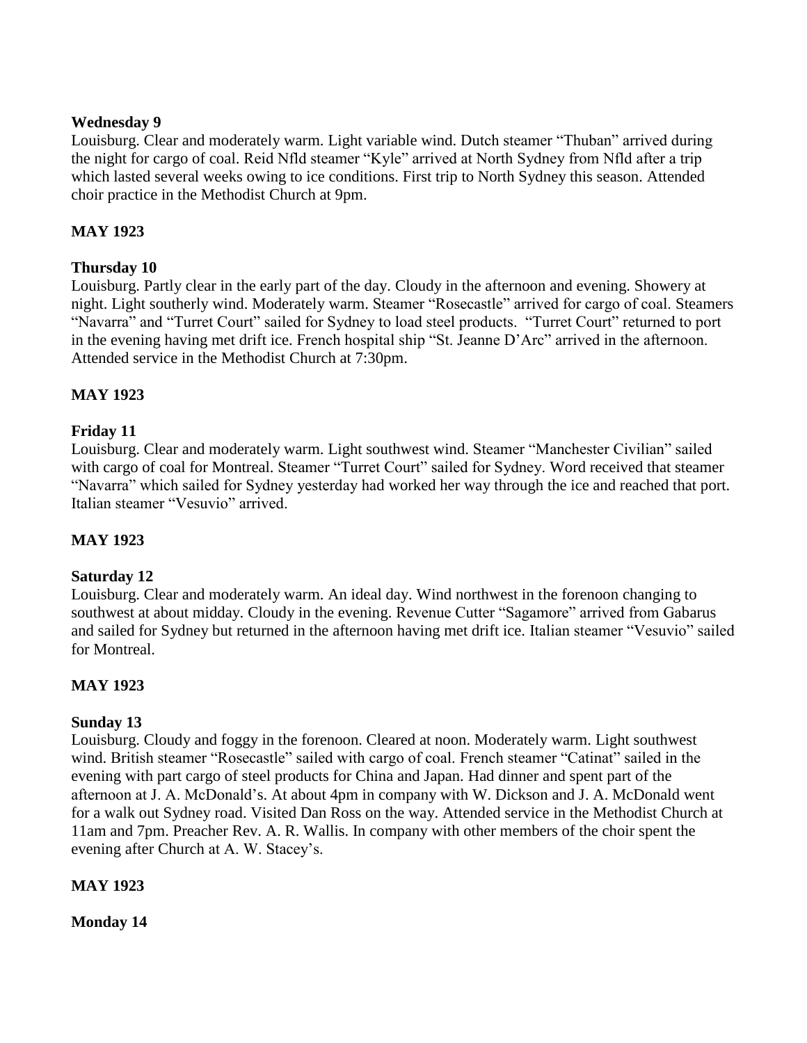**Wednesday 9**

Louisburg. Clear and moderately warm. Light variable wind. Dutch steamer "Thuban" arrived during the night for cargo of coal. Reid Nfld steamer "Kyle" arrived at North Sydney from Nfld after a trip which lasted several weeks owing to ice conditions. First trip to North Sydney this season. Attended choir practice in the Methodist Church at 9pm.

**MAY 1923**

**Thursday 10**

Louisburg. Partly clear in the early part of the day. Cloudy in the afternoon and evening. Showery at night. Light southerly wind. Moderately warm. Steamer "Rosecastle" arrived for cargo of coal. Steamers "Navarra" and "Turret Court" sailed for Sydney to load steel products. "Turret Court" returned to port in the evening having met drift ice. French hospital ship "St. Jeanne D'Arc" arrived in the afternoon. Attended service in the Methodist Church at 7:30pm.

**MAY 1923**

**Friday 11**

Louisburg. Clear and moderately warm. Light southwest wind. Steamer "Manchester Civilian" sailed with cargo of coal for Montreal. Steamer "Turret Court" sailed for Sydney. Word received that steamer "Navarra" which sailed for Sydney yesterday had worked her way through the ice and reached that port. Italian steamer "Vesuvio" arrived.

**MAY 1923**

**Saturday 12**

Louisburg. Clear and moderately warm. An ideal day. Wind northwest in the forenoon changing to southwest at about midday. Cloudy in the evening. Revenue Cutter "Sagamore" arrived from Gabarus and sailed for Sydney but returned in the afternoon having met drift ice. Italian steamer "Vesuvio" sailed for Montreal.

**MAY 1923**

**Sunday 13**

Louisburg. Cloudy and foggy in the forenoon. Cleared at noon. Moderately warm. Light southwest wind. British steamer "Rosecastle" sailed with cargo of coal. French steamer "Catinat" sailed in the evening with part cargo of steel products for China and Japan. Had dinner and spent part of the afternoon at J. A. McDonald's. At about 4pm in company with W. Dickson and J. A. McDonald went for a walk out Sydney road. Visited Dan Ross on the way. Attended service in the Methodist Church at 11am and 7pm. Preacher Rev. A. R. Wallis. In company with other members of the choir spent the evening after Church at A. W. Stacey's.

**MAY 1923**

**Monday 14**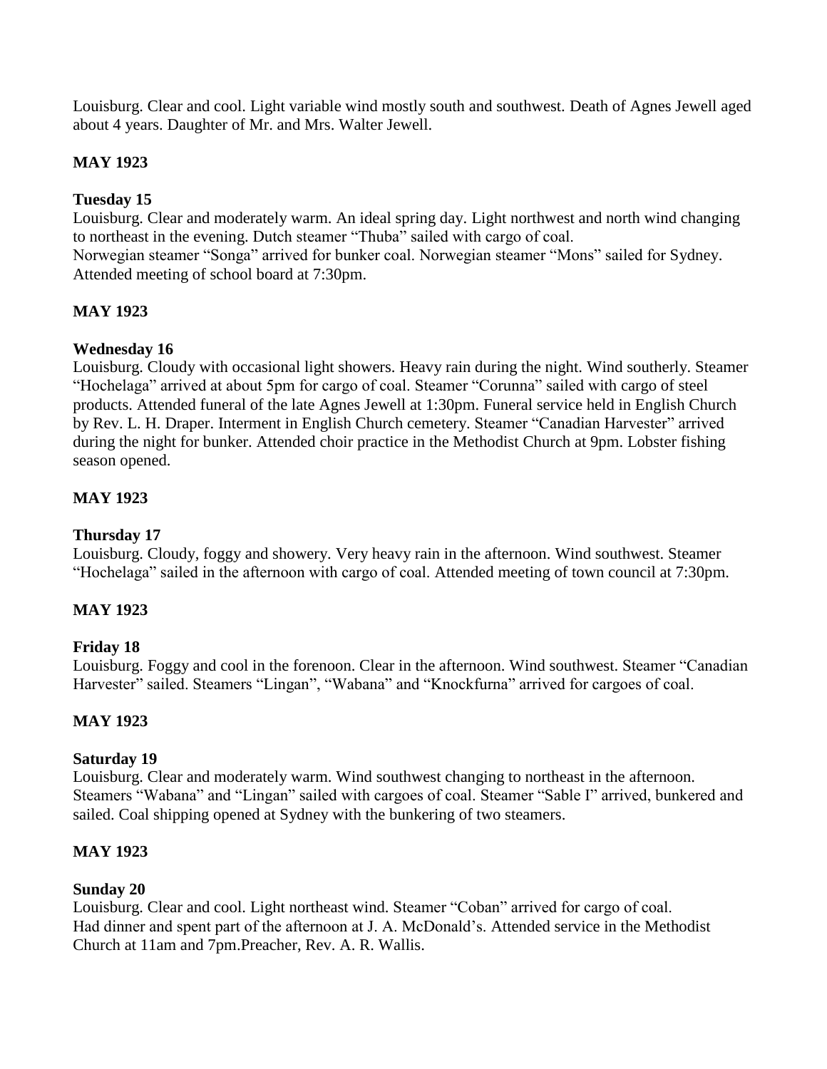Louisburg. Clear and cool. Light variable wind mostly south and southwest. Death of Agnes Jewell aged about 4 years. Daughter of Mr. and Mrs. Walter Jewell.

**MAY 1923**

**Tuesday 15**
Louisburg. Clear and moderately warm. An ideal spring day. Light northwest and north wind changing to northeast in the evening. Dutch steamer "Thuba" sailed with cargo of coal.
Norwegian steamer "Songa" arrived for bunker coal. Norwegian steamer "Mons" sailed for Sydney. Attended meeting of school board at 7:30pm.

**MAY 1923**

**Wednesday 16**
Louisburg. Cloudy with occasional light showers. Heavy rain during the night. Wind southerly. Steamer "Hochelaga" arrived at about 5pm for cargo of coal. Steamer "Corunna" sailed with cargo of steel products. Attended funeral of the late Agnes Jewell at 1:30pm. Funeral service held in English Church by Rev. L. H. Draper. Interment in English Church cemetery. Steamer "Canadian Harvester" arrived during the night for bunker. Attended choir practice in the Methodist Church at 9pm. Lobster fishing season opened.

**MAY 1923**

**Thursday 17**
Louisburg. Cloudy, foggy and showery. Very heavy rain in the afternoon. Wind southwest. Steamer "Hochelaga" sailed in the afternoon with cargo of coal. Attended meeting of town council at 7:30pm.

**MAY 1923**

**Friday 18**
Louisburg. Foggy and cool in the forenoon. Clear in the afternoon. Wind southwest. Steamer "Canadian Harvester" sailed. Steamers "Lingan", "Wabana" and "Knockfurna" arrived for cargoes of coal.

**MAY 1923**

**Saturday 19**
Louisburg. Clear and moderately warm. Wind southwest changing to northeast in the afternoon. Steamers "Wabana" and "Lingan" sailed with cargoes of coal. Steamer "Sable I" arrived, bunkered and sailed. Coal shipping opened at Sydney with the bunkering of two steamers.

**MAY 1923**

**Sunday 20**
Louisburg. Clear and cool. Light northeast wind. Steamer "Coban" arrived for cargo of coal.
Had dinner and spent part of the afternoon at J. A. McDonald's. Attended service in the Methodist Church at 11am and 7pm.Preacher, Rev. A. R. Wallis.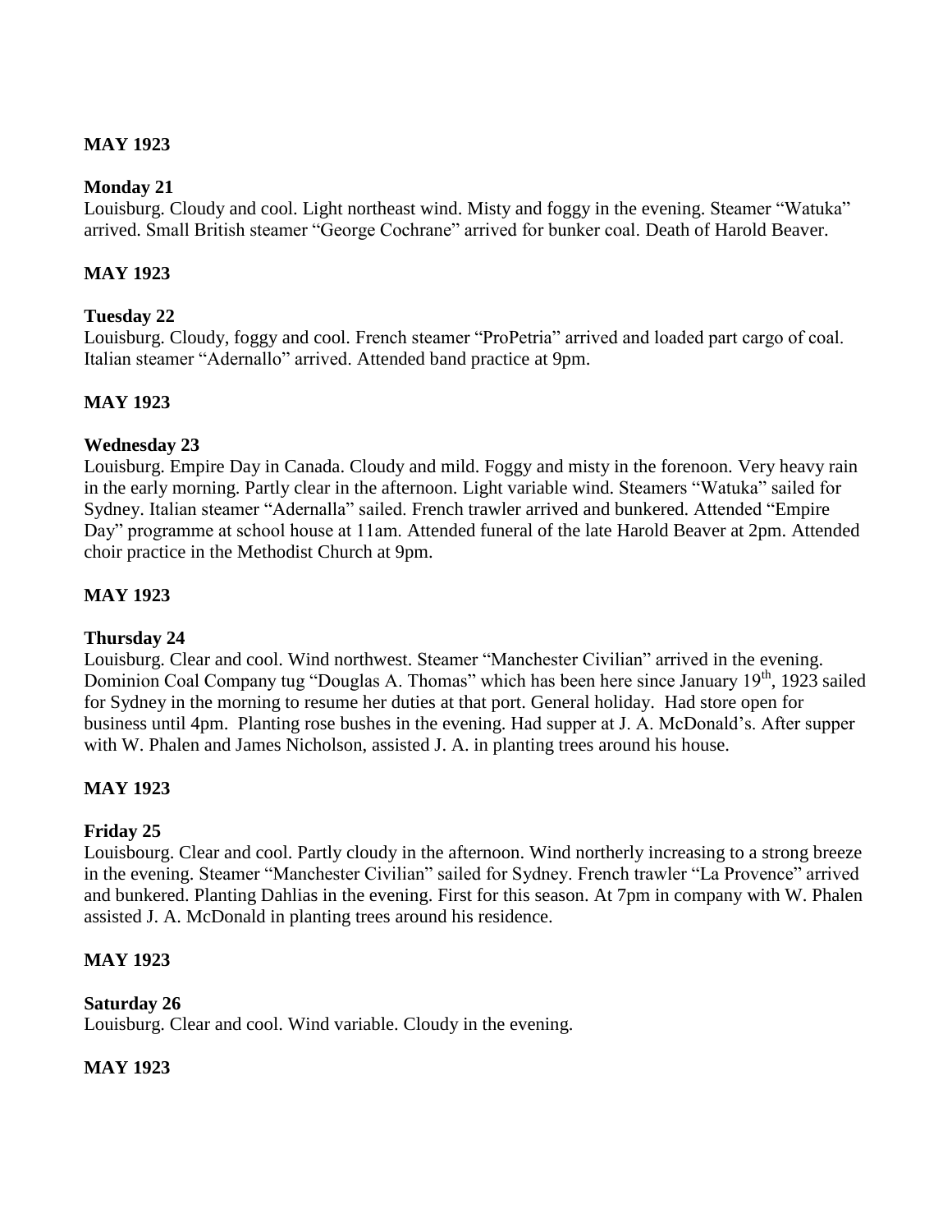**MAY 1923**

**Monday 21**

Louisburg. Cloudy and cool. Light northeast wind. Misty and foggy in the evening. Steamer "Watuka" arrived. Small British steamer "George Cochrane" arrived for bunker coal. Death of Harold Beaver.

**MAY 1923**

**Tuesday 22**

Louisburg. Cloudy, foggy and cool. French steamer "ProPetria" arrived and loaded part cargo of coal. Italian steamer "Adernallo" arrived. Attended band practice at 9pm.

**MAY 1923**

**Wednesday 23**

Louisburg. Empire Day in Canada. Cloudy and mild. Foggy and misty in the forenoon. Very heavy rain in the early morning. Partly clear in the afternoon. Light variable wind. Steamers "Watuka" sailed for Sydney. Italian steamer "Adernalla" sailed. French trawler arrived and bunkered. Attended "Empire Day" programme at school house at 11am. Attended funeral of the late Harold Beaver at 2pm. Attended choir practice in the Methodist Church at 9pm.

**MAY 1923**

**Thursday 24**

Louisburg. Clear and cool. Wind northwest. Steamer "Manchester Civilian" arrived in the evening. Dominion Coal Company tug "Douglas A. Thomas" which has been here since January 19th, 1923 sailed for Sydney in the morning to resume her duties at that port. General holiday. Had store open for business until 4pm. Planting rose bushes in the evening. Had supper at J. A. McDonald's. After supper with W. Phalen and James Nicholson, assisted J. A. in planting trees around his house.

**MAY 1923**

**Friday 25**

Louisbourg. Clear and cool. Partly cloudy in the afternoon. Wind northerly increasing to a strong breeze in the evening. Steamer "Manchester Civilian" sailed for Sydney. French trawler "La Provence" arrived and bunkered. Planting Dahlias in the evening. First for this season. At 7pm in company with W. Phalen assisted J. A. McDonald in planting trees around his residence.

**MAY 1923**

**Saturday 26**

Louisburg. Clear and cool. Wind variable. Cloudy in the evening.

**MAY 1923**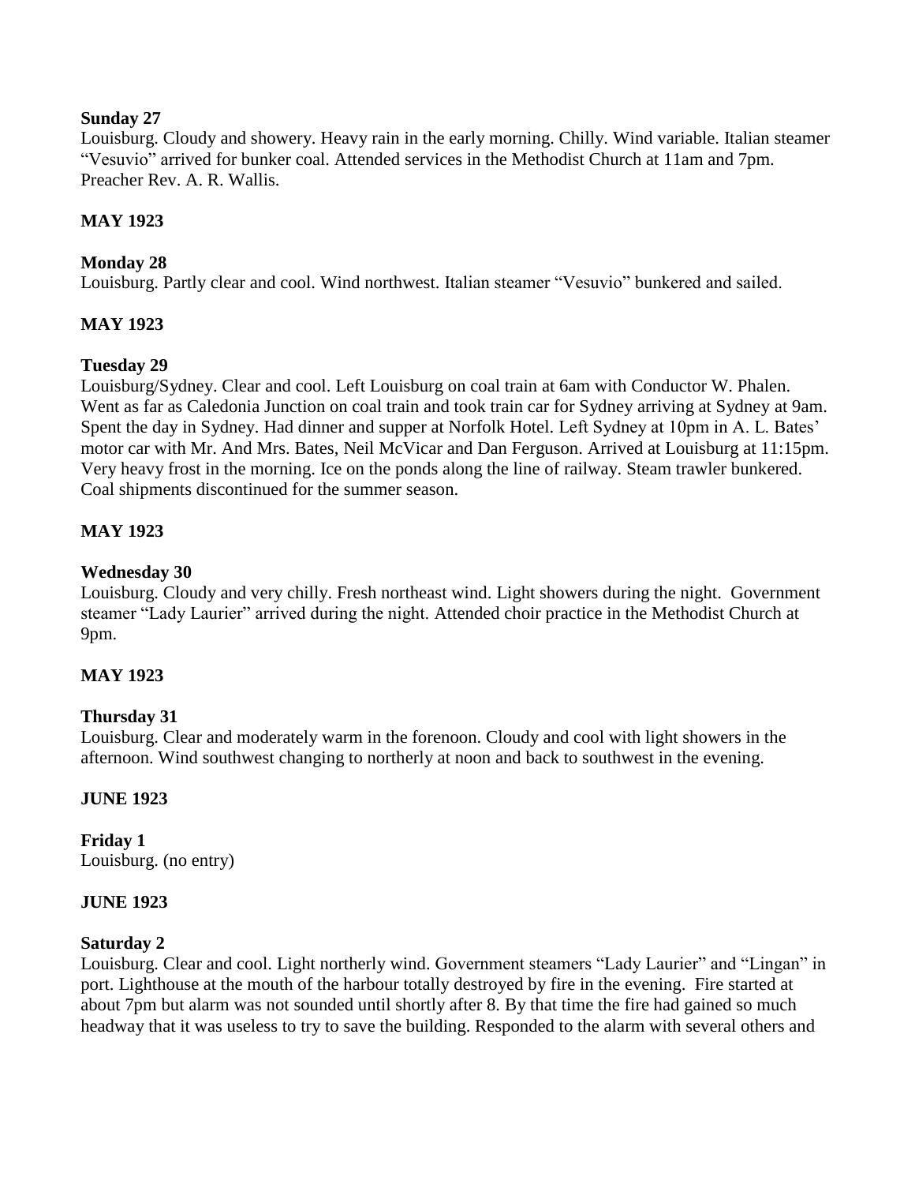**Sunday 27**

Louisburg. Cloudy and showery. Heavy rain in the early morning. Chilly. Wind variable. Italian steamer "Vesuvio" arrived for bunker coal. Attended services in the Methodist Church at 11am and 7pm. Preacher Rev. A. R. Wallis.

**MAY 1923**

**Monday 28**

Louisburg. Partly clear and cool. Wind northwest. Italian steamer "Vesuvio" bunkered and sailed.

**MAY 1923**

**Tuesday 29**

Louisburg/Sydney. Clear and cool. Left Louisburg on coal train at 6am with Conductor W. Phalen. Went as far as Caledonia Junction on coal train and took train car for Sydney arriving at Sydney at 9am. Spent the day in Sydney. Had dinner and supper at Norfolk Hotel. Left Sydney at 10pm in A. L. Bates' motor car with Mr. And Mrs. Bates, Neil McVicar and Dan Ferguson. Arrived at Louisburg at 11:15pm. Very heavy frost in the morning. Ice on the ponds along the line of railway. Steam trawler bunkered. Coal shipments discontinued for the summer season.

**MAY 1923**

**Wednesday 30**

Louisburg. Cloudy and very chilly. Fresh northeast wind. Light showers during the night. Government steamer "Lady Laurier" arrived during the night. Attended choir practice in the Methodist Church at 9pm.

**MAY 1923**

**Thursday 31**

Louisburg. Clear and moderately warm in the forenoon. Cloudy and cool with light showers in the afternoon. Wind southwest changing to northerly at noon and back to southwest in the evening.

**JUNE 1923**

**Friday 1**

Louisburg. (no entry)

**JUNE 1923**

**Saturday 2**

Louisburg. Clear and cool. Light northerly wind. Government steamers "Lady Laurier" and "Lingan" in port. Lighthouse at the mouth of the harbour totally destroyed by fire in the evening. Fire started at about 7pm but alarm was not sounded until shortly after 8. By that time the fire had gained so much headway that it was useless to try to save the building. Responded to the alarm with several others and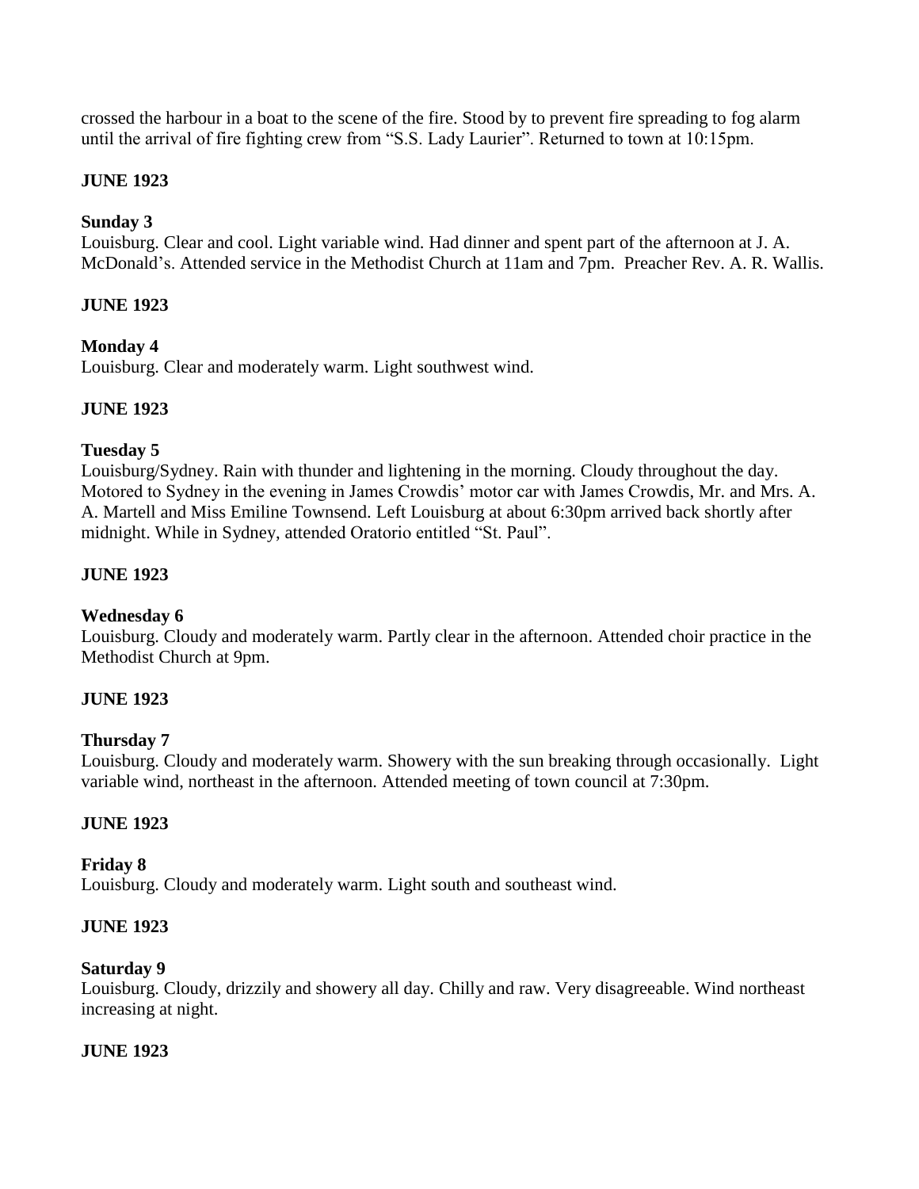crossed the harbour in a boat to the scene of the fire. Stood by to prevent fire spreading to fog alarm until the arrival of fire fighting crew from "S.S. Lady Laurier". Returned to town at 10:15pm.

**JUNE 1923**

**Sunday 3**
Louisburg. Clear and cool. Light variable wind. Had dinner and spent part of the afternoon at J. A. McDonald's. Attended service in the Methodist Church at 11am and 7pm. Preacher Rev. A. R. Wallis.

**JUNE 1923**

**Monday 4**
Louisburg. Clear and moderately warm. Light southwest wind.

**JUNE 1923**

**Tuesday 5**
Louisburg/Sydney. Rain with thunder and lightening in the morning. Cloudy throughout the day. Motored to Sydney in the evening in James Crowdis' motor car with James Crowdis, Mr. and Mrs. A. A. Martell and Miss Emiline Townsend. Left Louisburg at about 6:30pm arrived back shortly after midnight. While in Sydney, attended Oratorio entitled "St. Paul".

**JUNE 1923**

**Wednesday 6**
Louisburg. Cloudy and moderately warm. Partly clear in the afternoon. Attended choir practice in the Methodist Church at 9pm.

**JUNE 1923**

**Thursday 7**
Louisburg. Cloudy and moderately warm. Showery with the sun breaking through occasionally. Light variable wind, northeast in the afternoon. Attended meeting of town council at 7:30pm.

**JUNE 1923**

**Friday 8**
Louisburg. Cloudy and moderately warm. Light south and southeast wind.

**JUNE 1923**

**Saturday 9**
Louisburg. Cloudy, drizzily and showery all day. Chilly and raw. Very disagreeable. Wind northeast increasing at night.

**JUNE 1923**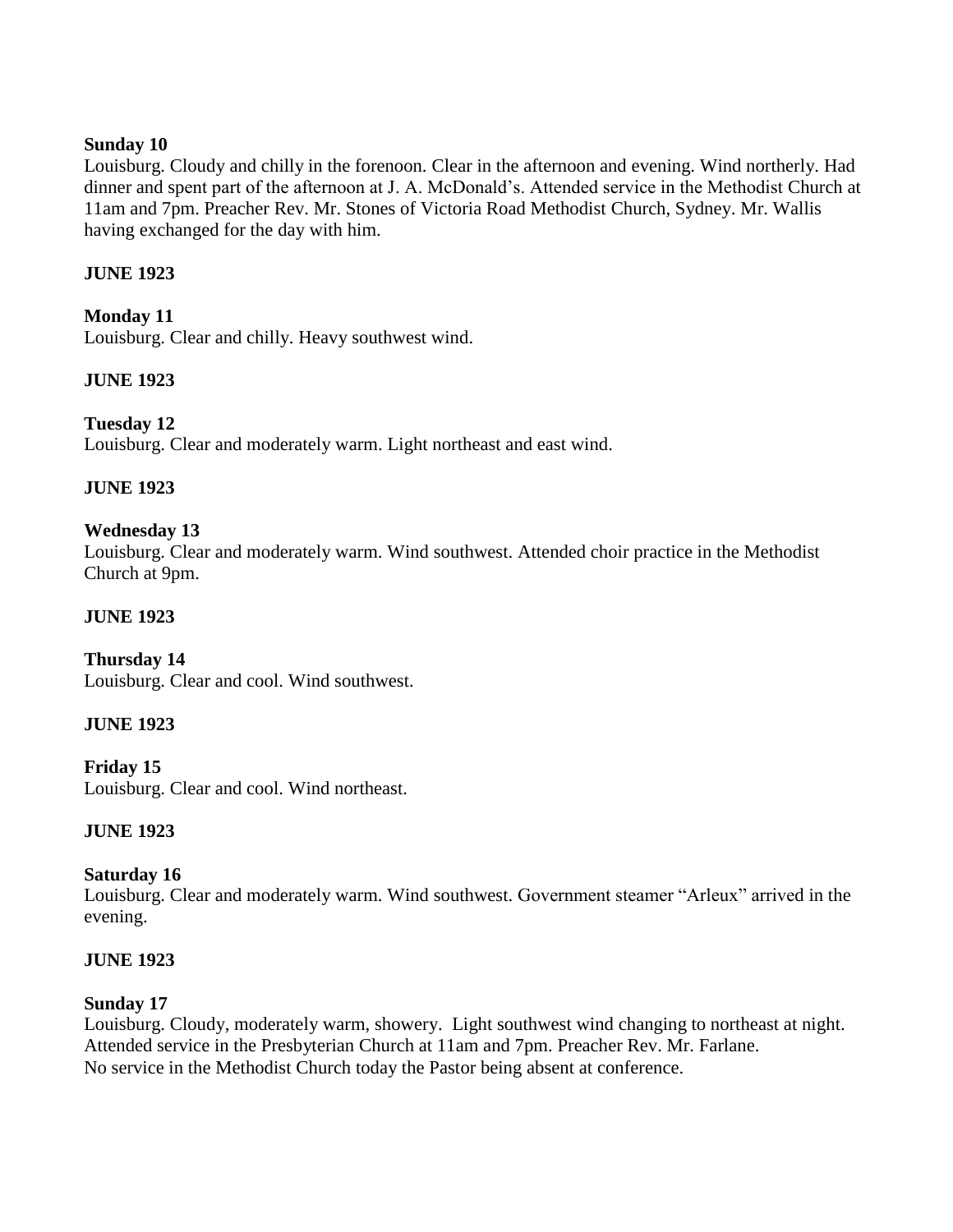**Sunday 10**

Louisburg. Cloudy and chilly in the forenoon. Clear in the afternoon and evening. Wind northerly. Had dinner and spent part of the afternoon at J. A. McDonald's. Attended service in the Methodist Church at 11am and 7pm. Preacher Rev. Mr. Stones of Victoria Road Methodist Church, Sydney. Mr. Wallis having exchanged for the day with him.

**JUNE 1923**

**Monday 11**

Louisburg. Clear and chilly. Heavy southwest wind.

**JUNE 1923**

**Tuesday 12**

Louisburg. Clear and moderately warm. Light northeast and east wind.

**JUNE 1923**

**Wednesday 13**

Louisburg. Clear and moderately warm. Wind southwest. Attended choir practice in the Methodist Church at 9pm.

**JUNE 1923**

**Thursday 14**

Louisburg. Clear and cool. Wind southwest.

**JUNE 1923**

**Friday 15**

Louisburg. Clear and cool. Wind northeast.

**JUNE 1923**

**Saturday 16**

Louisburg. Clear and moderately warm. Wind southwest. Government steamer "Arleux" arrived in the evening.

**JUNE 1923**

**Sunday 17**

Louisburg. Cloudy, moderately warm, showery. Light southwest wind changing to northeast at night. Attended service in the Presbyterian Church at 11am and 7pm. Preacher Rev. Mr. Farlane.
No service in the Methodist Church today the Pastor being absent at conference.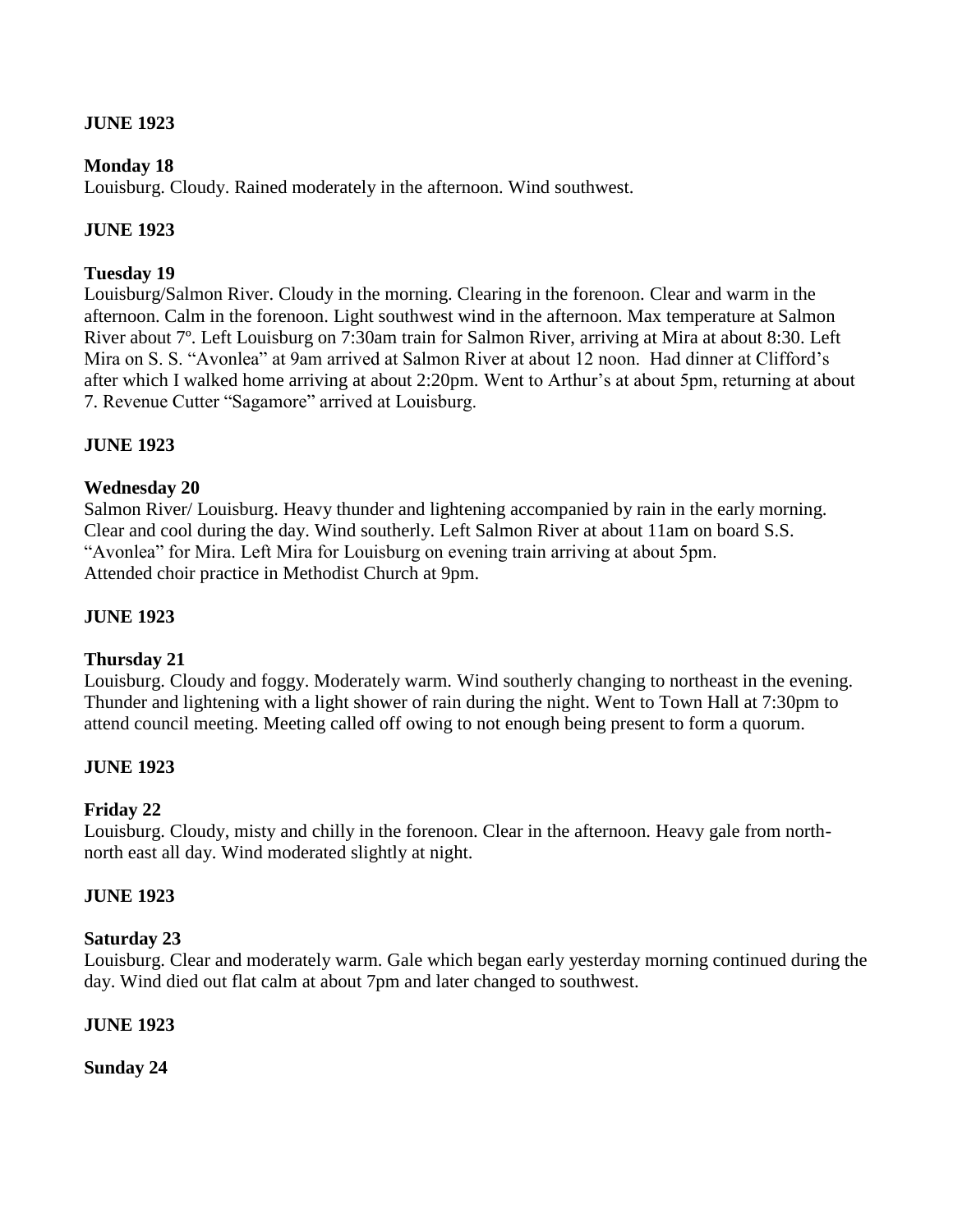**JUNE 1923**

**Monday 18**
Louisburg. Cloudy. Rained moderately in the afternoon. Wind southwest.

**JUNE 1923**

**Tuesday 19**
Louisburg/Salmon River. Cloudy in the morning. Clearing in the forenoon. Clear and warm in the afternoon. Calm in the forenoon. Light southwest wind in the afternoon. Max temperature at Salmon River about 7º. Left Louisburg on 7:30am train for Salmon River, arriving at Mira at about 8:30. Left Mira on S. S. "Avonlea" at 9am arrived at Salmon River at about 12 noon. Had dinner at Clifford's after which I walked home arriving at about 2:20pm. Went to Arthur's at about 5pm, returning at about 7. Revenue Cutter "Sagamore" arrived at Louisburg.

**JUNE 1923**

**Wednesday 20**
Salmon River/ Louisburg. Heavy thunder and lightening accompanied by rain in the early morning. Clear and cool during the day. Wind southerly. Left Salmon River at about 11am on board S.S. "Avonlea" for Mira. Left Mira for Louisburg on evening train arriving at about 5pm.
Attended choir practice in Methodist Church at 9pm.

**JUNE 1923**

**Thursday 21**
Louisburg. Cloudy and foggy. Moderately warm. Wind southerly changing to northeast in the evening. Thunder and lightening with a light shower of rain during the night. Went to Town Hall at 7:30pm to attend council meeting. Meeting called off owing to not enough being present to form a quorum.

**JUNE 1923**

**Friday 22**
Louisburg. Cloudy, misty and chilly in the forenoon. Clear in the afternoon. Heavy gale from north-north east all day. Wind moderated slightly at night.

**JUNE 1923**

**Saturday 23**
Louisburg. Clear and moderately warm. Gale which began early yesterday morning continued during the day. Wind died out flat calm at about 7pm and later changed to southwest.

**JUNE 1923**

**Sunday 24**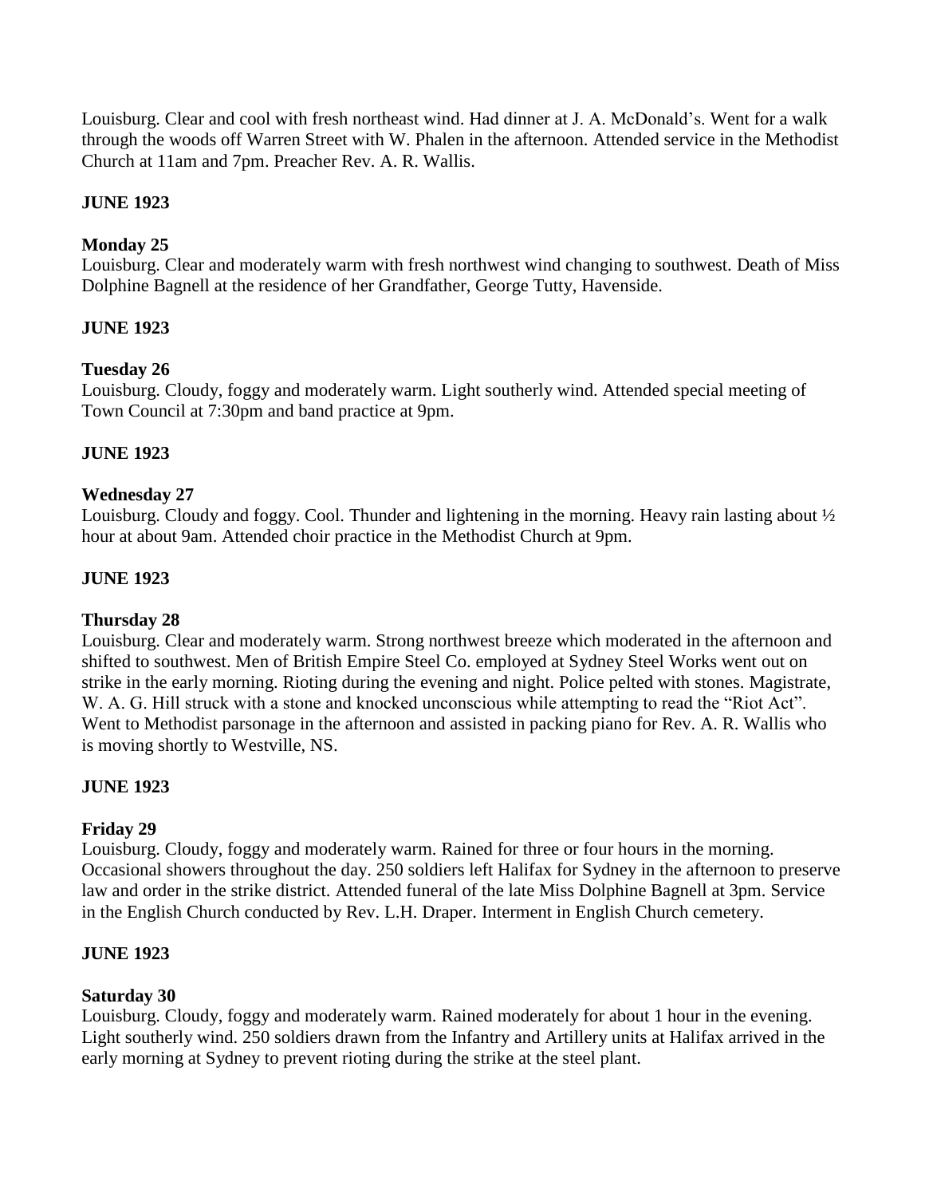Louisburg. Clear and cool with fresh northeast wind. Had dinner at J. A. McDonald's. Went for a walk through the woods off Warren Street with W. Phalen in the afternoon. Attended service in the Methodist Church at 11am and 7pm. Preacher Rev. A. R. Wallis.

**JUNE 1923**

**Monday 25**
Louisburg. Clear and moderately warm with fresh northwest wind changing to southwest. Death of Miss Dolphine Bagnell at the residence of her Grandfather, George Tutty, Havenside.

**JUNE 1923**

**Tuesday 26**
Louisburg. Cloudy, foggy and moderately warm. Light southerly wind. Attended special meeting of Town Council at 7:30pm and band practice at 9pm.

**JUNE 1923**

**Wednesday 27**
Louisburg. Cloudy and foggy. Cool. Thunder and lightening in the morning. Heavy rain lasting about ½ hour at about 9am. Attended choir practice in the Methodist Church at 9pm.

**JUNE 1923**

**Thursday 28**
Louisburg. Clear and moderately warm. Strong northwest breeze which moderated in the afternoon and shifted to southwest. Men of British Empire Steel Co. employed at Sydney Steel Works went out on strike in the early morning. Rioting during the evening and night. Police pelted with stones. Magistrate, W. A. G. Hill struck with a stone and knocked unconscious while attempting to read the "Riot Act". Went to Methodist parsonage in the afternoon and assisted in packing piano for Rev. A. R. Wallis who is moving shortly to Westville, NS.

**JUNE 1923**

**Friday 29**
Louisburg. Cloudy, foggy and moderately warm. Rained for three or four hours in the morning. Occasional showers throughout the day. 250 soldiers left Halifax for Sydney in the afternoon to preserve law and order in the strike district. Attended funeral of the late Miss Dolphine Bagnell at 3pm. Service in the English Church conducted by Rev. L.H. Draper. Interment in English Church cemetery.

**JUNE 1923**

**Saturday 30**
Louisburg. Cloudy, foggy and moderately warm. Rained moderately for about 1 hour in the evening. Light southerly wind. 250 soldiers drawn from the Infantry and Artillery units at Halifax arrived in the early morning at Sydney to prevent rioting during the strike at the steel plant.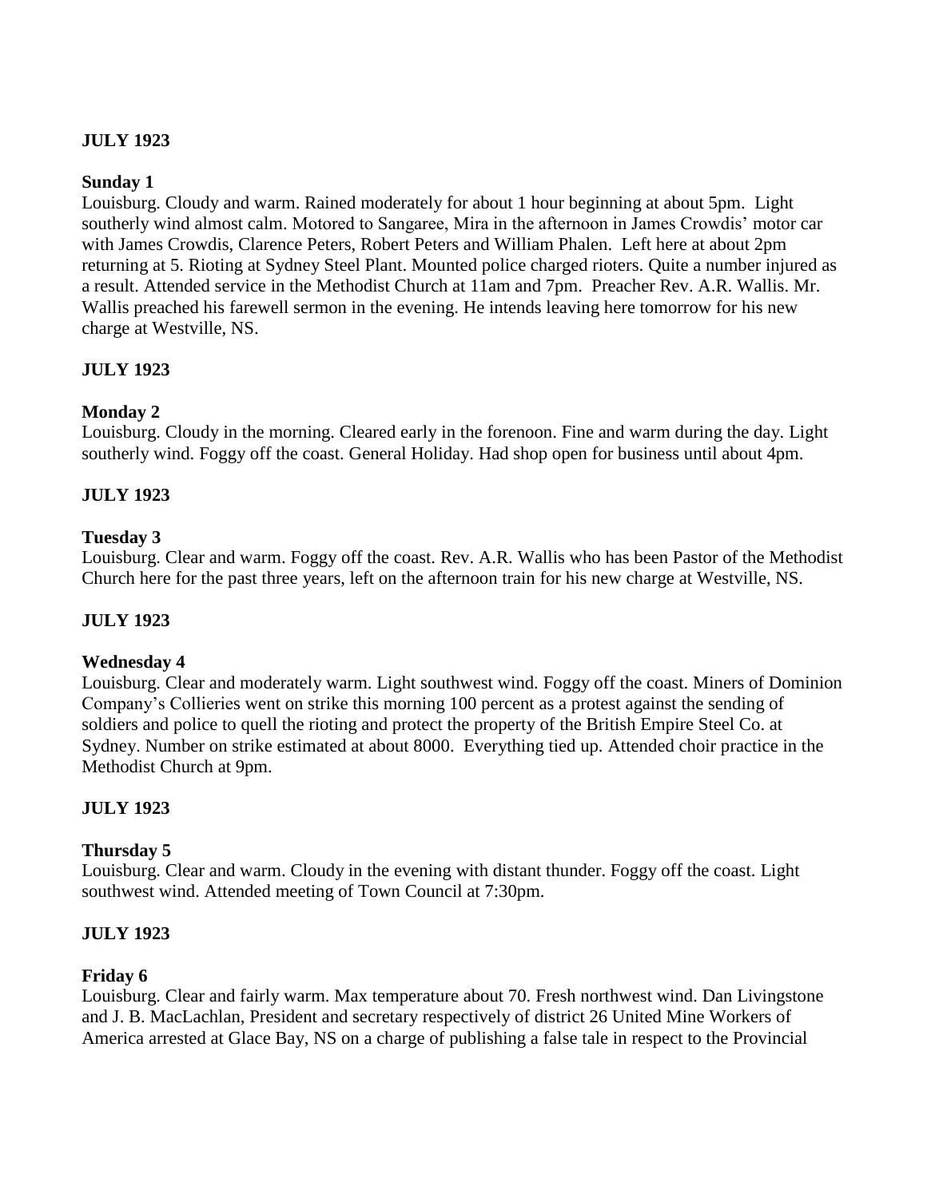**JULY 1923**

**Sunday 1**
Louisburg. Cloudy and warm. Rained moderately for about 1 hour beginning at about 5pm. Light southerly wind almost calm. Motored to Sangaree, Mira in the afternoon in James Crowdis' motor car with James Crowdis, Clarence Peters, Robert Peters and William Phalen. Left here at about 2pm returning at 5. Rioting at Sydney Steel Plant. Mounted police charged rioters. Quite a number injured as a result. Attended service in the Methodist Church at 11am and 7pm. Preacher Rev. A.R. Wallis. Mr. Wallis preached his farewell sermon in the evening. He intends leaving here tomorrow for his new charge at Westville, NS.

**JULY 1923**

**Monday 2**
Louisburg. Cloudy in the morning. Cleared early in the forenoon. Fine and warm during the day. Light southerly wind. Foggy off the coast. General Holiday. Had shop open for business until about 4pm.

**JULY 1923**

**Tuesday 3**
Louisburg. Clear and warm. Foggy off the coast. Rev. A.R. Wallis who has been Pastor of the Methodist Church here for the past three years, left on the afternoon train for his new charge at Westville, NS.

**JULY 1923**

**Wednesday 4**
Louisburg. Clear and moderately warm. Light southwest wind. Foggy off the coast. Miners of Dominion Company's Collieries went on strike this morning 100 percent as a protest against the sending of soldiers and police to quell the rioting and protect the property of the British Empire Steel Co. at Sydney. Number on strike estimated at about 8000. Everything tied up. Attended choir practice in the Methodist Church at 9pm.

**JULY 1923**

**Thursday 5**
Louisburg. Clear and warm. Cloudy in the evening with distant thunder. Foggy off the coast. Light southwest wind. Attended meeting of Town Council at 7:30pm.

**JULY 1923**

**Friday 6**
Louisburg. Clear and fairly warm. Max temperature about 70. Fresh northwest wind. Dan Livingstone and J. B. MacLachlan, President and secretary respectively of district 26 United Mine Workers of America arrested at Glace Bay, NS on a charge of publishing a false tale in respect to the Provincial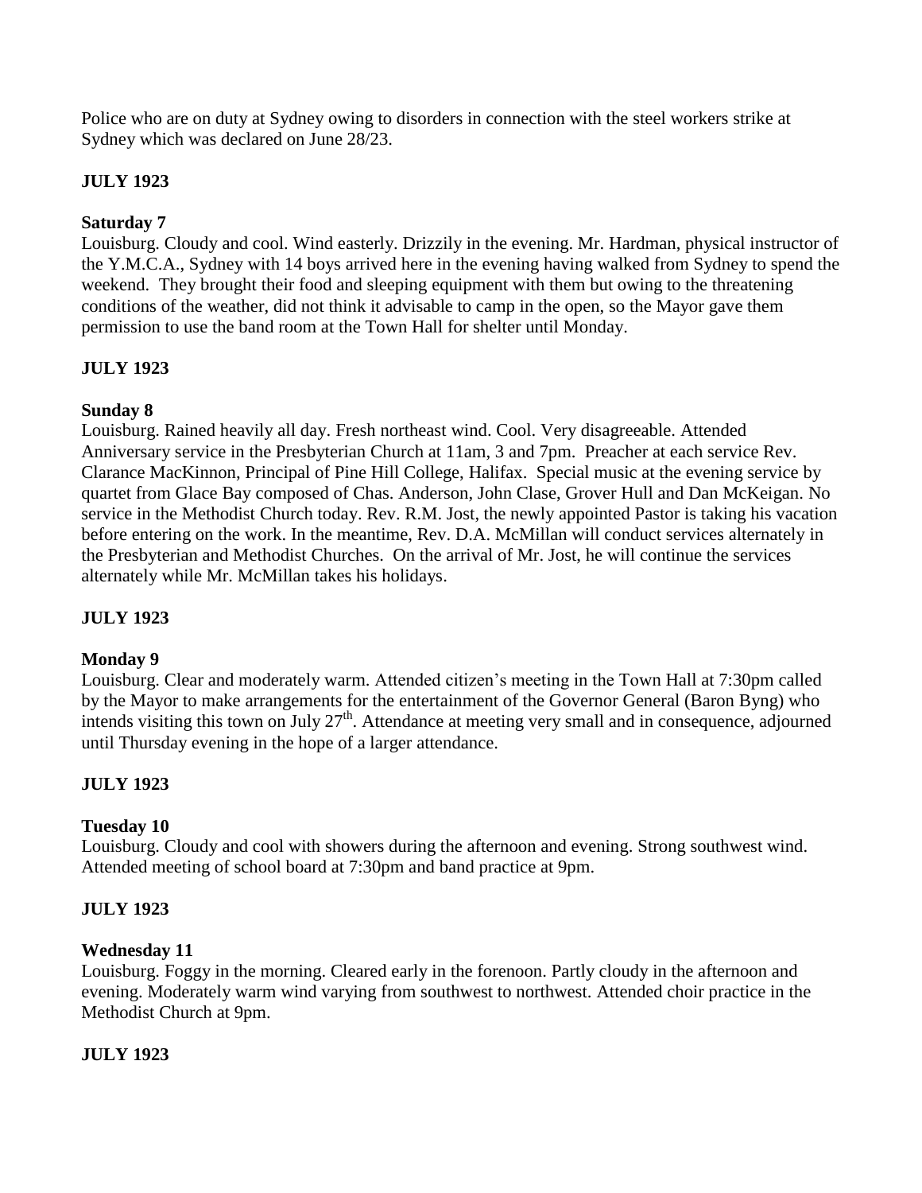Police who are on duty at Sydney owing to disorders in connection with the steel workers strike at Sydney which was declared on June 28/23.

**JULY 1923**

**Saturday 7**

Louisburg. Cloudy and cool. Wind easterly. Drizzily in the evening. Mr. Hardman, physical instructor of the Y.M.C.A., Sydney with 14 boys arrived here in the evening having walked from Sydney to spend the weekend. They brought their food and sleeping equipment with them but owing to the threatening conditions of the weather, did not think it advisable to camp in the open, so the Mayor gave them permission to use the band room at the Town Hall for shelter until Monday.

**JULY 1923**

**Sunday 8**

Louisburg. Rained heavily all day. Fresh northeast wind. Cool. Very disagreeable. Attended Anniversary service in the Presbyterian Church at 11am, 3 and 7pm. Preacher at each service Rev. Clarance MacKinnon, Principal of Pine Hill College, Halifax. Special music at the evening service by quartet from Glace Bay composed of Chas. Anderson, John Clase, Grover Hull and Dan McKeigan. No service in the Methodist Church today. Rev. R.M. Jost, the newly appointed Pastor is taking his vacation before entering on the work. In the meantime, Rev. D.A. McMillan will conduct services alternately in the Presbyterian and Methodist Churches. On the arrival of Mr. Jost, he will continue the services alternately while Mr. McMillan takes his holidays.

**JULY 1923**

**Monday 9**

Louisburg. Clear and moderately warm. Attended citizen's meeting in the Town Hall at 7:30pm called by the Mayor to make arrangements for the entertainment of the Governor General (Baron Byng) who intends visiting this town on July 27th. Attendance at meeting very small and in consequence, adjourned until Thursday evening in the hope of a larger attendance.

**JULY 1923**

**Tuesday 10**

Louisburg. Cloudy and cool with showers during the afternoon and evening. Strong southwest wind. Attended meeting of school board at 7:30pm and band practice at 9pm.

**JULY 1923**

**Wednesday 11**

Louisburg. Foggy in the morning. Cleared early in the forenoon. Partly cloudy in the afternoon and evening. Moderately warm wind varying from southwest to northwest. Attended choir practice in the Methodist Church at 9pm.

**JULY 1923**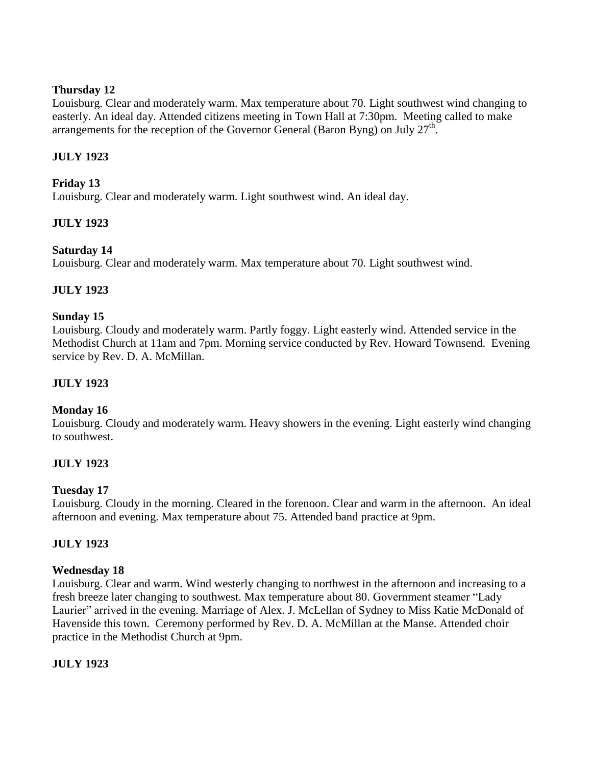**Thursday 12**
Louisburg. Clear and moderately warm. Max temperature about 70. Light southwest wind changing to easterly. An ideal day. Attended citizens meeting in Town Hall at 7:30pm. Meeting called to make arrangements for the reception of the Governor General (Baron Byng) on July 27th.

**JULY 1923**

**Friday 13**
Louisburg. Clear and moderately warm. Light southwest wind. An ideal day.

**JULY 1923**

**Saturday 14**
Louisburg. Clear and moderately warm. Max temperature about 70. Light southwest wind.

**JULY 1923**

**Sunday 15**
Louisburg. Cloudy and moderately warm. Partly foggy. Light easterly wind. Attended service in the Methodist Church at 11am and 7pm. Morning service conducted by Rev. Howard Townsend. Evening service by Rev. D. A. McMillan.

**JULY 1923**

**Monday 16**
Louisburg. Cloudy and moderately warm. Heavy showers in the evening. Light easterly wind changing to southwest.

**JULY 1923**

**Tuesday 17**
Louisburg. Cloudy in the morning. Cleared in the forenoon. Clear and warm in the afternoon. An ideal afternoon and evening. Max temperature about 75. Attended band practice at 9pm.

**JULY 1923**

**Wednesday 18**
Louisburg. Clear and warm. Wind westerly changing to northwest in the afternoon and increasing to a fresh breeze later changing to southwest. Max temperature about 80. Government steamer "Lady Laurier" arrived in the evening. Marriage of Alex. J. McLellan of Sydney to Miss Katie McDonald of Havenside this town. Ceremony performed by Rev. D. A. McMillan at the Manse. Attended choir practice in the Methodist Church at 9pm.

**JULY 1923**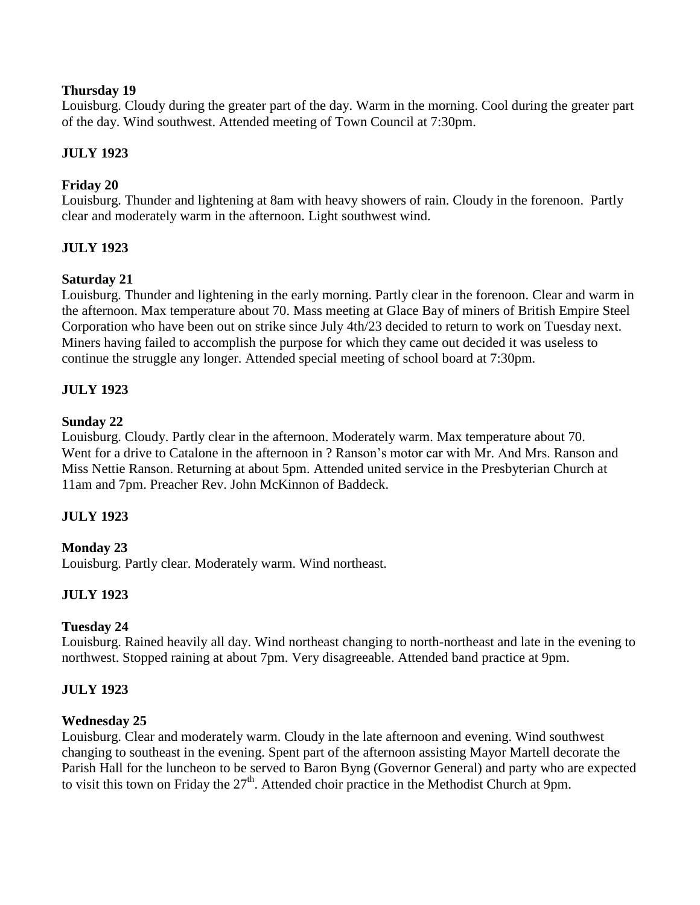**Thursday 19**

Louisburg. Cloudy during the greater part of the day. Warm in the morning. Cool during the greater part of the day. Wind southwest. Attended meeting of Town Council at 7:30pm.

**JULY 1923**

**Friday 20**

Louisburg. Thunder and lightening at 8am with heavy showers of rain. Cloudy in the forenoon. Partly clear and moderately warm in the afternoon. Light southwest wind.

**JULY 1923**

**Saturday 21**

Louisburg. Thunder and lightening in the early morning. Partly clear in the forenoon. Clear and warm in the afternoon. Max temperature about 70. Mass meeting at Glace Bay of miners of British Empire Steel Corporation who have been out on strike since July 4th/23 decided to return to work on Tuesday next. Miners having failed to accomplish the purpose for which they came out decided it was useless to continue the struggle any longer. Attended special meeting of school board at 7:30pm.

**JULY 1923**

**Sunday 22**

Louisburg. Cloudy. Partly clear in the afternoon. Moderately warm. Max temperature about 70. Went for a drive to Catalone in the afternoon in ? Ranson's motor car with Mr. And Mrs. Ranson and Miss Nettie Ranson. Returning at about 5pm. Attended united service in the Presbyterian Church at 11am and 7pm. Preacher Rev. John McKinnon of Baddeck.

**JULY 1923**

**Monday 23**

Louisburg. Partly clear. Moderately warm. Wind northeast.

**JULY 1923**

**Tuesday 24**

Louisburg. Rained heavily all day. Wind northeast changing to north-northeast and late in the evening to northwest. Stopped raining at about 7pm. Very disagreeable. Attended band practice at 9pm.

**JULY 1923**

**Wednesday 25**

Louisburg. Clear and moderately warm. Cloudy in the late afternoon and evening. Wind southwest changing to southeast in the evening. Spent part of the afternoon assisting Mayor Martell decorate the Parish Hall for the luncheon to be served to Baron Byng (Governor General) and party who are expected to visit this town on Friday the 27th. Attended choir practice in the Methodist Church at 9pm.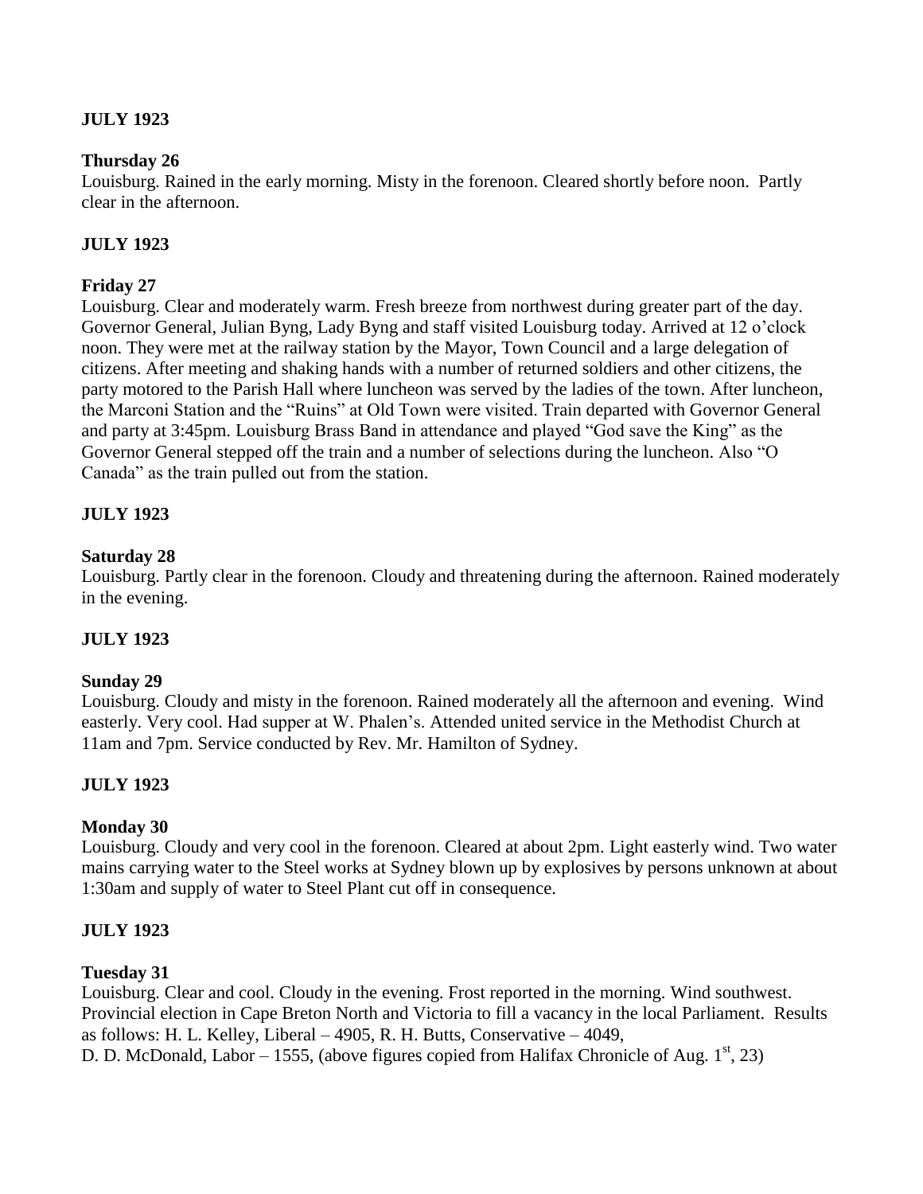**JULY 1923**

**Thursday 26**

Louisburg. Rained in the early morning. Misty in the forenoon. Cleared shortly before noon. Partly clear in the afternoon.

**JULY 1923**

**Friday 27**

Louisburg. Clear and moderately warm. Fresh breeze from northwest during greater part of the day. Governor General, Julian Byng, Lady Byng and staff visited Louisburg today. Arrived at 12 o'clock noon. They were met at the railway station by the Mayor, Town Council and a large delegation of citizens. After meeting and shaking hands with a number of returned soldiers and other citizens, the party motored to the Parish Hall where luncheon was served by the ladies of the town. After luncheon, the Marconi Station and the "Ruins" at Old Town were visited. Train departed with Governor General and party at 3:45pm. Louisburg Brass Band in attendance and played "God save the King" as the Governor General stepped off the train and a number of selections during the luncheon. Also "O Canada" as the train pulled out from the station.

**JULY 1923**

**Saturday 28**

Louisburg. Partly clear in the forenoon. Cloudy and threatening during the afternoon. Rained moderately in the evening.

**JULY 1923**

**Sunday 29**

Louisburg. Cloudy and misty in the forenoon. Rained moderately all the afternoon and evening. Wind easterly. Very cool. Had supper at W. Phalen's. Attended united service in the Methodist Church at 11am and 7pm. Service conducted by Rev. Mr. Hamilton of Sydney.

**JULY 1923**

**Monday 30**

Louisburg. Cloudy and very cool in the forenoon. Cleared at about 2pm. Light easterly wind. Two water mains carrying water to the Steel works at Sydney blown up by explosives by persons unknown at about 1:30am and supply of water to Steel Plant cut off in consequence.

**JULY 1923**

**Tuesday 31**

Louisburg. Clear and cool. Cloudy in the evening. Frost reported in the morning. Wind southwest. Provincial election in Cape Breton North and Victoria to fill a vacancy in the local Parliament. Results as follows: H. L. Kelley, Liberal – 4905, R. H. Butts, Conservative – 4049,
D. D. McDonald, Labor – 1555, (above figures copied from Halifax Chronicle of Aug. 1st, 23)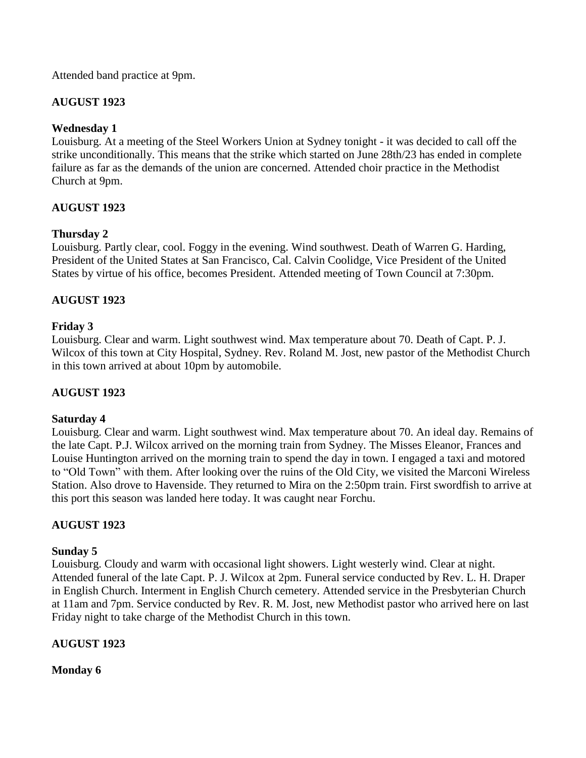Attended band practice at 9pm.

**AUGUST 1923**

**Wednesday 1**
Louisburg. At a meeting of the Steel Workers Union at Sydney tonight - it was decided to call off the strike unconditionally. This means that the strike which started on June 28th/23 has ended in complete failure as far as the demands of the union are concerned. Attended choir practice in the Methodist Church at 9pm.

**AUGUST 1923**

**Thursday 2**
Louisburg. Partly clear, cool. Foggy in the evening. Wind southwest. Death of Warren G. Harding, President of the United States at San Francisco, Cal. Calvin Coolidge, Vice President of the United States by virtue of his office, becomes President. Attended meeting of Town Council at 7:30pm.

**AUGUST 1923**

**Friday 3**
Louisburg. Clear and warm. Light southwest wind. Max temperature about 70. Death of Capt. P. J. Wilcox of this town at City Hospital, Sydney. Rev. Roland M. Jost, new pastor of the Methodist Church in this town arrived at about 10pm by automobile.

**AUGUST 1923**

**Saturday 4**
Louisburg. Clear and warm. Light southwest wind. Max temperature about 70. An ideal day. Remains of the late Capt. P.J. Wilcox arrived on the morning train from Sydney. The Misses Eleanor, Frances and Louise Huntington arrived on the morning train to spend the day in town. I engaged a taxi and motored to "Old Town" with them. After looking over the ruins of the Old City, we visited the Marconi Wireless Station. Also drove to Havenside. They returned to Mira on the 2:50pm train. First swordfish to arrive at this port this season was landed here today. It was caught near Forchu.

**AUGUST 1923**

**Sunday 5**
Louisburg. Cloudy and warm with occasional light showers. Light westerly wind. Clear at night. Attended funeral of the late Capt. P. J. Wilcox at 2pm. Funeral service conducted by Rev. L. H. Draper in English Church. Interment in English Church cemetery. Attended service in the Presbyterian Church at 11am and 7pm. Service conducted by Rev. R. M. Jost, new Methodist pastor who arrived here on last Friday night to take charge of the Methodist Church in this town.

**AUGUST 1923**

**Monday 6**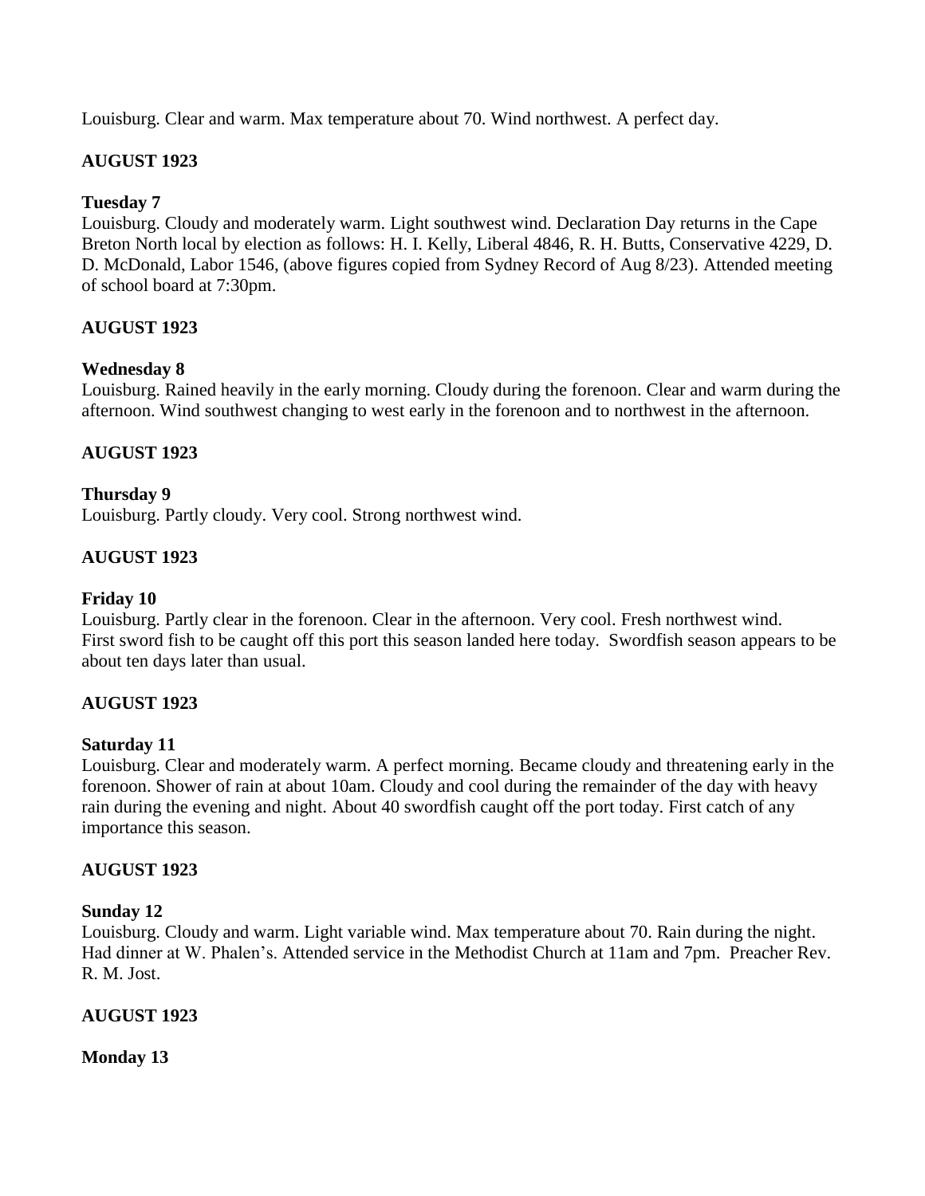Louisburg. Clear and warm. Max temperature about 70. Wind northwest. A perfect day.

**AUGUST 1923**

**Tuesday 7**
Louisburg. Cloudy and moderately warm. Light southwest wind. Declaration Day returns in the Cape Breton North local by election as follows: H. I. Kelly, Liberal 4846, R. H. Butts, Conservative 4229, D. D. McDonald, Labor 1546, (above figures copied from Sydney Record of Aug 8/23). Attended meeting of school board at 7:30pm.

**AUGUST 1923**

**Wednesday 8**
Louisburg. Rained heavily in the early morning. Cloudy during the forenoon. Clear and warm during the afternoon. Wind southwest changing to west early in the forenoon and to northwest in the afternoon.

**AUGUST 1923**

**Thursday 9**
Louisburg. Partly cloudy. Very cool. Strong northwest wind.

**AUGUST 1923**

**Friday 10**
Louisburg. Partly clear in the forenoon. Clear in the afternoon. Very cool. Fresh northwest wind. First sword fish to be caught off this port this season landed here today. Swordfish season appears to be about ten days later than usual.

**AUGUST 1923**

**Saturday 11**
Louisburg. Clear and moderately warm. A perfect morning. Became cloudy and threatening early in the forenoon. Shower of rain at about 10am. Cloudy and cool during the remainder of the day with heavy rain during the evening and night. About 40 swordfish caught off the port today. First catch of any importance this season.

**AUGUST 1923**

**Sunday 12**
Louisburg. Cloudy and warm. Light variable wind. Max temperature about 70. Rain during the night. Had dinner at W. Phalen's. Attended service in the Methodist Church at 11am and 7pm. Preacher Rev. R. M. Jost.

**AUGUST 1923**

**Monday 13**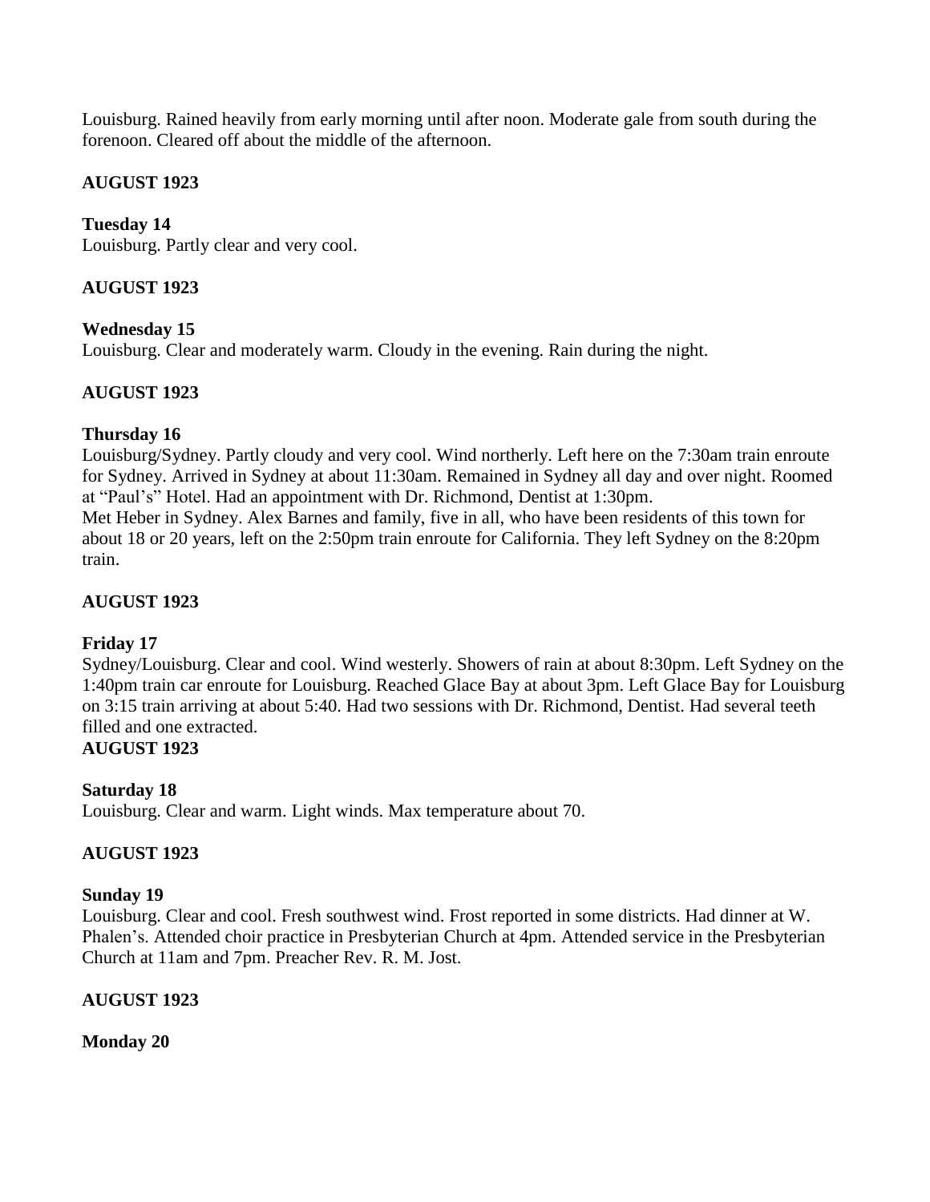Louisburg. Rained heavily from early morning until after noon. Moderate gale from south during the forenoon. Cleared off about the middle of the afternoon.

**AUGUST 1923**

**Tuesday 14**
Louisburg. Partly clear and very cool.

**AUGUST 1923**

**Wednesday 15**
Louisburg. Clear and moderately warm. Cloudy in the evening. Rain during the night.

**AUGUST 1923**

**Thursday 16**
Louisburg/Sydney. Partly cloudy and very cool. Wind northerly. Left here on the 7:30am train enroute for Sydney. Arrived in Sydney at about 11:30am. Remained in Sydney all day and over night. Roomed at "Paul's" Hotel. Had an appointment with Dr. Richmond, Dentist at 1:30pm.
Met Heber in Sydney. Alex Barnes and family, five in all, who have been residents of this town for about 18 or 20 years, left on the 2:50pm train enroute for California. They left Sydney on the 8:20pm train.

**AUGUST 1923**

**Friday 17**
Sydney/Louisburg. Clear and cool. Wind westerly. Showers of rain at about 8:30pm. Left Sydney on the 1:40pm train car enroute for Louisburg. Reached Glace Bay at about 3pm. Left Glace Bay for Louisburg on 3:15 train arriving at about 5:40. Had two sessions with Dr. Richmond, Dentist. Had several teeth filled and one extracted.

**AUGUST 1923**

**Saturday 18**
Louisburg. Clear and warm. Light winds. Max temperature about 70.

**AUGUST 1923**

**Sunday 19**
Louisburg. Clear and cool. Fresh southwest wind. Frost reported in some districts. Had dinner at W. Phalen's. Attended choir practice in Presbyterian Church at 4pm. Attended service in the Presbyterian Church at 11am and 7pm. Preacher Rev. R. M. Jost.

**AUGUST 1923**

**Monday 20**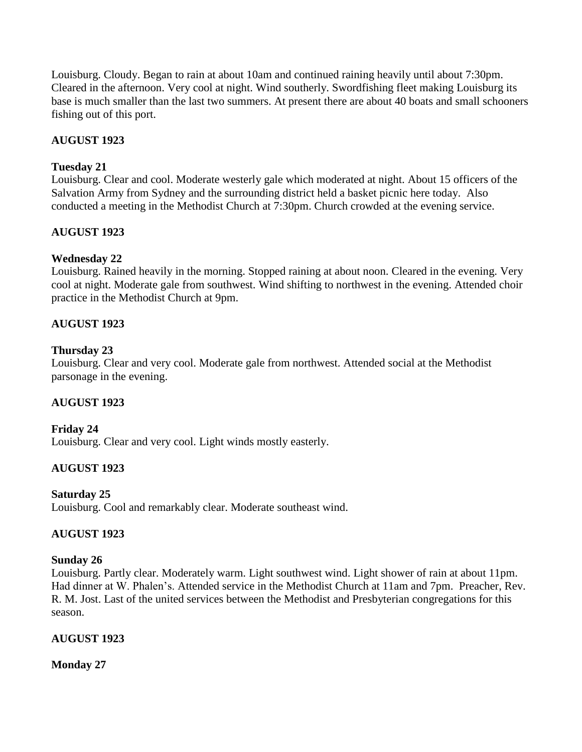Louisburg. Cloudy. Began to rain at about 10am and continued raining heavily until about 7:30pm. Cleared in the afternoon. Very cool at night. Wind southerly. Swordfishing fleet making Louisburg its base is much smaller than the last two summers. At present there are about 40 boats and small schooners fishing out of this port.

**AUGUST 1923**

**Tuesday 21**
Louisburg. Clear and cool. Moderate westerly gale which moderated at night. About 15 officers of the Salvation Army from Sydney and the surrounding district held a basket picnic here today. Also conducted a meeting in the Methodist Church at 7:30pm. Church crowded at the evening service.

**AUGUST 1923**

**Wednesday 22**
Louisburg. Rained heavily in the morning. Stopped raining at about noon. Cleared in the evening. Very cool at night. Moderate gale from southwest. Wind shifting to northwest in the evening. Attended choir practice in the Methodist Church at 9pm.

**AUGUST 1923**

**Thursday 23**
Louisburg. Clear and very cool. Moderate gale from northwest. Attended social at the Methodist parsonage in the evening.

**AUGUST 1923**

**Friday 24**
Louisburg. Clear and very cool. Light winds mostly easterly.

**AUGUST 1923**

**Saturday 25**
Louisburg. Cool and remarkably clear. Moderate southeast wind.

**AUGUST 1923**

**Sunday 26**
Louisburg. Partly clear. Moderately warm. Light southwest wind. Light shower of rain at about 11pm. Had dinner at W. Phalen's. Attended service in the Methodist Church at 11am and 7pm. Preacher, Rev. R. M. Jost. Last of the united services between the Methodist and Presbyterian congregations for this season.

**AUGUST 1923**

**Monday 27**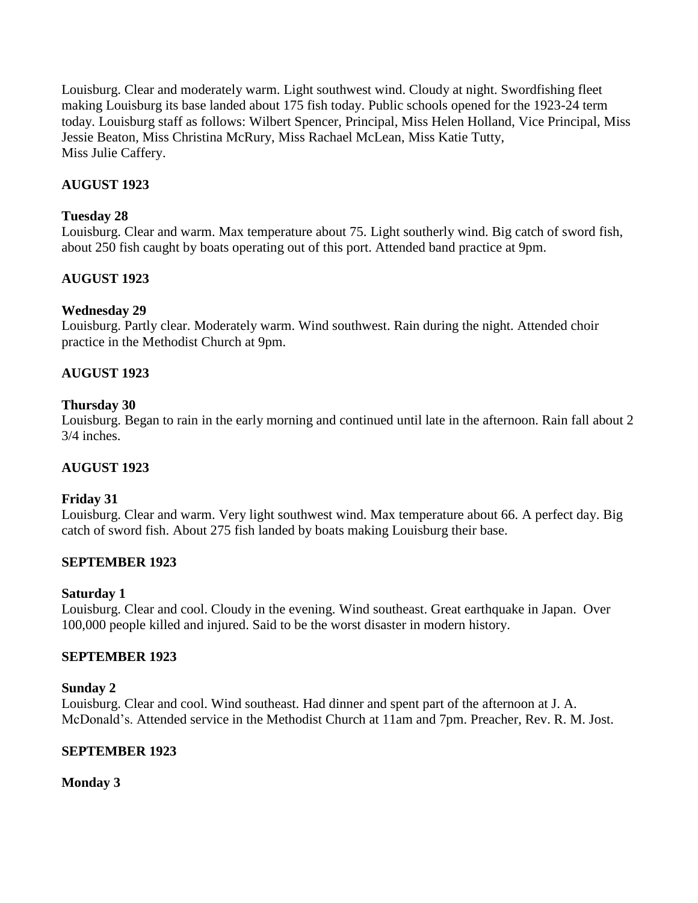Louisburg. Clear and moderately warm. Light southwest wind. Cloudy at night. Swordfishing fleet making Louisburg its base landed about 175 fish today. Public schools opened for the 1923-24 term today. Louisburg staff as follows: Wilbert Spencer, Principal, Miss Helen Holland, Vice Principal, Miss Jessie Beaton, Miss Christina McRury, Miss Rachael McLean, Miss Katie Tutty,
Miss Julie Caffery.

**AUGUST 1923**

**Tuesday 28**
Louisburg. Clear and warm. Max temperature about 75. Light southerly wind. Big catch of sword fish, about 250 fish caught by boats operating out of this port. Attended band practice at 9pm.

**AUGUST 1923**

**Wednesday 29**
Louisburg. Partly clear. Moderately warm. Wind southwest. Rain during the night. Attended choir practice in the Methodist Church at 9pm.

**AUGUST 1923**

**Thursday 30**
Louisburg. Began to rain in the early morning and continued until late in the afternoon. Rain fall about 2 3/4 inches.

**AUGUST 1923**

**Friday 31**
Louisburg. Clear and warm. Very light southwest wind. Max temperature about 66. A perfect day. Big catch of sword fish. About 275 fish landed by boats making Louisburg their base.

**SEPTEMBER 1923**

**Saturday 1**
Louisburg. Clear and cool. Cloudy in the evening. Wind southeast. Great earthquake in Japan. Over 100,000 people killed and injured. Said to be the worst disaster in modern history.

**SEPTEMBER 1923**

**Sunday 2**
Louisburg. Clear and cool. Wind southeast. Had dinner and spent part of the afternoon at J. A. McDonald's. Attended service in the Methodist Church at 11am and 7pm. Preacher, Rev. R. M. Jost.

**SEPTEMBER 1923**

**Monday 3**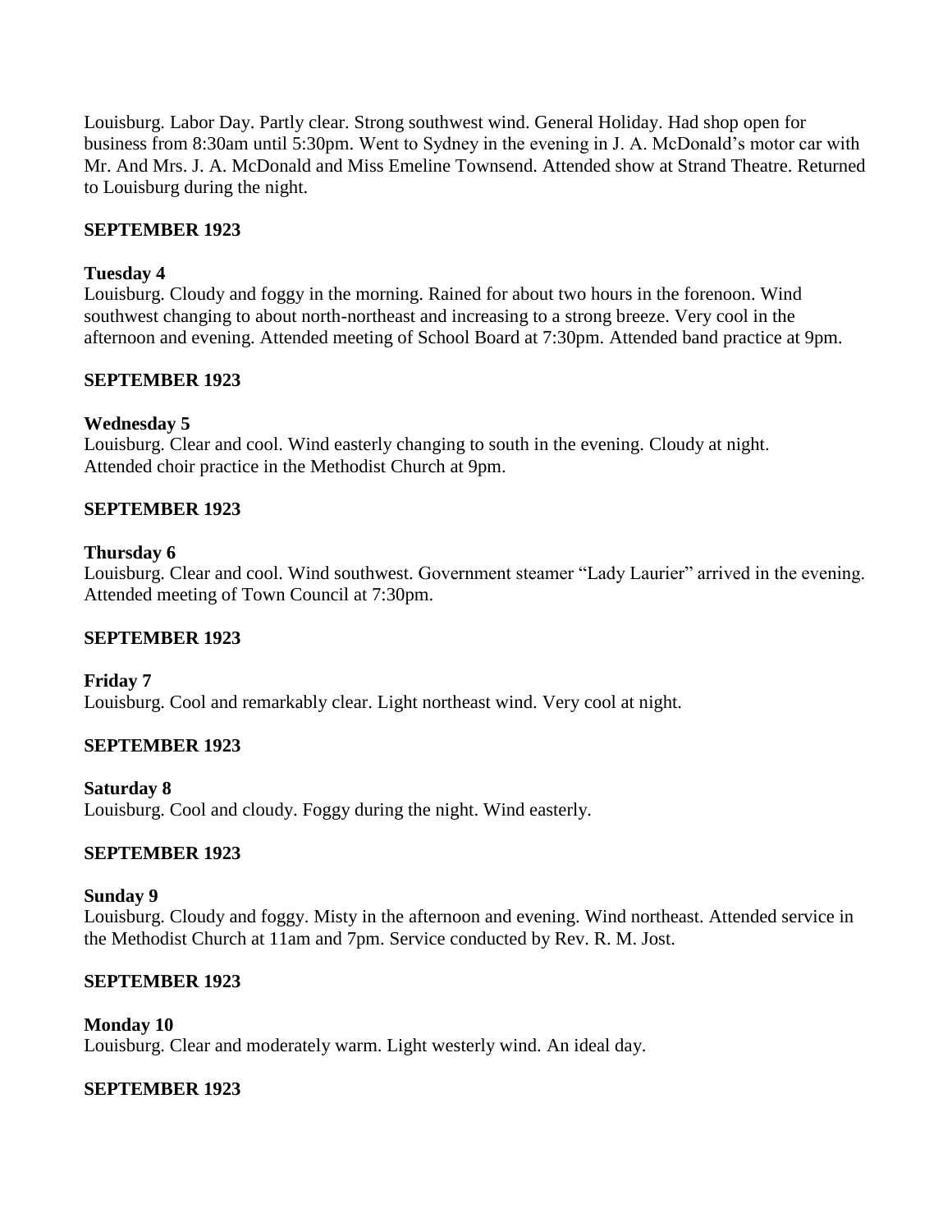Louisburg. Labor Day. Partly clear. Strong southwest wind. General Holiday. Had shop open for business from 8:30am until 5:30pm. Went to Sydney in the evening in J. A. McDonald's motor car with Mr. And Mrs. J. A. McDonald and Miss Emeline Townsend. Attended show at Strand Theatre. Returned to Louisburg during the night.

**SEPTEMBER 1923**

**Tuesday 4**
Louisburg. Cloudy and foggy in the morning. Rained for about two hours in the forenoon. Wind southwest changing to about north-northeast and increasing to a strong breeze. Very cool in the afternoon and evening. Attended meeting of School Board at 7:30pm. Attended band practice at 9pm.

**SEPTEMBER 1923**

**Wednesday 5**
Louisburg. Clear and cool. Wind easterly changing to south in the evening. Cloudy at night. Attended choir practice in the Methodist Church at 9pm.

**SEPTEMBER 1923**

**Thursday 6**
Louisburg. Clear and cool. Wind southwest. Government steamer "Lady Laurier" arrived in the evening. Attended meeting of Town Council at 7:30pm.

**SEPTEMBER 1923**

**Friday 7**
Louisburg. Cool and remarkably clear. Light northeast wind. Very cool at night.

**SEPTEMBER 1923**

**Saturday 8**
Louisburg. Cool and cloudy. Foggy during the night. Wind easterly.

**SEPTEMBER 1923**

**Sunday 9**
Louisburg. Cloudy and foggy. Misty in the afternoon and evening. Wind northeast. Attended service in the Methodist Church at 11am and 7pm. Service conducted by Rev. R. M. Jost.

**SEPTEMBER 1923**

**Monday 10**
Louisburg. Clear and moderately warm. Light westerly wind. An ideal day.

**SEPTEMBER 1923**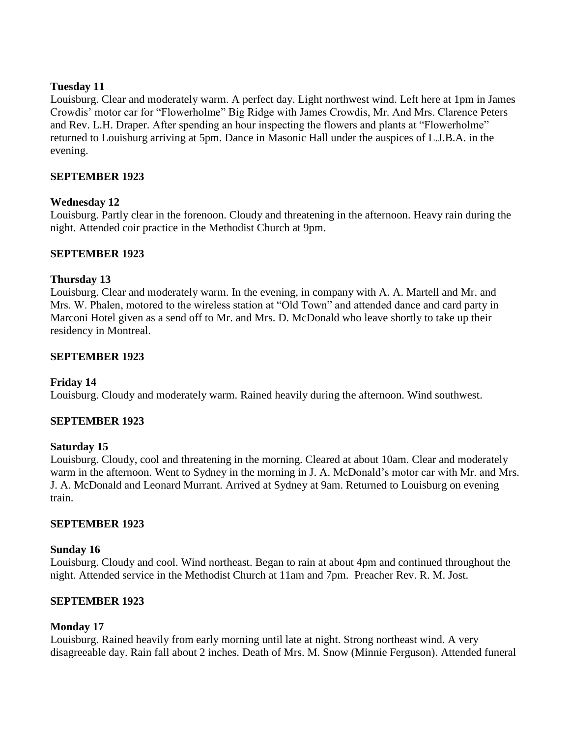**Tuesday 11**
Louisburg. Clear and moderately warm. A perfect day. Light northwest wind. Left here at 1pm in James Crowdis' motor car for "Flowerholme" Big Ridge with James Crowdis, Mr. And Mrs. Clarence Peters and Rev. L.H. Draper. After spending an hour inspecting the flowers and plants at "Flowerholme" returned to Louisburg arriving at 5pm. Dance in Masonic Hall under the auspices of L.J.B.A. in the evening.

**SEPTEMBER 1923**

**Wednesday 12**
Louisburg. Partly clear in the forenoon. Cloudy and threatening in the afternoon. Heavy rain during the night. Attended coir practice in the Methodist Church at 9pm.

**SEPTEMBER 1923**

**Thursday 13**
Louisburg. Clear and moderately warm. In the evening, in company with A. A. Martell and Mr. and Mrs. W. Phalen, motored to the wireless station at "Old Town" and attended dance and card party in Marconi Hotel given as a send off to Mr. and Mrs. D. McDonald who leave shortly to take up their residency in Montreal.

**SEPTEMBER 1923**

**Friday 14**
Louisburg. Cloudy and moderately warm. Rained heavily during the afternoon. Wind southwest.

**SEPTEMBER 1923**

**Saturday 15**
Louisburg. Cloudy, cool and threatening in the morning. Cleared at about 10am. Clear and moderately warm in the afternoon. Went to Sydney in the morning in J. A. McDonald's motor car with Mr. and Mrs. J. A. McDonald and Leonard Murrant. Arrived at Sydney at 9am. Returned to Louisburg on evening train.

**SEPTEMBER 1923**

**Sunday 16**
Louisburg. Cloudy and cool. Wind northeast. Began to rain at about 4pm and continued throughout the night. Attended service in the Methodist Church at 11am and 7pm. Preacher Rev. R. M. Jost.

**SEPTEMBER 1923**

**Monday 17**
Louisburg. Rained heavily from early morning until late at night. Strong northeast wind. A very disagreeable day. Rain fall about 2 inches. Death of Mrs. M. Snow (Minnie Ferguson). Attended funeral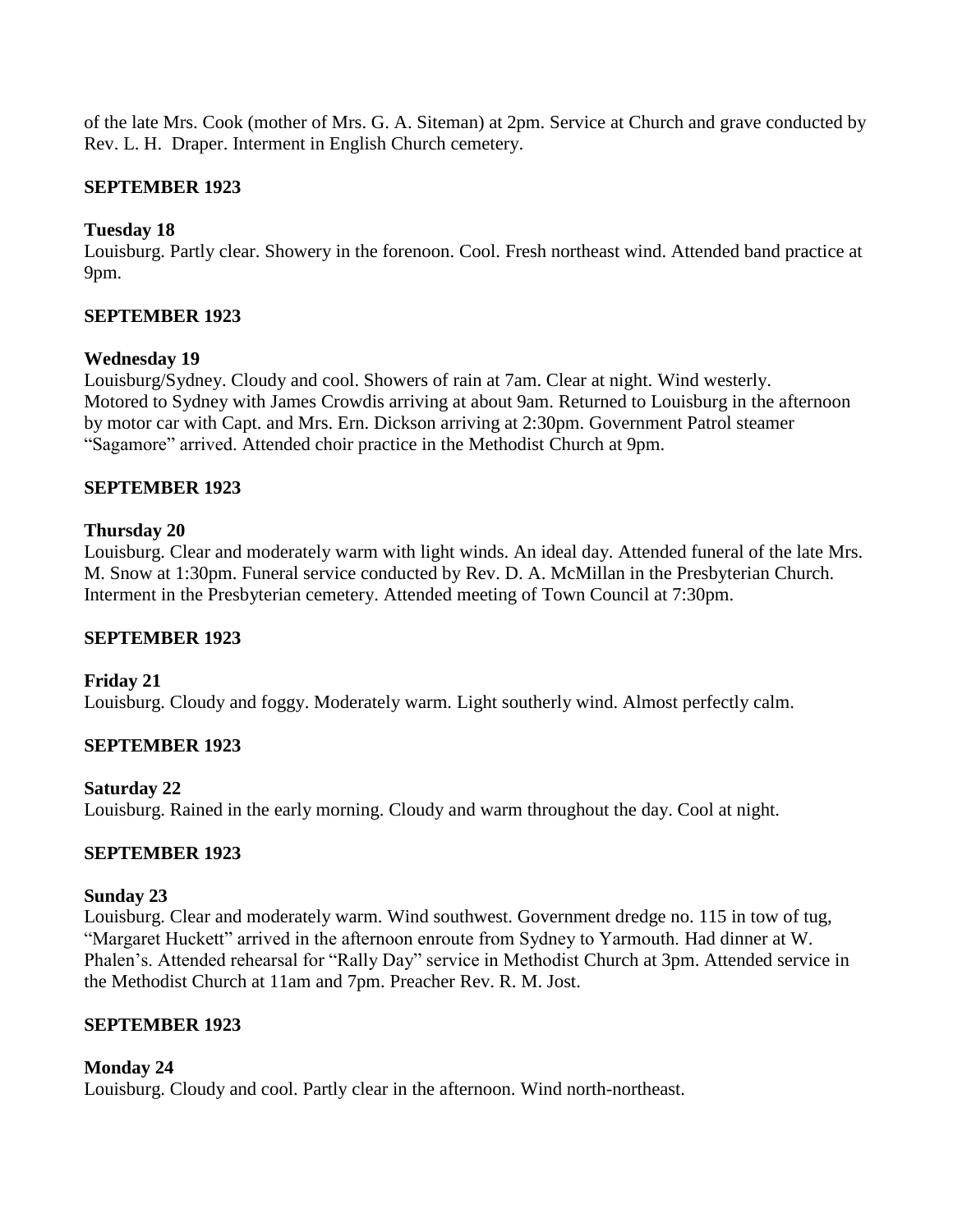of the late Mrs. Cook (mother of Mrs. G. A. Siteman) at 2pm. Service at Church and grave conducted by Rev. L. H. Draper. Interment in English Church cemetery.

**SEPTEMBER 1923**

**Tuesday 18**
Louisburg. Partly clear. Showery in the forenoon. Cool. Fresh northeast wind. Attended band practice at 9pm.

**SEPTEMBER 1923**

**Wednesday 19**
Louisburg/Sydney. Cloudy and cool. Showers of rain at 7am. Clear at night. Wind westerly. Motored to Sydney with James Crowdis arriving at about 9am. Returned to Louisburg in the afternoon by motor car with Capt. and Mrs. Ern. Dickson arriving at 2:30pm. Government Patrol steamer "Sagamore" arrived. Attended choir practice in the Methodist Church at 9pm.

**SEPTEMBER 1923**

**Thursday 20**
Louisburg. Clear and moderately warm with light winds. An ideal day. Attended funeral of the late Mrs. M. Snow at 1:30pm. Funeral service conducted by Rev. D. A. McMillan in the Presbyterian Church. Interment in the Presbyterian cemetery. Attended meeting of Town Council at 7:30pm.

**SEPTEMBER 1923**

**Friday 21**
Louisburg. Cloudy and foggy. Moderately warm. Light southerly wind. Almost perfectly calm.

**SEPTEMBER 1923**

**Saturday 22**
Louisburg. Rained in the early morning. Cloudy and warm throughout the day. Cool at night.

**SEPTEMBER 1923**

**Sunday 23**
Louisburg. Clear and moderately warm. Wind southwest. Government dredge no. 115 in tow of tug, "Margaret Huckett" arrived in the afternoon enroute from Sydney to Yarmouth. Had dinner at W. Phalen's. Attended rehearsal for "Rally Day" service in Methodist Church at 3pm. Attended service in the Methodist Church at 11am and 7pm. Preacher Rev. R. M. Jost.

**SEPTEMBER 1923**

**Monday 24**
Louisburg. Cloudy and cool. Partly clear in the afternoon. Wind north-northeast.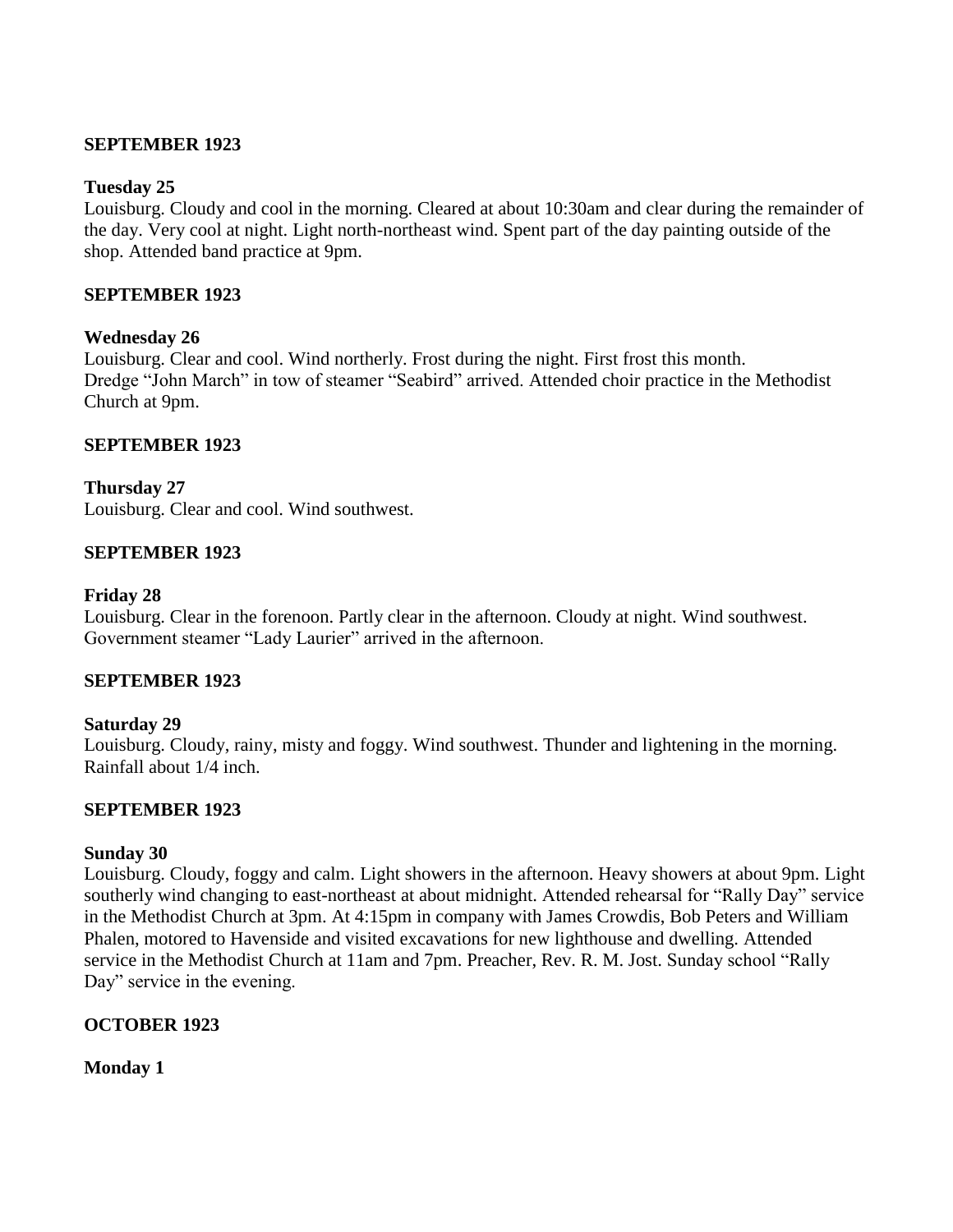**SEPTEMBER 1923**

**Tuesday 25**
Louisburg. Cloudy and cool in the morning. Cleared at about 10:30am and clear during the remainder of the day. Very cool at night. Light north-northeast wind. Spent part of the day painting outside of the shop. Attended band practice at 9pm.

**SEPTEMBER 1923**

**Wednesday 26**
Louisburg. Clear and cool. Wind northerly. Frost during the night. First frost this month.
Dredge "John March" in tow of steamer "Seabird" arrived. Attended choir practice in the Methodist Church at 9pm.

**SEPTEMBER 1923**

**Thursday 27**
Louisburg. Clear and cool. Wind southwest.

**SEPTEMBER 1923**

**Friday 28**
Louisburg. Clear in the forenoon. Partly clear in the afternoon. Cloudy at night. Wind southwest.
Government steamer "Lady Laurier" arrived in the afternoon.

**SEPTEMBER 1923**

**Saturday 29**
Louisburg. Cloudy, rainy, misty and foggy. Wind southwest. Thunder and lightening in the morning.
Rainfall about 1/4 inch.

**SEPTEMBER 1923**

**Sunday 30**
Louisburg. Cloudy, foggy and calm. Light showers in the afternoon. Heavy showers at about 9pm. Light southerly wind changing to east-northeast at about midnight. Attended rehearsal for "Rally Day" service in the Methodist Church at 3pm. At 4:15pm in company with James Crowdis, Bob Peters and William Phalen, motored to Havenside and visited excavations for new lighthouse and dwelling. Attended service in the Methodist Church at 11am and 7pm. Preacher, Rev. R. M. Jost. Sunday school "Rally Day" service in the evening.

**OCTOBER 1923**

**Monday 1**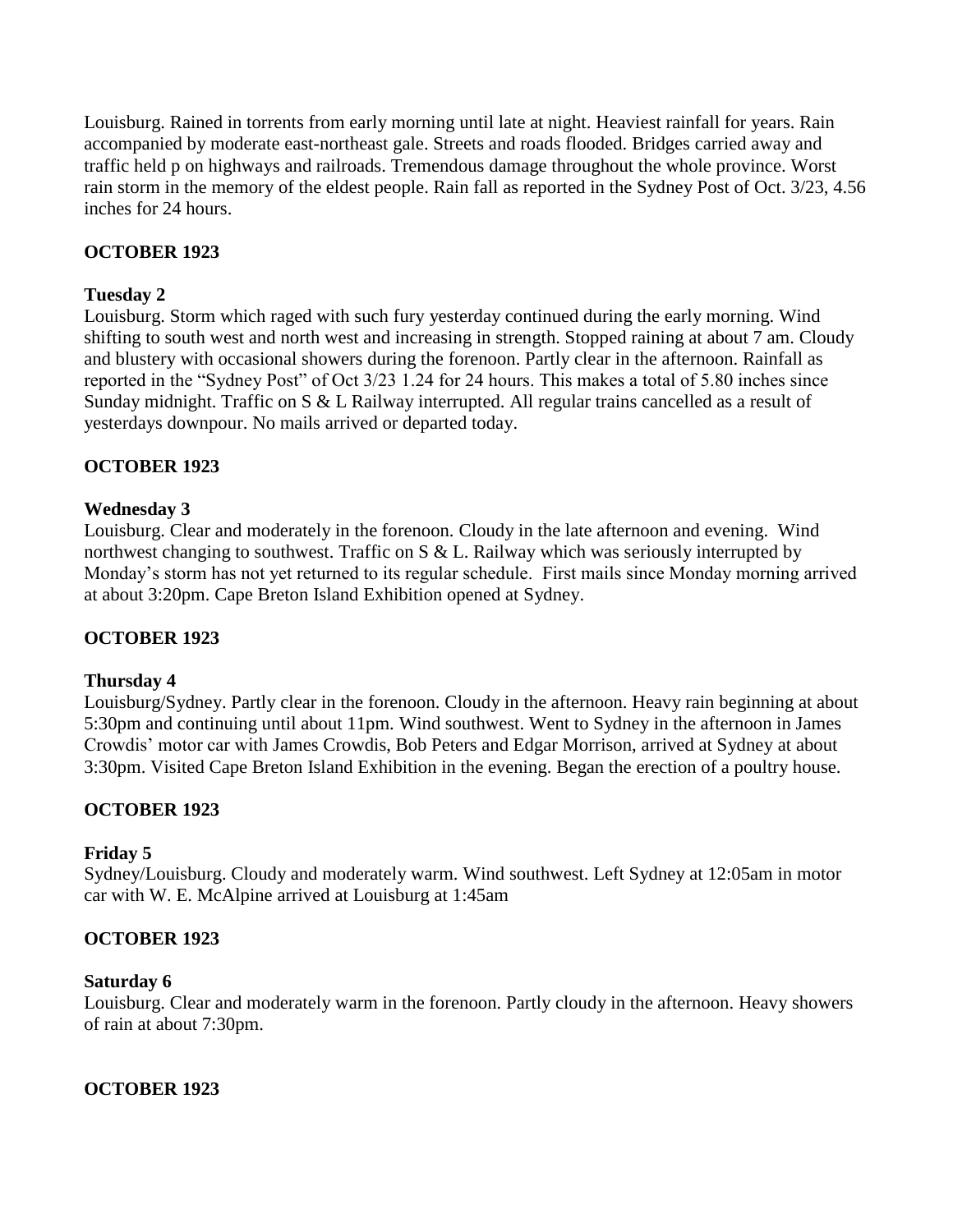Louisburg. Rained in torrents from early morning until late at night. Heaviest rainfall for years. Rain accompanied by moderate east-northeast gale. Streets and roads flooded. Bridges carried away and traffic held p on highways and railroads. Tremendous damage throughout the whole province. Worst rain storm in the memory of the eldest people. Rain fall as reported in the Sydney Post of Oct. 3/23, 4.56 inches for 24 hours.

**OCTOBER 1923**

**Tuesday 2**
Louisburg. Storm which raged with such fury yesterday continued during the early morning. Wind shifting to south west and north west and increasing in strength. Stopped raining at about 7 am. Cloudy and blustery with occasional showers during the forenoon. Partly clear in the afternoon. Rainfall as reported in the "Sydney Post" of Oct 3/23 1.24 for 24 hours. This makes a total of 5.80 inches since Sunday midnight. Traffic on S & L Railway interrupted. All regular trains cancelled as a result of yesterdays downpour. No mails arrived or departed today.

**OCTOBER 1923**

**Wednesday 3**
Louisburg. Clear and moderately in the forenoon. Cloudy in the late afternoon and evening. Wind northwest changing to southwest. Traffic on S & L. Railway which was seriously interrupted by Monday's storm has not yet returned to its regular schedule. First mails since Monday morning arrived at about 3:20pm. Cape Breton Island Exhibition opened at Sydney.

**OCTOBER 1923**

**Thursday 4**
Louisburg/Sydney. Partly clear in the forenoon. Cloudy in the afternoon. Heavy rain beginning at about 5:30pm and continuing until about 11pm. Wind southwest. Went to Sydney in the afternoon in James Crowdis' motor car with James Crowdis, Bob Peters and Edgar Morrison, arrived at Sydney at about 3:30pm. Visited Cape Breton Island Exhibition in the evening. Began the erection of a poultry house.

**OCTOBER 1923**

**Friday 5**
Sydney/Louisburg. Cloudy and moderately warm. Wind southwest. Left Sydney at 12:05am in motor car with W. E. McAlpine arrived at Louisburg at 1:45am

**OCTOBER 1923**

**Saturday 6**
Louisburg. Clear and moderately warm in the forenoon. Partly cloudy in the afternoon. Heavy showers of rain at about 7:30pm.

**OCTOBER 1923**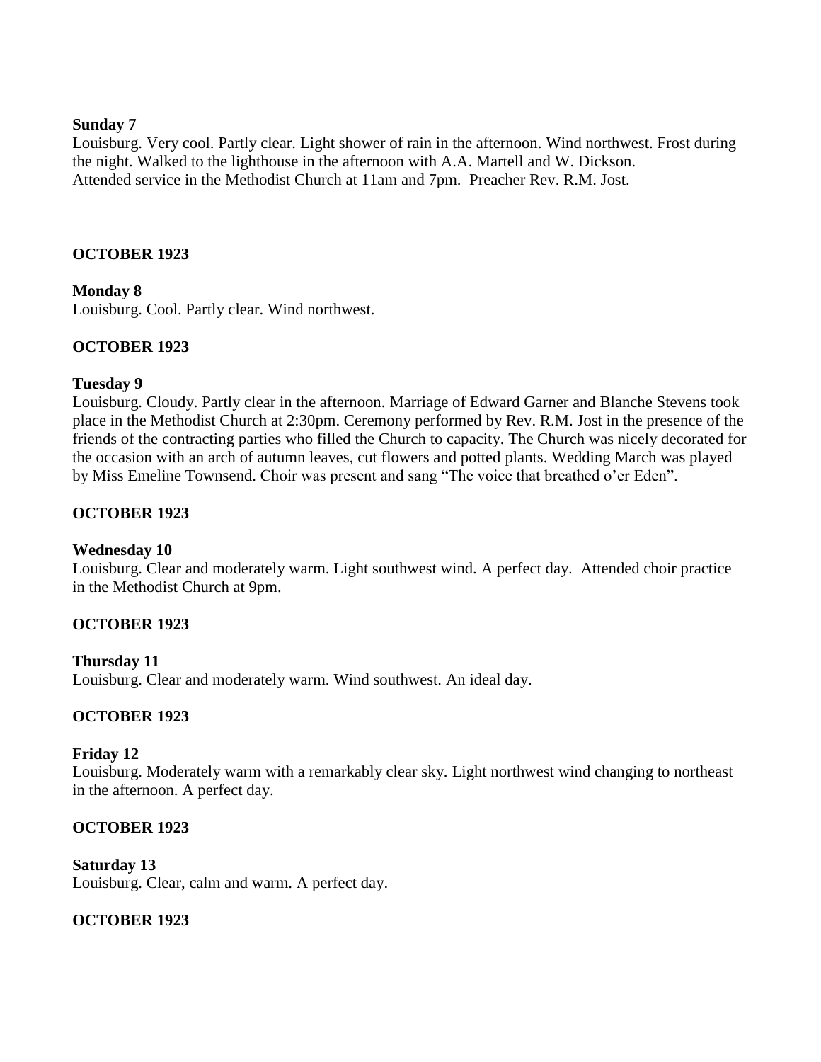**Sunday 7**

Louisburg. Very cool. Partly clear. Light shower of rain in the afternoon. Wind northwest. Frost during the night. Walked to the lighthouse in the afternoon with A.A. Martell and W. Dickson.
Attended service in the Methodist Church at 11am and 7pm. Preacher Rev. R.M. Jost.

**OCTOBER 1923**

**Monday 8**

Louisburg. Cool. Partly clear. Wind northwest.

**OCTOBER 1923**

**Tuesday 9**

Louisburg. Cloudy. Partly clear in the afternoon. Marriage of Edward Garner and Blanche Stevens took place in the Methodist Church at 2:30pm. Ceremony performed by Rev. R.M. Jost in the presence of the friends of the contracting parties who filled the Church to capacity. The Church was nicely decorated for the occasion with an arch of autumn leaves, cut flowers and potted plants. Wedding March was played by Miss Emeline Townsend. Choir was present and sang "The voice that breathed o'er Eden".

**OCTOBER 1923**

**Wednesday 10**

Louisburg. Clear and moderately warm. Light southwest wind. A perfect day. Attended choir practice in the Methodist Church at 9pm.

**OCTOBER 1923**

**Thursday 11**

Louisburg. Clear and moderately warm. Wind southwest. An ideal day.

**OCTOBER 1923**

**Friday 12**

Louisburg. Moderately warm with a remarkably clear sky. Light northwest wind changing to northeast in the afternoon. A perfect day.

**OCTOBER 1923**

**Saturday 13**

Louisburg. Clear, calm and warm. A perfect day.

**OCTOBER 1923**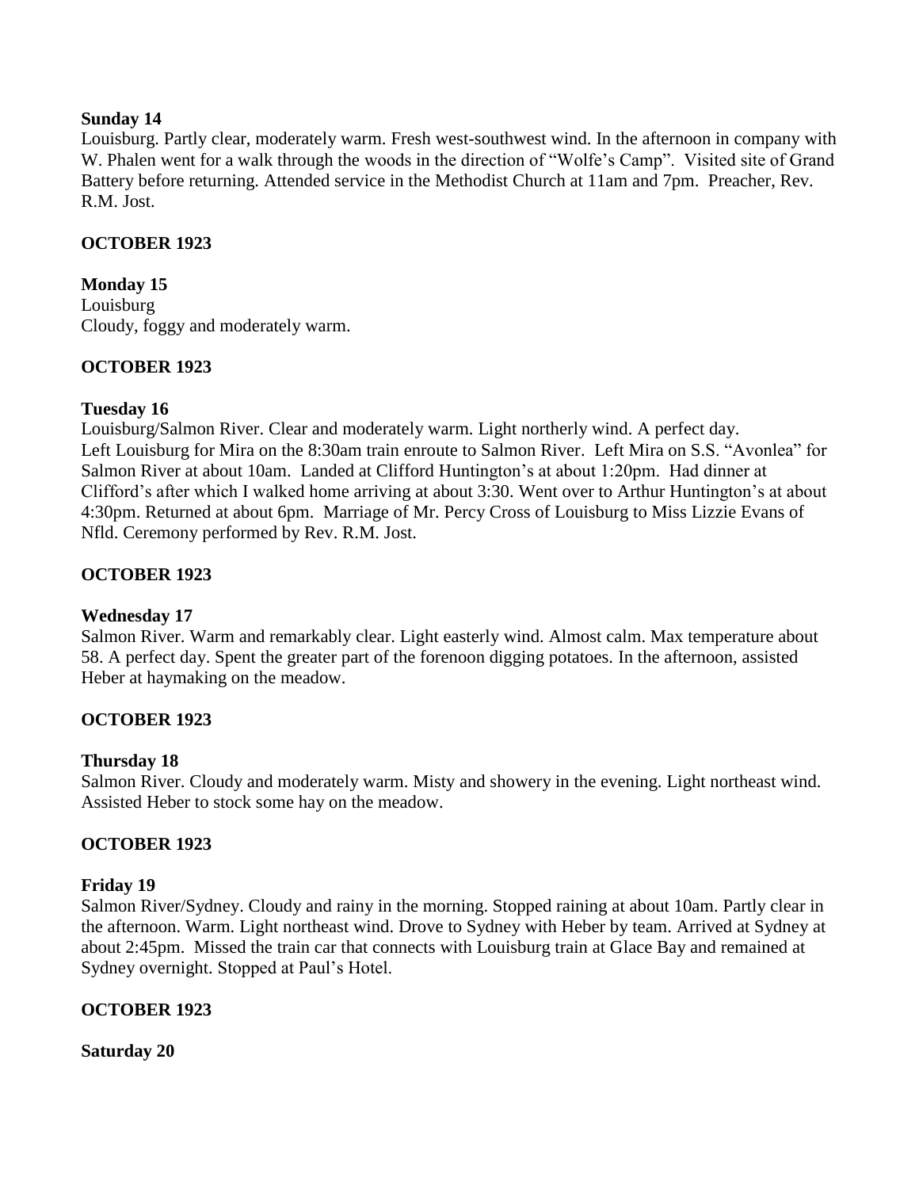**Sunday 14**

Louisburg. Partly clear, moderately warm. Fresh west-southwest wind. In the afternoon in company with W. Phalen went for a walk through the woods in the direction of "Wolfe's Camp". Visited site of Grand Battery before returning. Attended service in the Methodist Church at 11am and 7pm. Preacher, Rev. R.M. Jost.

**OCTOBER 1923**

**Monday 15**

Louisburg

Cloudy, foggy and moderately warm.

**OCTOBER 1923**

**Tuesday 16**

Louisburg/Salmon River. Clear and moderately warm. Light northerly wind. A perfect day. Left Louisburg for Mira on the 8:30am train enroute to Salmon River. Left Mira on S.S. "Avonlea" for Salmon River at about 10am. Landed at Clifford Huntington's at about 1:20pm. Had dinner at Clifford's after which I walked home arriving at about 3:30. Went over to Arthur Huntington's at about 4:30pm. Returned at about 6pm. Marriage of Mr. Percy Cross of Louisburg to Miss Lizzie Evans of Nfld. Ceremony performed by Rev. R.M. Jost.

**OCTOBER 1923**

**Wednesday 17**

Salmon River. Warm and remarkably clear. Light easterly wind. Almost calm. Max temperature about 58. A perfect day. Spent the greater part of the forenoon digging potatoes. In the afternoon, assisted Heber at haymaking on the meadow.

**OCTOBER 1923**

**Thursday 18**

Salmon River. Cloudy and moderately warm. Misty and showery in the evening. Light northeast wind. Assisted Heber to stock some hay on the meadow.

**OCTOBER 1923**

**Friday 19**

Salmon River/Sydney. Cloudy and rainy in the morning. Stopped raining at about 10am. Partly clear in the afternoon. Warm. Light northeast wind. Drove to Sydney with Heber by team. Arrived at Sydney at about 2:45pm. Missed the train car that connects with Louisburg train at Glace Bay and remained at Sydney overnight. Stopped at Paul's Hotel.

**OCTOBER 1923**

**Saturday 20**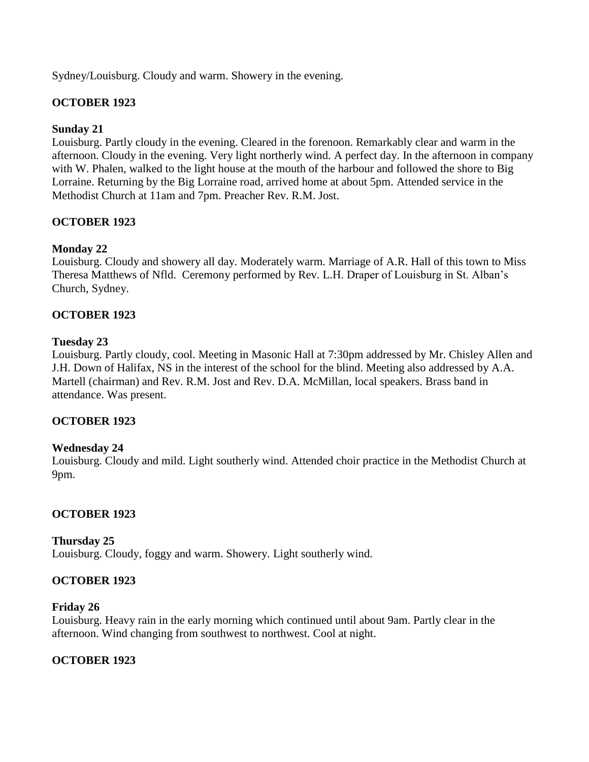Sydney/Louisburg. Cloudy and warm. Showery in the evening.

**OCTOBER 1923**

**Sunday 21**

Louisburg. Partly cloudy in the evening. Cleared in the forenoon. Remarkably clear and warm in the afternoon. Cloudy in the evening. Very light northerly wind. A perfect day. In the afternoon in company with W. Phalen, walked to the light house at the mouth of the harbour and followed the shore to Big Lorraine. Returning by the Big Lorraine road, arrived home at about 5pm. Attended service in the Methodist Church at 11am and 7pm. Preacher Rev. R.M. Jost.

**OCTOBER 1923**

**Monday 22**

Louisburg. Cloudy and showery all day. Moderately warm. Marriage of A.R. Hall of this town to Miss Theresa Matthews of Nfld. Ceremony performed by Rev. L.H. Draper of Louisburg in St. Alban's Church, Sydney.

**OCTOBER 1923**

**Tuesday 23**

Louisburg. Partly cloudy, cool. Meeting in Masonic Hall at 7:30pm addressed by Mr. Chisley Allen and J.H. Down of Halifax, NS in the interest of the school for the blind. Meeting also addressed by A.A. Martell (chairman) and Rev. R.M. Jost and Rev. D.A. McMillan, local speakers. Brass band in attendance. Was present.

**OCTOBER 1923**

**Wednesday 24**

Louisburg. Cloudy and mild. Light southerly wind. Attended choir practice in the Methodist Church at 9pm.

**OCTOBER 1923**

**Thursday 25**

Louisburg. Cloudy, foggy and warm. Showery. Light southerly wind.

**OCTOBER 1923**

**Friday 26**

Louisburg. Heavy rain in the early morning which continued until about 9am. Partly clear in the afternoon. Wind changing from southwest to northwest. Cool at night.

**OCTOBER 1923**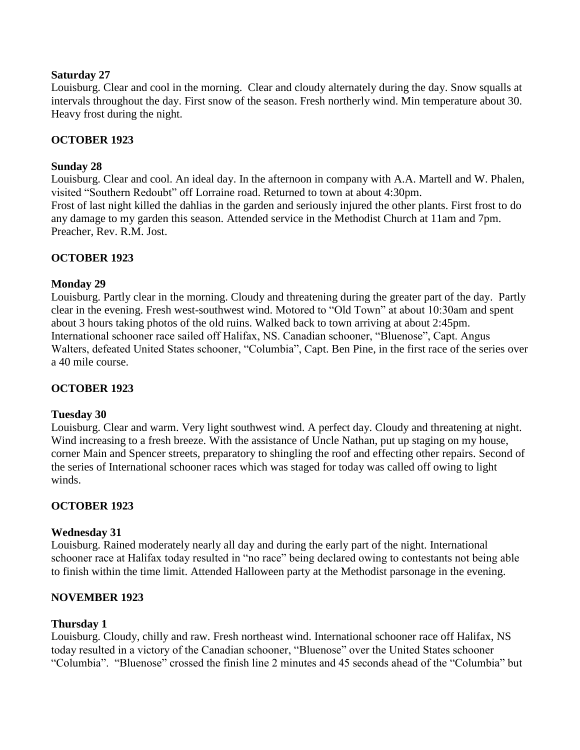**Saturday 27**
Louisburg. Clear and cool in the morning. Clear and cloudy alternately during the day. Snow squalls at intervals throughout the day. First snow of the season. Fresh northerly wind. Min temperature about 30. Heavy frost during the night.

**OCTOBER 1923**

**Sunday 28**
Louisburg. Clear and cool. An ideal day. In the afternoon in company with A.A. Martell and W. Phalen, visited "Southern Redoubt" off Lorraine road. Returned to town at about 4:30pm.
Frost of last night killed the dahlias in the garden and seriously injured the other plants. First frost to do any damage to my garden this season. Attended service in the Methodist Church at 11am and 7pm. Preacher, Rev. R.M. Jost.

**OCTOBER 1923**

**Monday 29**
Louisburg. Partly clear in the morning. Cloudy and threatening during the greater part of the day. Partly clear in the evening. Fresh west-southwest wind. Motored to "Old Town" at about 10:30am and spent about 3 hours taking photos of the old ruins. Walked back to town arriving at about 2:45pm. International schooner race sailed off Halifax, NS. Canadian schooner, "Bluenose", Capt. Angus Walters, defeated United States schooner, "Columbia", Capt. Ben Pine, in the first race of the series over a 40 mile course.

**OCTOBER 1923**

**Tuesday 30**
Louisburg. Clear and warm. Very light southwest wind. A perfect day. Cloudy and threatening at night. Wind increasing to a fresh breeze. With the assistance of Uncle Nathan, put up staging on my house, corner Main and Spencer streets, preparatory to shingling the roof and effecting other repairs. Second of the series of International schooner races which was staged for today was called off owing to light winds.

**OCTOBER 1923**

**Wednesday 31**
Louisburg. Rained moderately nearly all day and during the early part of the night. International schooner race at Halifax today resulted in "no race" being declared owing to contestants not being able to finish within the time limit. Attended Halloween party at the Methodist parsonage in the evening.

**NOVEMBER 1923**

**Thursday 1**
Louisburg. Cloudy, chilly and raw. Fresh northeast wind. International schooner race off Halifax, NS today resulted in a victory of the Canadian schooner, "Bluenose" over the United States schooner "Columbia". "Bluenose" crossed the finish line 2 minutes and 45 seconds ahead of the "Columbia" but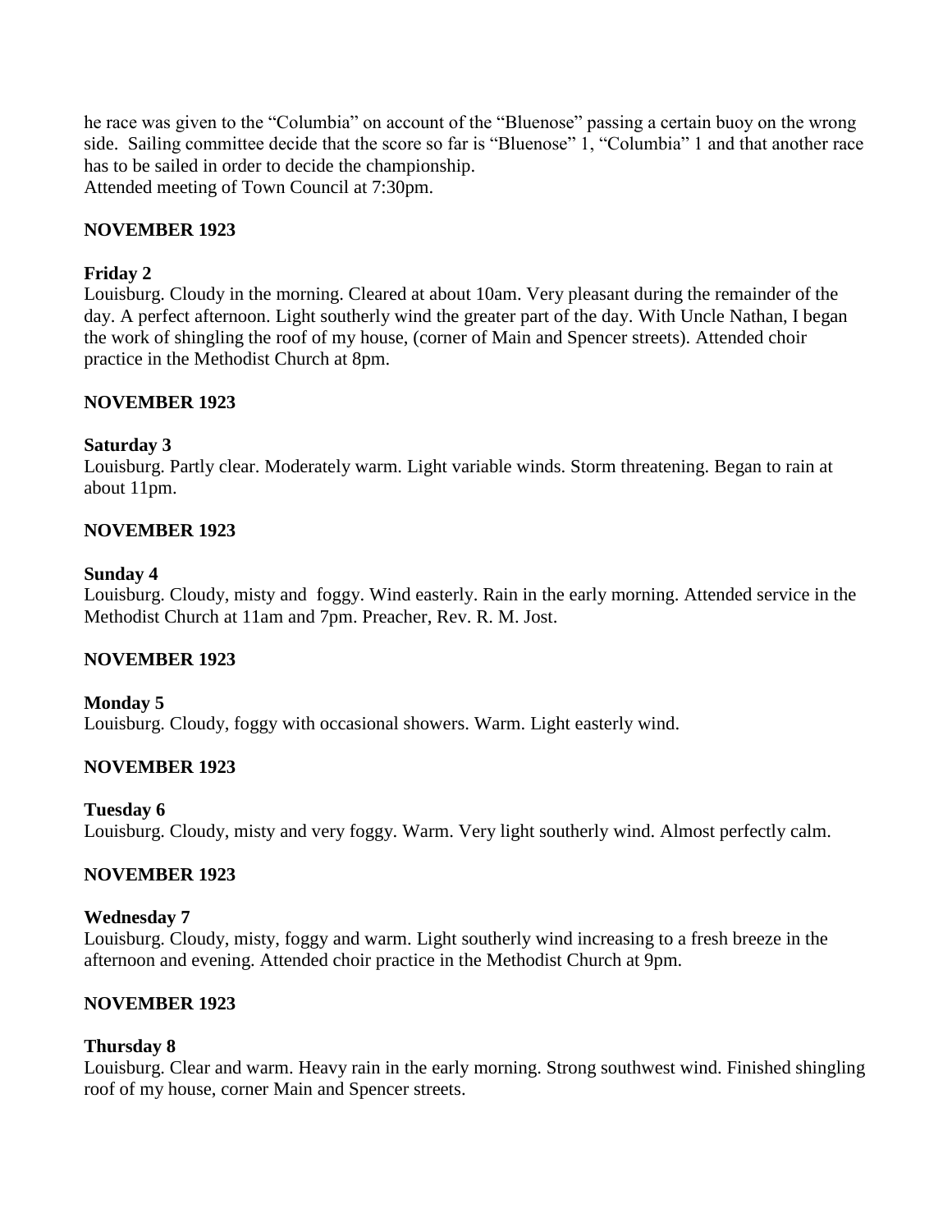he race was given to the "Columbia" on account of the "Bluenose" passing a certain buoy on the wrong side. Sailing committee decide that the score so far is "Bluenose" 1, "Columbia" 1 and that another race has to be sailed in order to decide the championship.
Attended meeting of Town Council at 7:30pm.

**NOVEMBER 1923**

**Friday 2**
Louisburg. Cloudy in the morning. Cleared at about 10am. Very pleasant during the remainder of the day. A perfect afternoon. Light southerly wind the greater part of the day. With Uncle Nathan, I began the work of shingling the roof of my house, (corner of Main and Spencer streets). Attended choir practice in the Methodist Church at 8pm.

**NOVEMBER 1923**

**Saturday 3**
Louisburg. Partly clear. Moderately warm. Light variable winds. Storm threatening. Began to rain at about 11pm.

**NOVEMBER 1923**

**Sunday 4**
Louisburg. Cloudy, misty and foggy. Wind easterly. Rain in the early morning. Attended service in the Methodist Church at 11am and 7pm. Preacher, Rev. R. M. Jost.

**NOVEMBER 1923**

**Monday 5**
Louisburg. Cloudy, foggy with occasional showers. Warm. Light easterly wind.

**NOVEMBER 1923**

**Tuesday 6**
Louisburg. Cloudy, misty and very foggy. Warm. Very light southerly wind. Almost perfectly calm.

**NOVEMBER 1923**

**Wednesday 7**
Louisburg. Cloudy, misty, foggy and warm. Light southerly wind increasing to a fresh breeze in the afternoon and evening. Attended choir practice in the Methodist Church at 9pm.

**NOVEMBER 1923**

**Thursday 8**
Louisburg. Clear and warm. Heavy rain in the early morning. Strong southwest wind. Finished shingling roof of my house, corner Main and Spencer streets.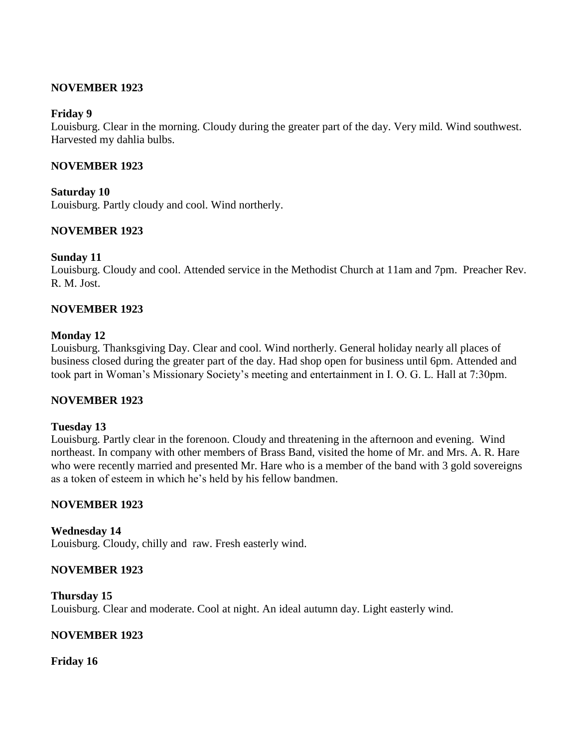**NOVEMBER 1923**

**Friday 9**
Louisburg. Clear in the morning. Cloudy during the greater part of the day. Very mild. Wind southwest. Harvested my dahlia bulbs.

**NOVEMBER 1923**

**Saturday 10**
Louisburg. Partly cloudy and cool. Wind northerly.

**NOVEMBER 1923**

**Sunday 11**
Louisburg. Cloudy and cool. Attended service in the Methodist Church at 11am and 7pm. Preacher Rev. R. M. Jost.

**NOVEMBER 1923**

**Monday 12**
Louisburg. Thanksgiving Day. Clear and cool. Wind northerly. General holiday nearly all places of business closed during the greater part of the day. Had shop open for business until 6pm. Attended and took part in Woman's Missionary Society's meeting and entertainment in I. O. G. L. Hall at 7:30pm.

**NOVEMBER 1923**

**Tuesday 13**
Louisburg. Partly clear in the forenoon. Cloudy and threatening in the afternoon and evening. Wind northeast. In company with other members of Brass Band, visited the home of Mr. and Mrs. A. R. Hare who were recently married and presented Mr. Hare who is a member of the band with 3 gold sovereigns as a token of esteem in which he's held by his fellow bandmen.

**NOVEMBER 1923**

**Wednesday 14**
Louisburg. Cloudy, chilly and raw. Fresh easterly wind.

**NOVEMBER 1923**

**Thursday 15**
Louisburg. Clear and moderate. Cool at night. An ideal autumn day. Light easterly wind.

**NOVEMBER 1923**

**Friday 16**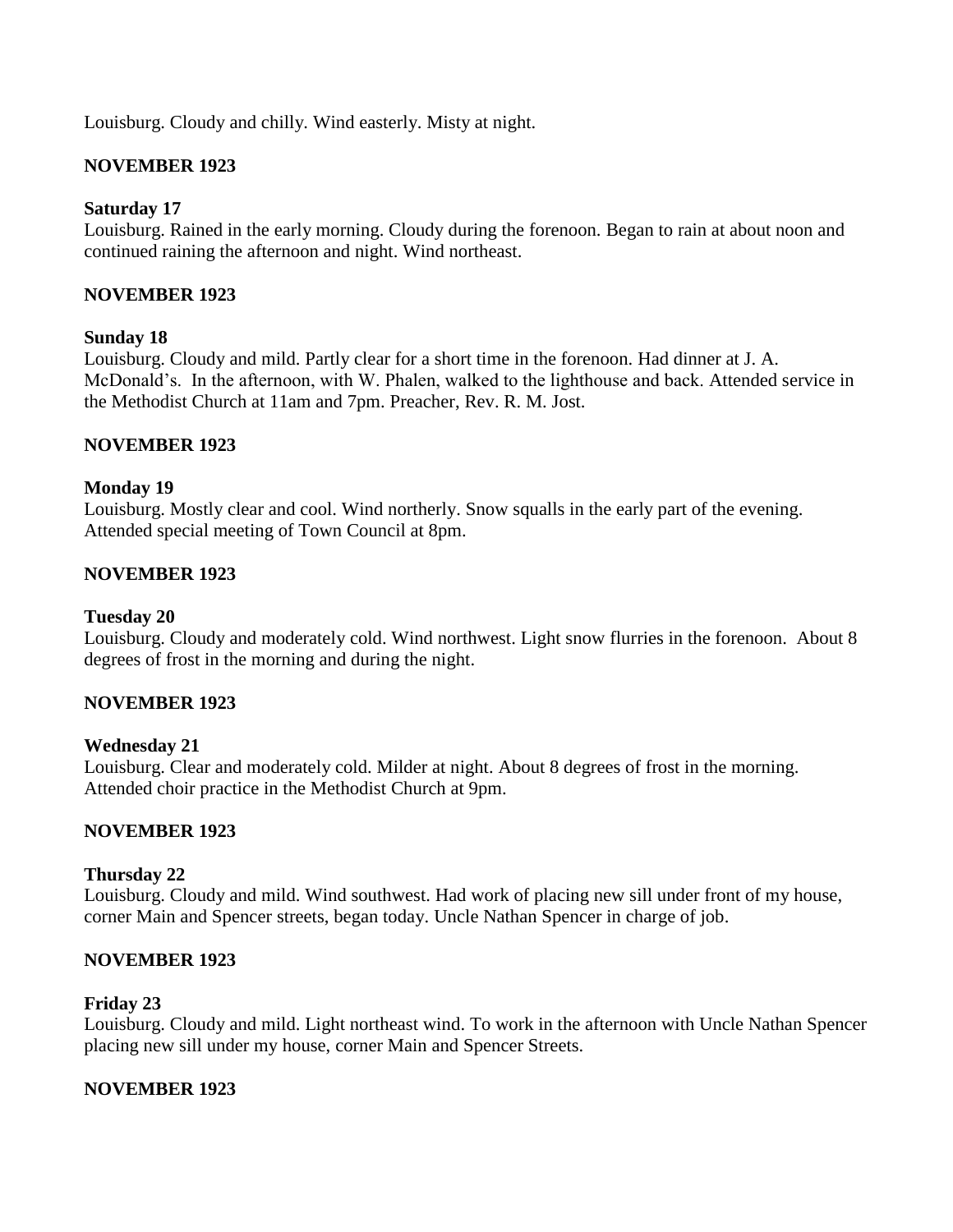Louisburg. Cloudy and chilly. Wind easterly. Misty at night.

**NOVEMBER 1923**

**Saturday 17**
Louisburg. Rained in the early morning. Cloudy during the forenoon. Began to rain at about noon and continued raining the afternoon and night. Wind northeast.

**NOVEMBER 1923**

**Sunday 18**
Louisburg. Cloudy and mild. Partly clear for a short time in the forenoon. Had dinner at J. A. McDonald's. In the afternoon, with W. Phalen, walked to the lighthouse and back. Attended service in the Methodist Church at 11am and 7pm. Preacher, Rev. R. M. Jost.

**NOVEMBER 1923**

**Monday 19**
Louisburg. Mostly clear and cool. Wind northerly. Snow squalls in the early part of the evening. Attended special meeting of Town Council at 8pm.

**NOVEMBER 1923**

**Tuesday 20**
Louisburg. Cloudy and moderately cold. Wind northwest. Light snow flurries in the forenoon. About 8 degrees of frost in the morning and during the night.

**NOVEMBER 1923**

**Wednesday 21**
Louisburg. Clear and moderately cold. Milder at night. About 8 degrees of frost in the morning. Attended choir practice in the Methodist Church at 9pm.

**NOVEMBER 1923**

**Thursday 22**
Louisburg. Cloudy and mild. Wind southwest. Had work of placing new sill under front of my house, corner Main and Spencer streets, began today. Uncle Nathan Spencer in charge of job.

**NOVEMBER 1923**

**Friday 23**
Louisburg. Cloudy and mild. Light northeast wind. To work in the afternoon with Uncle Nathan Spencer placing new sill under my house, corner Main and Spencer Streets.

**NOVEMBER 1923**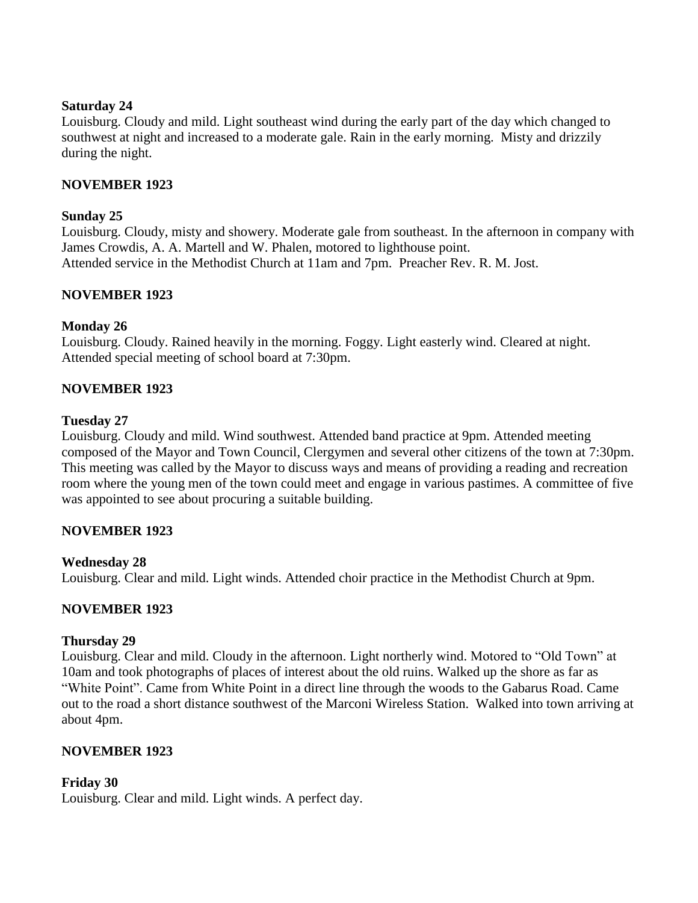**Saturday 24**

Louisburg. Cloudy and mild. Light southeast wind during the early part of the day which changed to southwest at night and increased to a moderate gale. Rain in the early morning. Misty and drizzily during the night.

**NOVEMBER 1923**

**Sunday 25**

Louisburg. Cloudy, misty and showery. Moderate gale from southeast. In the afternoon in company with James Crowdis, A. A. Martell and W. Phalen, motored to lighthouse point.
Attended service in the Methodist Church at 11am and 7pm. Preacher Rev. R. M. Jost.

**NOVEMBER 1923**

**Monday 26**

Louisburg. Cloudy. Rained heavily in the morning. Foggy. Light easterly wind. Cleared at night.
Attended special meeting of school board at 7:30pm.

**NOVEMBER 1923**

**Tuesday 27**

Louisburg. Cloudy and mild. Wind southwest. Attended band practice at 9pm. Attended meeting composed of the Mayor and Town Council, Clergymen and several other citizens of the town at 7:30pm. This meeting was called by the Mayor to discuss ways and means of providing a reading and recreation room where the young men of the town could meet and engage in various pastimes. A committee of five was appointed to see about procuring a suitable building.

**NOVEMBER 1923**

**Wednesday 28**

Louisburg. Clear and mild. Light winds. Attended choir practice in the Methodist Church at 9pm.

**NOVEMBER 1923**

**Thursday 29**

Louisburg. Clear and mild. Cloudy in the afternoon. Light northerly wind. Motored to "Old Town" at 10am and took photographs of places of interest about the old ruins. Walked up the shore as far as "White Point". Came from White Point in a direct line through the woods to the Gabarus Road. Came out to the road a short distance southwest of the Marconi Wireless Station. Walked into town arriving at about 4pm.

**NOVEMBER 1923**

**Friday 30**

Louisburg. Clear and mild. Light winds. A perfect day.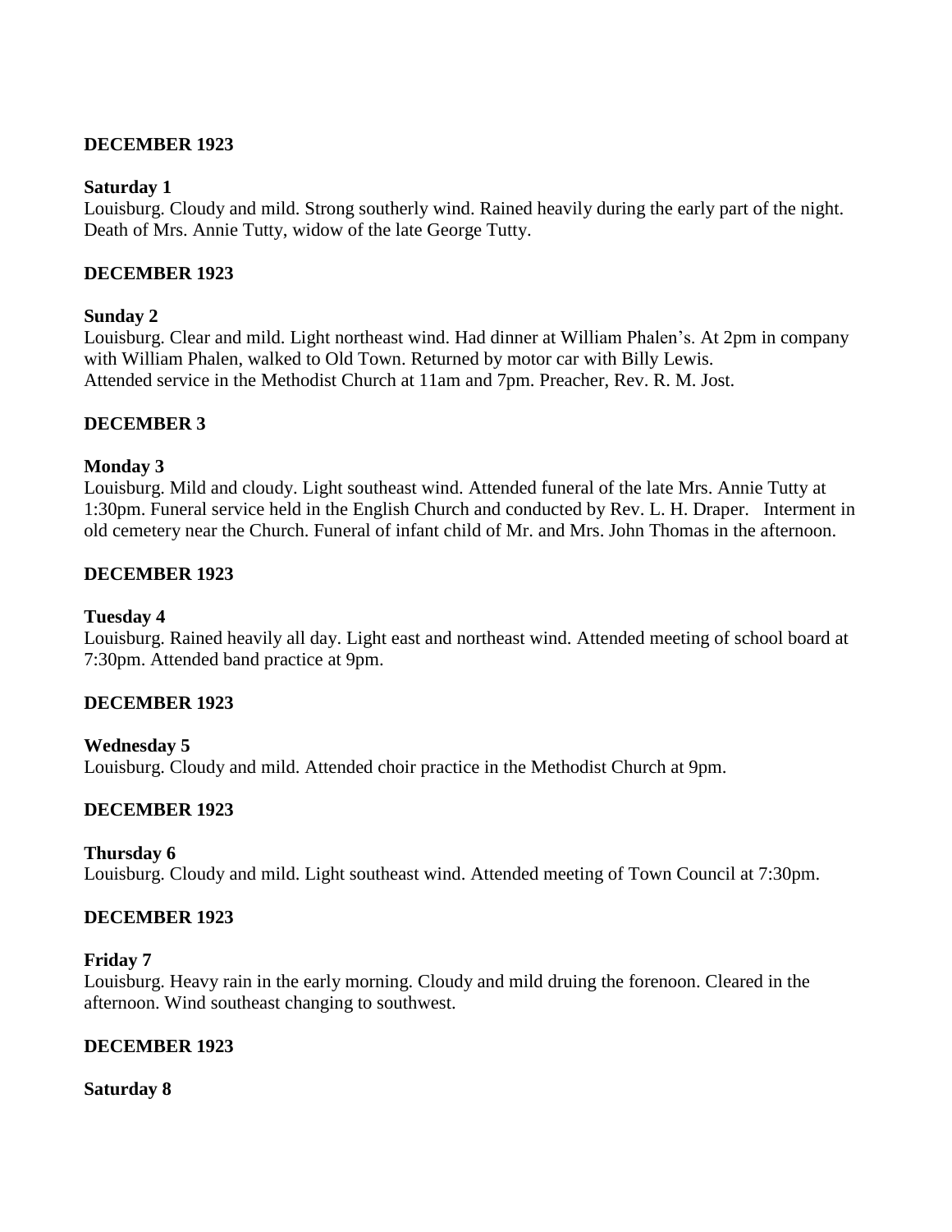**DECEMBER 1923**

**Saturday 1**
Louisburg. Cloudy and mild. Strong southerly wind. Rained heavily during the early part of the night. Death of Mrs. Annie Tutty, widow of the late George Tutty.

**DECEMBER 1923**

**Sunday 2**
Louisburg. Clear and mild. Light northeast wind. Had dinner at William Phalen's. At 2pm in company with William Phalen, walked to Old Town. Returned by motor car with Billy Lewis.
Attended service in the Methodist Church at 11am and 7pm. Preacher, Rev. R. M. Jost.

**DECEMBER 3**

**Monday 3**
Louisburg. Mild and cloudy. Light southeast wind. Attended funeral of the late Mrs. Annie Tutty at 1:30pm. Funeral service held in the English Church and conducted by Rev. L. H. Draper. Interment in old cemetery near the Church. Funeral of infant child of Mr. and Mrs. John Thomas in the afternoon.

**DECEMBER 1923**

**Tuesday 4**
Louisburg. Rained heavily all day. Light east and northeast wind. Attended meeting of school board at 7:30pm. Attended band practice at 9pm.

**DECEMBER 1923**

**Wednesday 5**
Louisburg. Cloudy and mild. Attended choir practice in the Methodist Church at 9pm.

**DECEMBER 1923**

**Thursday 6**
Louisburg. Cloudy and mild. Light southeast wind. Attended meeting of Town Council at 7:30pm.

**DECEMBER 1923**

**Friday 7**
Louisburg. Heavy rain in the early morning. Cloudy and mild druing the forenoon. Cleared in the afternoon. Wind southeast changing to southwest.

**DECEMBER 1923**

**Saturday 8**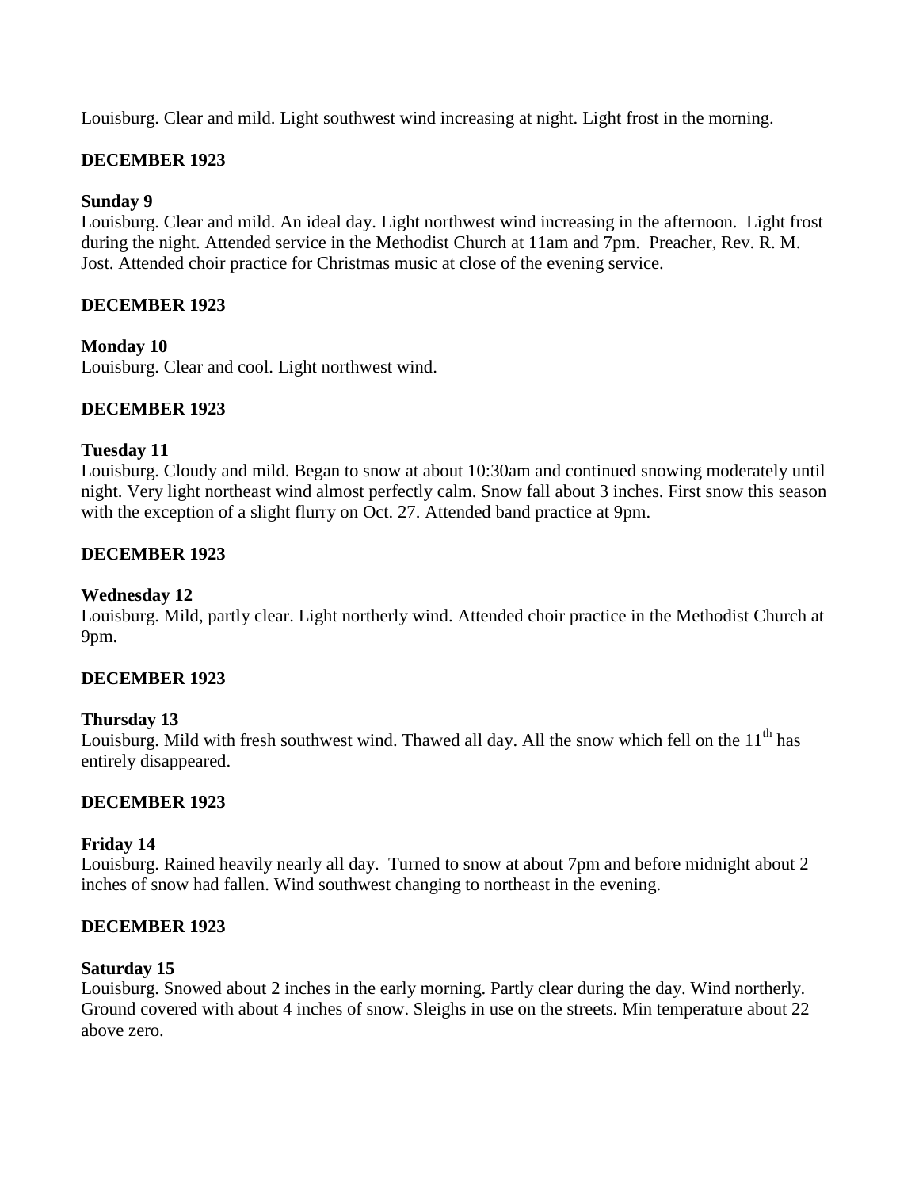Louisburg. Clear and mild. Light southwest wind increasing at night. Light frost in the morning.

**DECEMBER 1923**

**Sunday 9**

Louisburg. Clear and mild. An ideal day. Light northwest wind increasing in the afternoon. Light frost during the night. Attended service in the Methodist Church at 11am and 7pm. Preacher, Rev. R. M. Jost. Attended choir practice for Christmas music at close of the evening service.

**DECEMBER 1923**

**Monday 10**

Louisburg. Clear and cool. Light northwest wind.

**DECEMBER 1923**

**Tuesday 11**

Louisburg. Cloudy and mild. Began to snow at about 10:30am and continued snowing moderately until night. Very light northeast wind almost perfectly calm. Snow fall about 3 inches. First snow this season with the exception of a slight flurry on Oct. 27. Attended band practice at 9pm.

**DECEMBER 1923**

**Wednesday 12**

Louisburg. Mild, partly clear. Light northerly wind. Attended choir practice in the Methodist Church at 9pm.

**DECEMBER 1923**

**Thursday 13**

Louisburg. Mild with fresh southwest wind. Thawed all day. All the snow which fell on the 11th has entirely disappeared.

**DECEMBER 1923**

**Friday 14**

Louisburg. Rained heavily nearly all day. Turned to snow at about 7pm and before midnight about 2 inches of snow had fallen. Wind southwest changing to northeast in the evening.

**DECEMBER 1923**

**Saturday 15**

Louisburg. Snowed about 2 inches in the early morning. Partly clear during the day. Wind northerly. Ground covered with about 4 inches of snow. Sleighs in use on the streets. Min temperature about 22 above zero.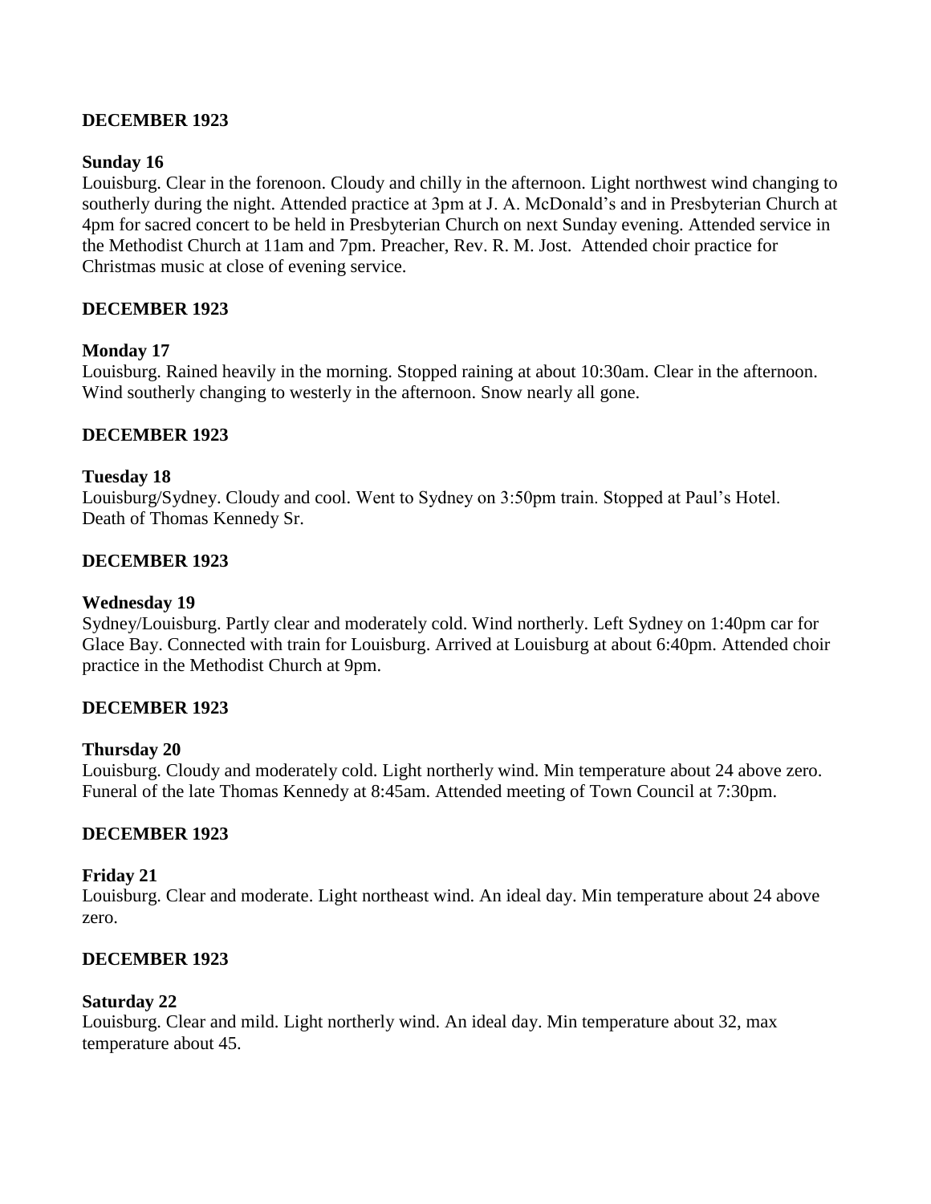**DECEMBER 1923**

**Sunday 16**

Louisburg. Clear in the forenoon. Cloudy and chilly in the afternoon. Light northwest wind changing to southerly during the night. Attended practice at 3pm at J. A. McDonald's and in Presbyterian Church at 4pm for sacred concert to be held in Presbyterian Church on next Sunday evening. Attended service in the Methodist Church at 11am and 7pm. Preacher, Rev. R. M. Jost. Attended choir practice for Christmas music at close of evening service.

**DECEMBER 1923**

**Monday 17**

Louisburg. Rained heavily in the morning. Stopped raining at about 10:30am. Clear in the afternoon. Wind southerly changing to westerly in the afternoon. Snow nearly all gone.

**DECEMBER 1923**

**Tuesday 18**

Louisburg/Sydney. Cloudy and cool. Went to Sydney on 3:50pm train. Stopped at Paul's Hotel. Death of Thomas Kennedy Sr.

**DECEMBER 1923**

**Wednesday 19**

Sydney/Louisburg. Partly clear and moderately cold. Wind northerly. Left Sydney on 1:40pm car for Glace Bay. Connected with train for Louisburg. Arrived at Louisburg at about 6:40pm. Attended choir practice in the Methodist Church at 9pm.

**DECEMBER 1923**

**Thursday 20**

Louisburg. Cloudy and moderately cold. Light northerly wind. Min temperature about 24 above zero. Funeral of the late Thomas Kennedy at 8:45am. Attended meeting of Town Council at 7:30pm.

**DECEMBER 1923**

**Friday 21**

Louisburg. Clear and moderate. Light northeast wind. An ideal day. Min temperature about 24 above zero.

**DECEMBER 1923**

**Saturday 22**

Louisburg. Clear and mild. Light northerly wind. An ideal day. Min temperature about 32, max temperature about 45.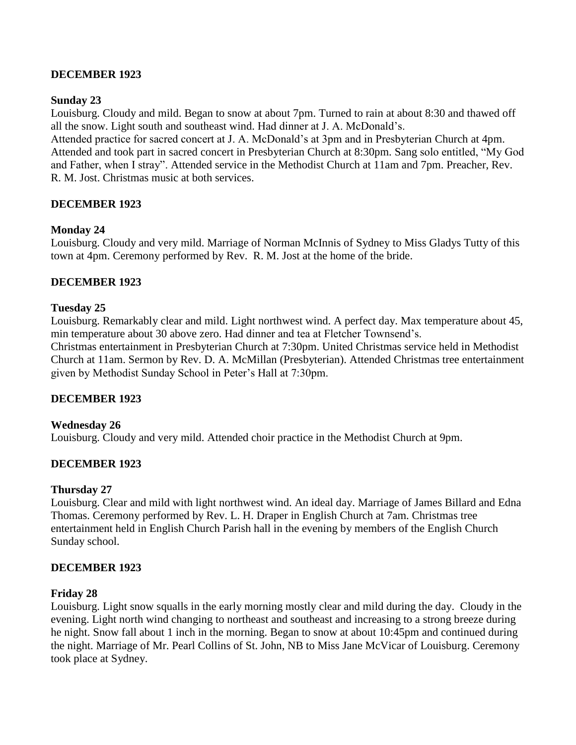**DECEMBER 1923**

**Sunday 23**

Louisburg. Cloudy and mild. Began to snow at about 7pm. Turned to rain at about 8:30 and thawed off all the snow. Light south and southeast wind. Had dinner at J. A. McDonald's.
Attended practice for sacred concert at J. A. McDonald's at 3pm and in Presbyterian Church at 4pm. Attended and took part in sacred concert in Presbyterian Church at 8:30pm. Sang solo entitled, "My God and Father, when I stray". Attended service in the Methodist Church at 11am and 7pm. Preacher, Rev. R. M. Jost. Christmas music at both services.

**DECEMBER 1923**

**Monday 24**

Louisburg. Cloudy and very mild. Marriage of Norman McInnis of Sydney to Miss Gladys Tutty of this town at 4pm. Ceremony performed by Rev. R. M. Jost at the home of the bride.

**DECEMBER 1923**

**Tuesday 25**

Louisburg. Remarkably clear and mild. Light northwest wind. A perfect day. Max temperature about 45, min temperature about 30 above zero. Had dinner and tea at Fletcher Townsend's.
Christmas entertainment in Presbyterian Church at 7:30pm. United Christmas service held in Methodist Church at 11am. Sermon by Rev. D. A. McMillan (Presbyterian). Attended Christmas tree entertainment given by Methodist Sunday School in Peter's Hall at 7:30pm.

**DECEMBER 1923**

**Wednesday 26**

Louisburg. Cloudy and very mild. Attended choir practice in the Methodist Church at 9pm.

**DECEMBER 1923**

**Thursday 27**

Louisburg. Clear and mild with light northwest wind. An ideal day. Marriage of James Billard and Edna Thomas. Ceremony performed by Rev. L. H. Draper in English Church at 7am. Christmas tree entertainment held in English Church Parish hall in the evening by members of the English Church Sunday school.

**DECEMBER 1923**

**Friday 28**

Louisburg. Light snow squalls in the early morning mostly clear and mild during the day. Cloudy in the evening. Light north wind changing to northeast and southeast and increasing to a strong breeze during he night. Snow fall about 1 inch in the morning. Began to snow at about 10:45pm and continued during the night. Marriage of Mr. Pearl Collins of St. John, NB to Miss Jane McVicar of Louisburg. Ceremony took place at Sydney.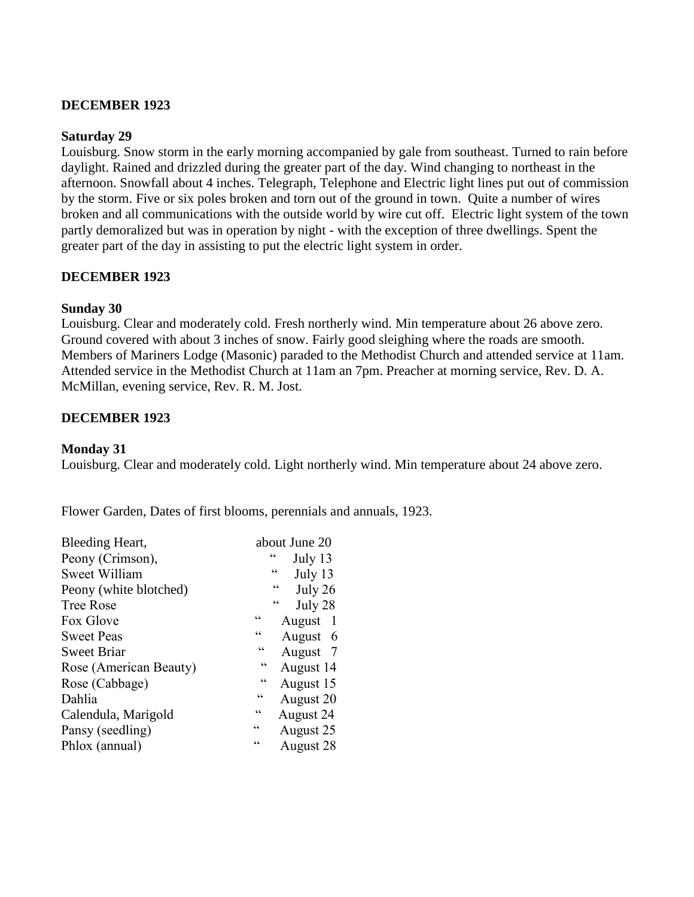**DECEMBER 1923**

**Saturday 29**
Louisburg. Snow storm in the early morning accompanied by gale from southeast. Turned to rain before daylight. Rained and drizzled during the greater part of the day. Wind changing to northeast in the afternoon. Snowfall about 4 inches. Telegraph, Telephone and Electric light lines put out of commission by the storm. Five or six poles broken and torn out of the ground in town. Quite a number of wires broken and all communications with the outside world by wire cut off. Electric light system of the town partly demoralized but was in operation by night - with the exception of three dwellings. Spent the greater part of the day in assisting to put the electric light system in order.

**DECEMBER 1923**

**Sunday 30**
Louisburg. Clear and moderately cold. Fresh northerly wind. Min temperature about 26 above zero. Ground covered with about 3 inches of snow. Fairly good sleighing where the roads are smooth. Members of Mariners Lodge (Masonic) paraded to the Methodist Church and attended service at 11am. Attended service in the Methodist Church at 11am an 7pm. Preacher at morning service, Rev. D. A. McMillan, evening service, Rev. R. M. Jost.

**DECEMBER 1923**

**Monday 31**
Louisburg. Clear and moderately cold. Light northerly wind. Min temperature about 24 above zero.

Flower Garden, Dates of first blooms, perennials and annuals, 1923.

| | |
|---|---|
| Bleeding Heart, | about June 20 |
| Peony (Crimson), | " July 13 |
| Sweet William | " July 13 |
| Peony (white blotched) | " July 26 |
| Tree Rose | " July 28 |
| Fox Glove | " August 1 |
| Sweet Peas | " August 6 |
| Sweet Briar | " August 7 |
| Rose (American Beauty) | " August 14 |
| Rose (Cabbage) | " August 15 |
| Dahlia | " August 20 |
| Calendula, Marigold | " August 24 |
| Pansy (seedling) | " August 25 |
| Phlox (annual) | " August 28 |